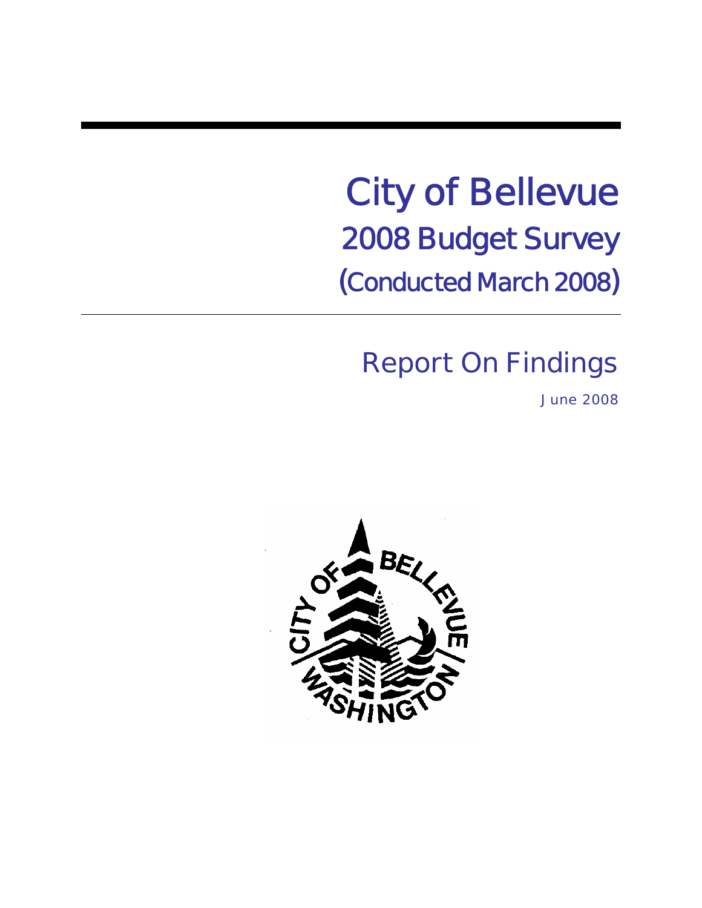# City of Bellevue

## 2008 Budget Survey

## (Conducted March 2008)

# Report On Findings

June 2008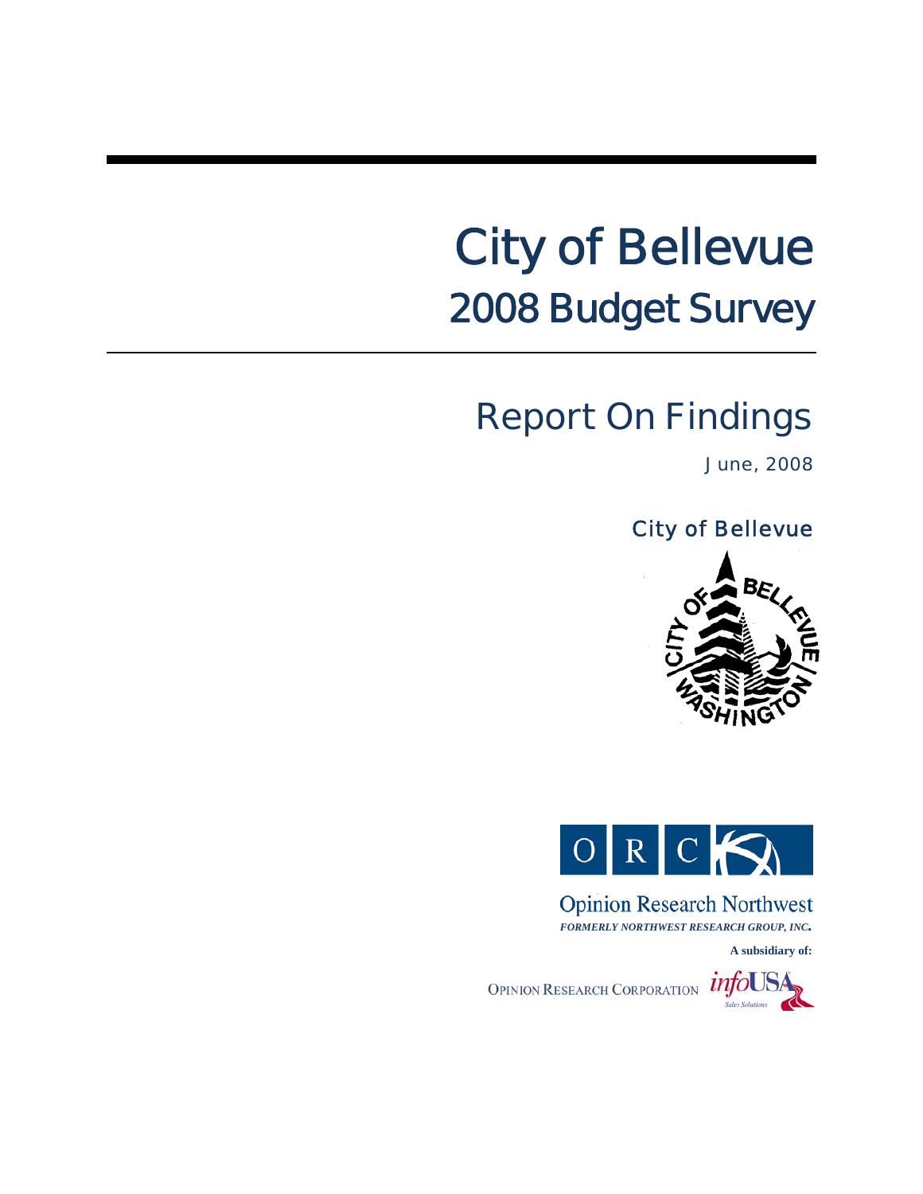# City of Bellevue

## 2008 Budget Survey

# Report On Findings

June, 2008

City of Bellevue

Opinion Research Northwest

*FORMERLY NORTHWEST RESEARCH GROUP, INC.*

**A subsidiary of:**

OPINION RESEARCH CORPORATION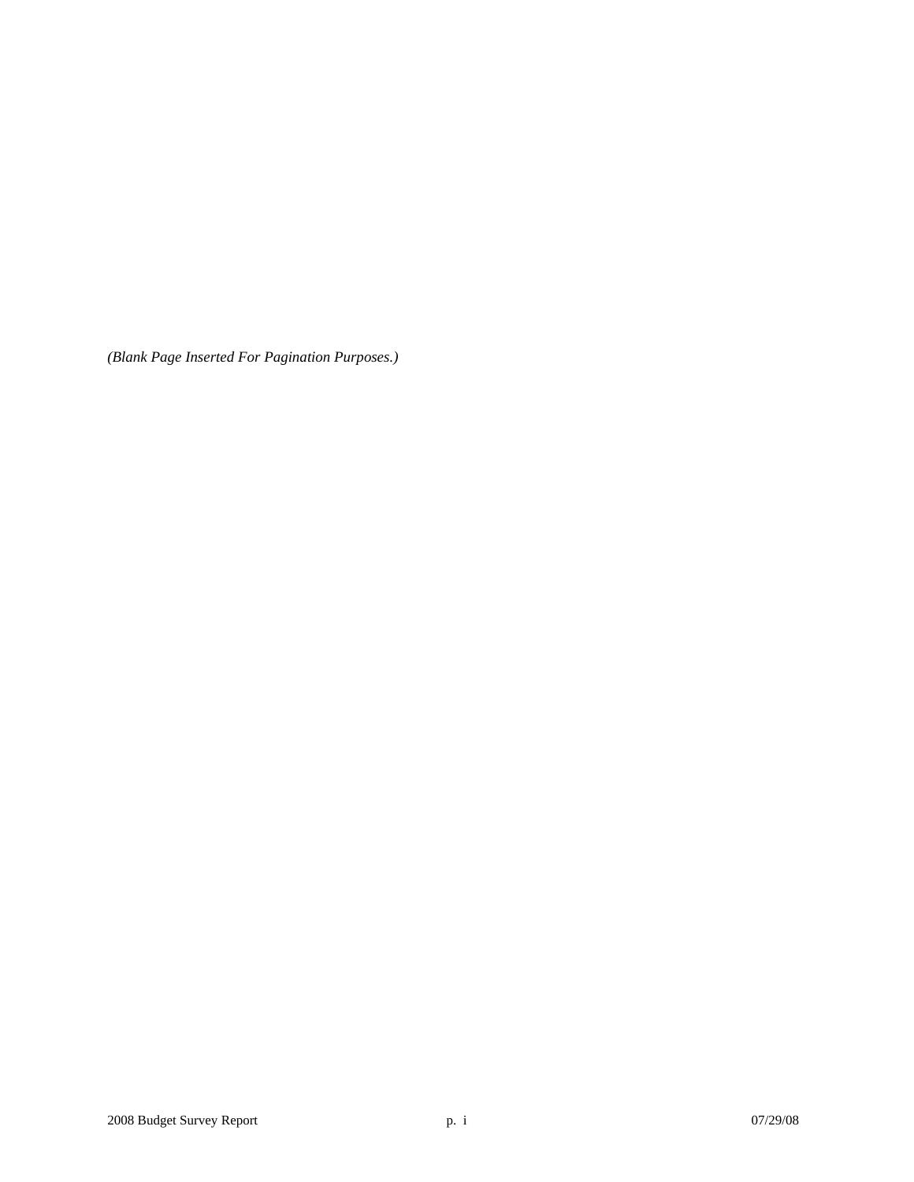*(Blank Page Inserted For Pagination Purposes.)*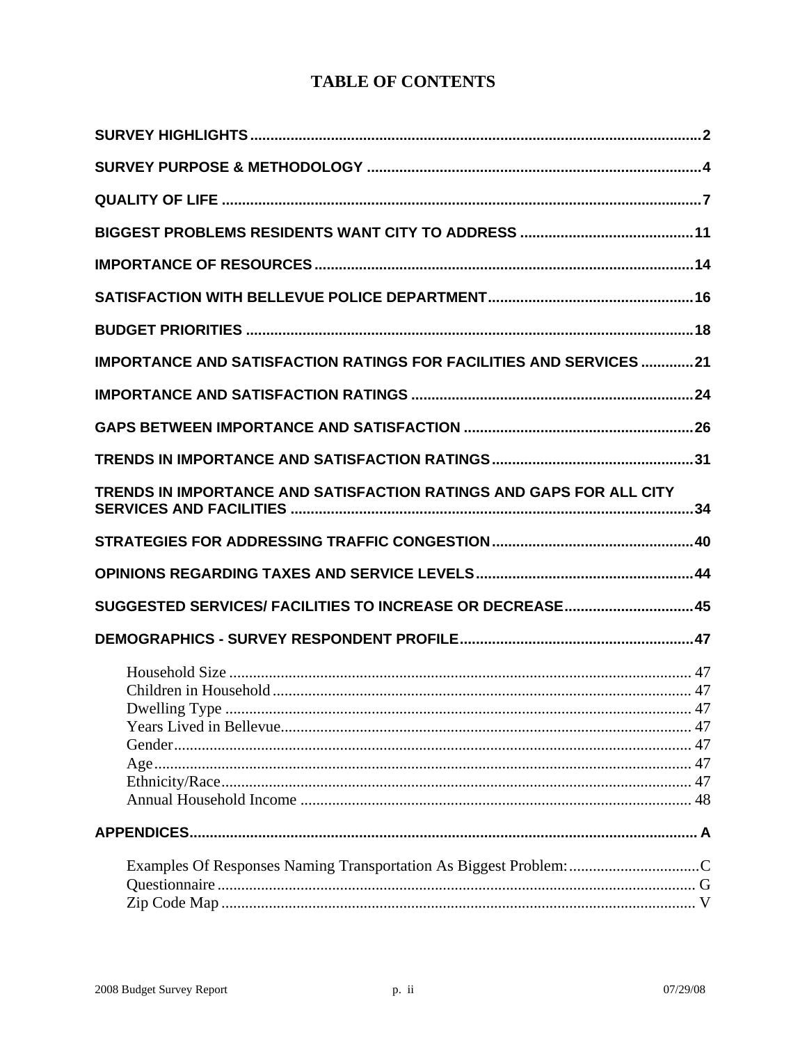# TABLE OF CONTENTS

**SURVEY HIGHLIGHTS** ........ 2

**SURVEY PURPOSE & METHODOLOGY** ........ 4

**QUALITY OF LIFE** ........ 7

**BIGGEST PROBLEMS RESIDENTS WANT CITY TO ADDRESS** ........ 11

**IMPORTANCE OF RESOURCES** ........ 14

**SATISFACTION WITH BELLEVUE POLICE DEPARTMENT** ........ 16

**BUDGET PRIORITIES** ........ 18

**IMPORTANCE AND SATISFACTION RATINGS FOR FACILITIES AND SERVICES** ........ 21

**IMPORTANCE AND SATISFACTION RATINGS** ........ 24

**GAPS BETWEEN IMPORTANCE AND SATISFACTION** ........ 26

**TRENDS IN IMPORTANCE AND SATISFACTION RATINGS** ........ 31

**TRENDS IN IMPORTANCE AND SATISFACTION RATINGS AND GAPS FOR ALL CITY SERVICES AND FACILITIES** ........ 34

**STRATEGIES FOR ADDRESSING TRAFFIC CONGESTION** ........ 40

**OPINIONS REGARDING TAXES AND SERVICE LEVELS** ........ 44

**SUGGESTED SERVICES/ FACILITIES TO INCREASE OR DECREASE** ........ 45

**DEMOGRAPHICS - SURVEY RESPONDENT PROFILE** ........ 47

- Household Size ........ 47
- Children in Household ........ 47
- Dwelling Type ........ 47
- Years Lived in Bellevue ........ 47
- Gender ........ 47
- Age ........ 47
- Ethnicity/Race ........ 47
- Annual Household Income ........ 48

**APPENDICES** ........ A

- Examples Of Responses Naming Transportation As Biggest Problem: ........ C
- Questionnaire ........ G
- Zip Code Map ........ V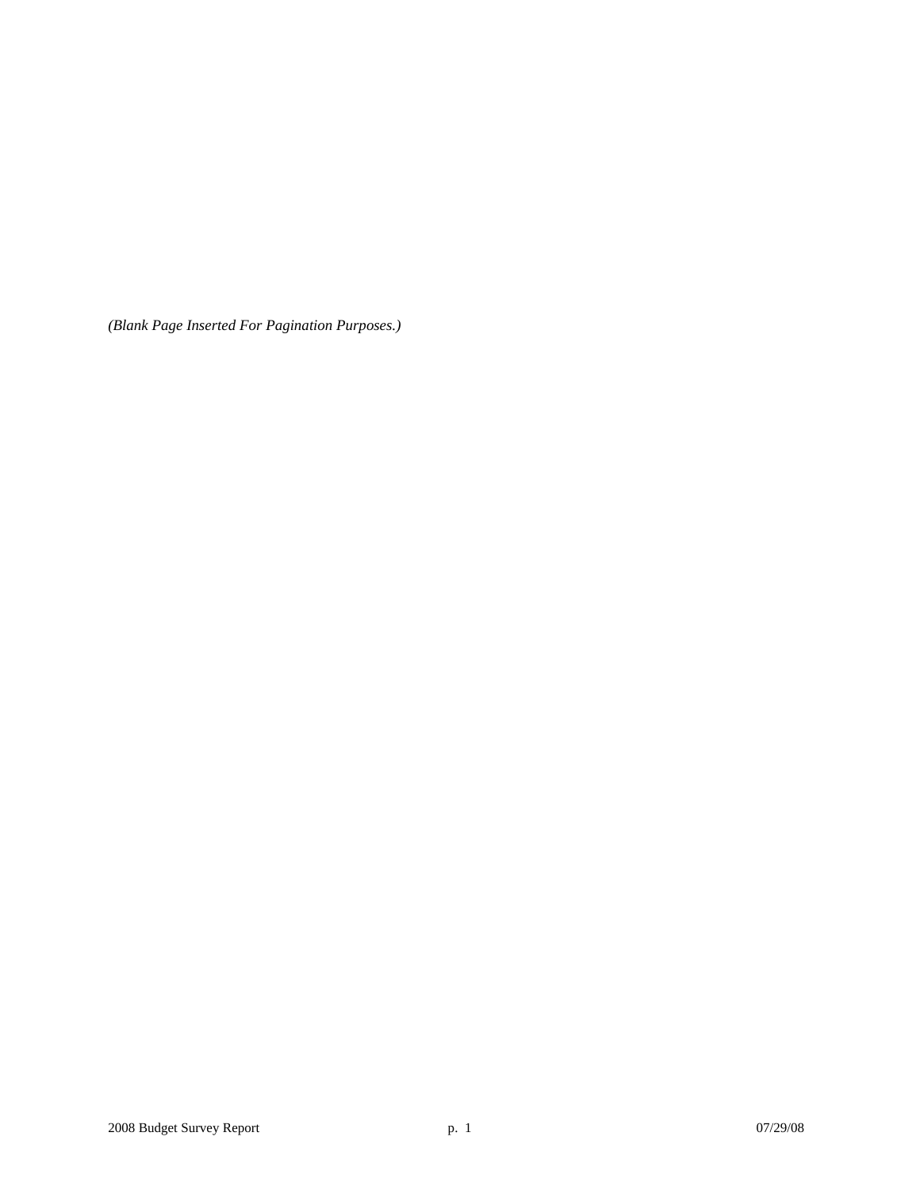*(Blank Page Inserted For Pagination Purposes.)*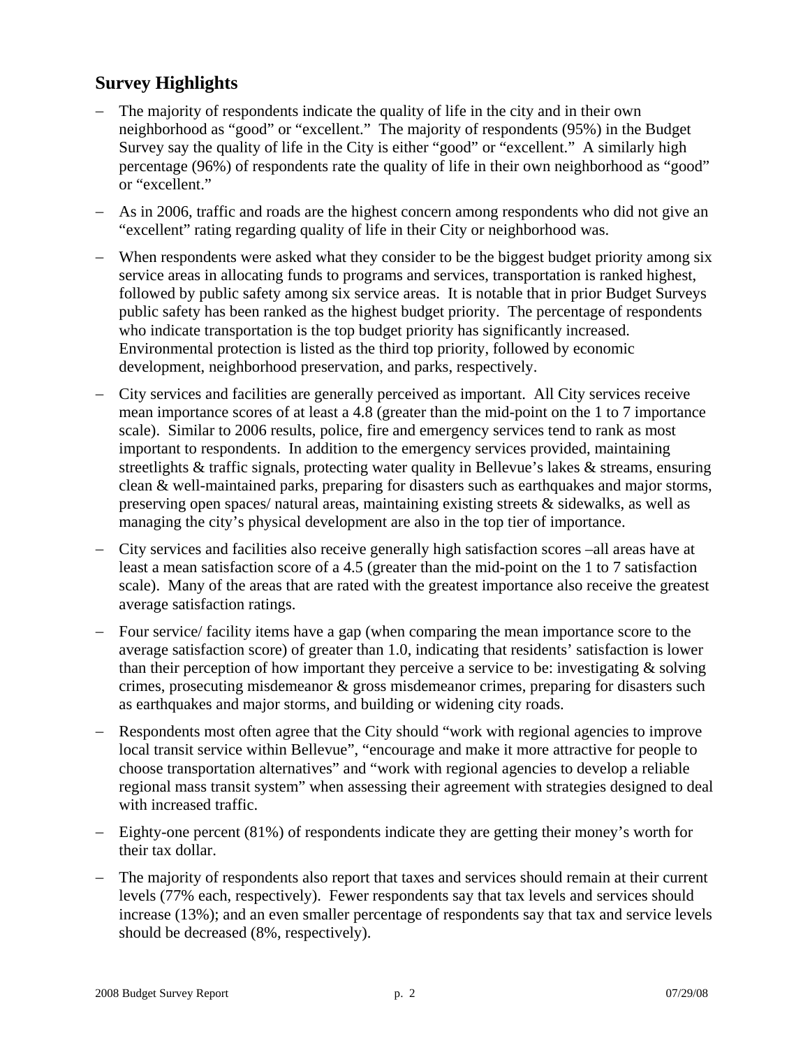## Survey Highlights

- The majority of respondents indicate the quality of life in the city and in their own neighborhood as "good" or "excellent." The majority of respondents (95%) in the Budget Survey say the quality of life in the City is either "good" or "excellent." A similarly high percentage (96%) of respondents rate the quality of life in their own neighborhood as "good" or "excellent."
- As in 2006, traffic and roads are the highest concern among respondents who did not give an "excellent" rating regarding quality of life in their City or neighborhood was.
- When respondents were asked what they consider to be the biggest budget priority among six service areas in allocating funds to programs and services, transportation is ranked highest, followed by public safety among six service areas. It is notable that in prior Budget Surveys public safety has been ranked as the highest budget priority. The percentage of respondents who indicate transportation is the top budget priority has significantly increased. Environmental protection is listed as the third top priority, followed by economic development, neighborhood preservation, and parks, respectively.
- City services and facilities are generally perceived as important. All City services receive mean importance scores of at least a 4.8 (greater than the mid-point on the 1 to 7 importance scale). Similar to 2006 results, police, fire and emergency services tend to rank as most important to respondents. In addition to the emergency services provided, maintaining streetlights & traffic signals, protecting water quality in Bellevue's lakes & streams, ensuring clean & well-maintained parks, preparing for disasters such as earthquakes and major storms, preserving open spaces/ natural areas, maintaining existing streets & sidewalks, as well as managing the city's physical development are also in the top tier of importance.
- City services and facilities also receive generally high satisfaction scores –all areas have at least a mean satisfaction score of a 4.5 (greater than the mid-point on the 1 to 7 satisfaction scale). Many of the areas that are rated with the greatest importance also receive the greatest average satisfaction ratings.
- Four service/ facility items have a gap (when comparing the mean importance score to the average satisfaction score) of greater than 1.0, indicating that residents' satisfaction is lower than their perception of how important they perceive a service to be: investigating & solving crimes, prosecuting misdemeanor & gross misdemeanor crimes, preparing for disasters such as earthquakes and major storms, and building or widening city roads.
- Respondents most often agree that the City should "work with regional agencies to improve local transit service within Bellevue", "encourage and make it more attractive for people to choose transportation alternatives" and "work with regional agencies to develop a reliable regional mass transit system" when assessing their agreement with strategies designed to deal with increased traffic.
- Eighty-one percent (81%) of respondents indicate they are getting their money's worth for their tax dollar.
- The majority of respondents also report that taxes and services should remain at their current levels (77% each, respectively). Fewer respondents say that tax levels and services should increase (13%); and an even smaller percentage of respondents say that tax and service levels should be decreased (8%, respectively).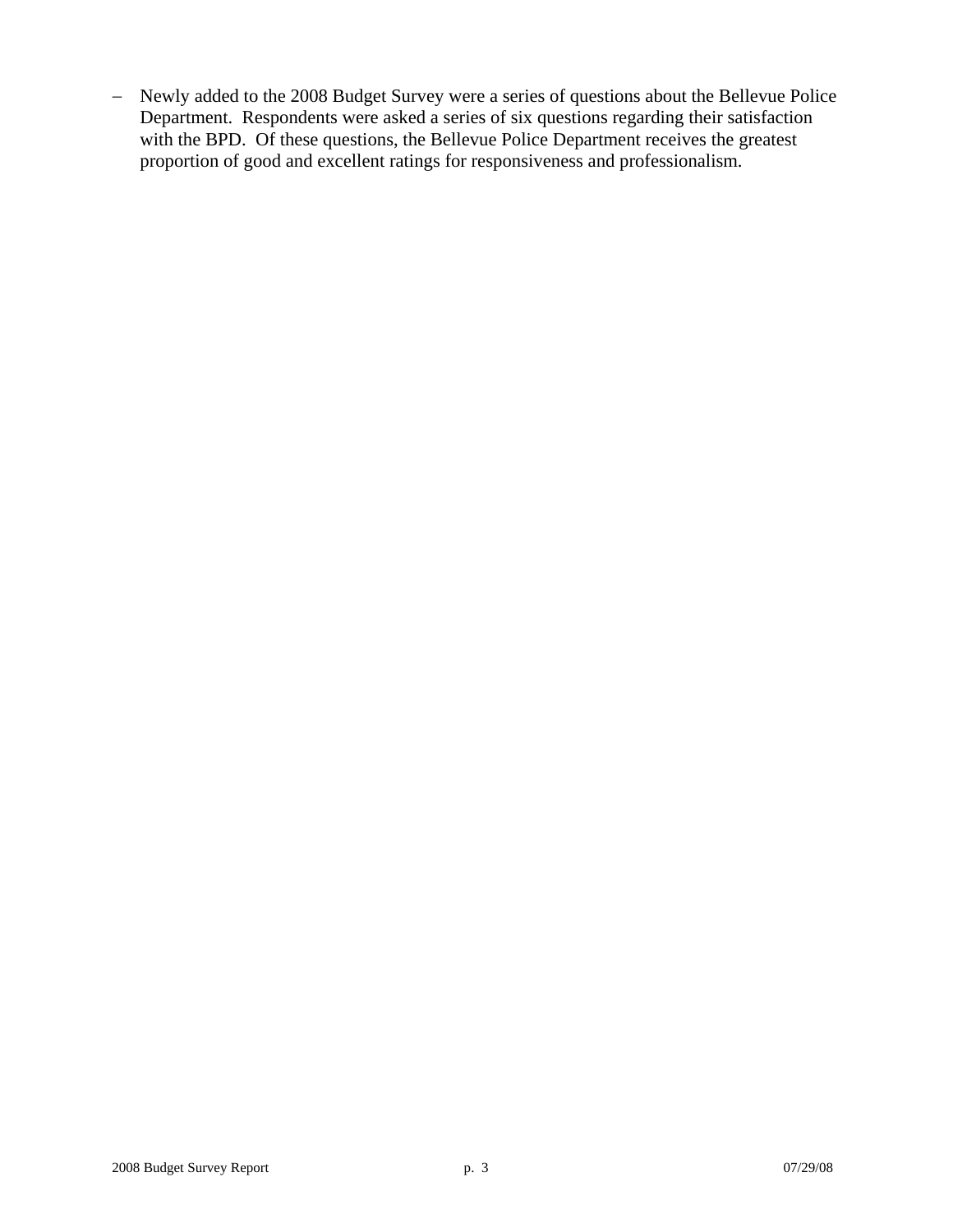- Newly added to the 2008 Budget Survey were a series of questions about the Bellevue Police Department. Respondents were asked a series of six questions regarding their satisfaction with the BPD. Of these questions, the Bellevue Police Department receives the greatest proportion of good and excellent ratings for responsiveness and professionalism.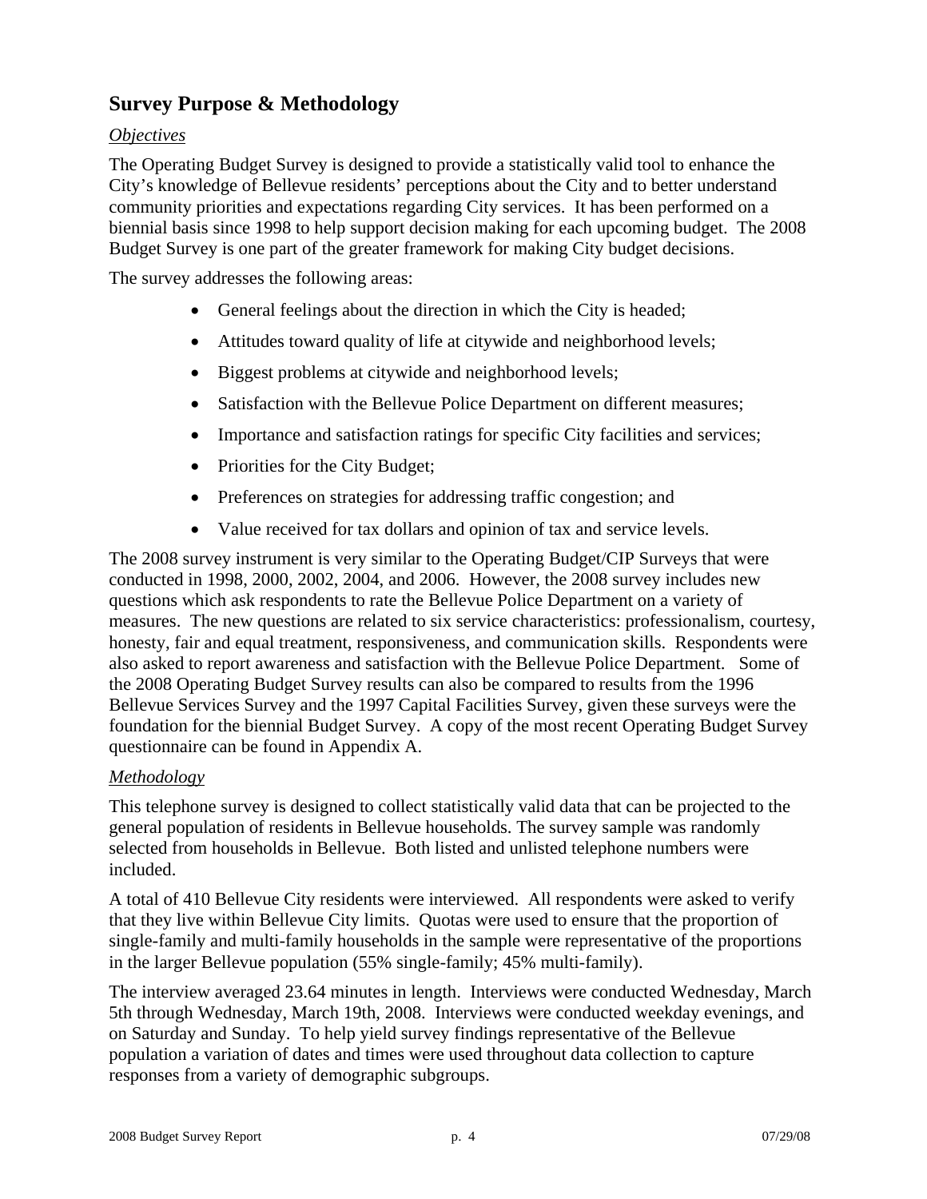## Survey Purpose & Methodology

### *Objectives*

The Operating Budget Survey is designed to provide a statistically valid tool to enhance the City's knowledge of Bellevue residents' perceptions about the City and to better understand community priorities and expectations regarding City services. It has been performed on a biennial basis since 1998 to help support decision making for each upcoming budget. The 2008 Budget Survey is one part of the greater framework for making City budget decisions.

The survey addresses the following areas:

- General feelings about the direction in which the City is headed;
- Attitudes toward quality of life at citywide and neighborhood levels;
- Biggest problems at citywide and neighborhood levels;
- Satisfaction with the Bellevue Police Department on different measures;
- Importance and satisfaction ratings for specific City facilities and services;
- Priorities for the City Budget;
- Preferences on strategies for addressing traffic congestion; and
- Value received for tax dollars and opinion of tax and service levels.

The 2008 survey instrument is very similar to the Operating Budget/CIP Surveys that were conducted in 1998, 2000, 2002, 2004, and 2006. However, the 2008 survey includes new questions which ask respondents to rate the Bellevue Police Department on a variety of measures. The new questions are related to six service characteristics: professionalism, courtesy, honesty, fair and equal treatment, responsiveness, and communication skills. Respondents were also asked to report awareness and satisfaction with the Bellevue Police Department. Some of the 2008 Operating Budget Survey results can also be compared to results from the 1996 Bellevue Services Survey and the 1997 Capital Facilities Survey, given these surveys were the foundation for the biennial Budget Survey. A copy of the most recent Operating Budget Survey questionnaire can be found in Appendix A.

### *Methodology*

This telephone survey is designed to collect statistically valid data that can be projected to the general population of residents in Bellevue households. The survey sample was randomly selected from households in Bellevue. Both listed and unlisted telephone numbers were included.

A total of 410 Bellevue City residents were interviewed. All respondents were asked to verify that they live within Bellevue City limits. Quotas were used to ensure that the proportion of single-family and multi-family households in the sample were representative of the proportions in the larger Bellevue population (55% single-family; 45% multi-family).

The interview averaged 23.64 minutes in length. Interviews were conducted Wednesday, March 5th through Wednesday, March 19th, 2008. Interviews were conducted weekday evenings, and on Saturday and Sunday. To help yield survey findings representative of the Bellevue population a variation of dates and times were used throughout data collection to capture responses from a variety of demographic subgroups.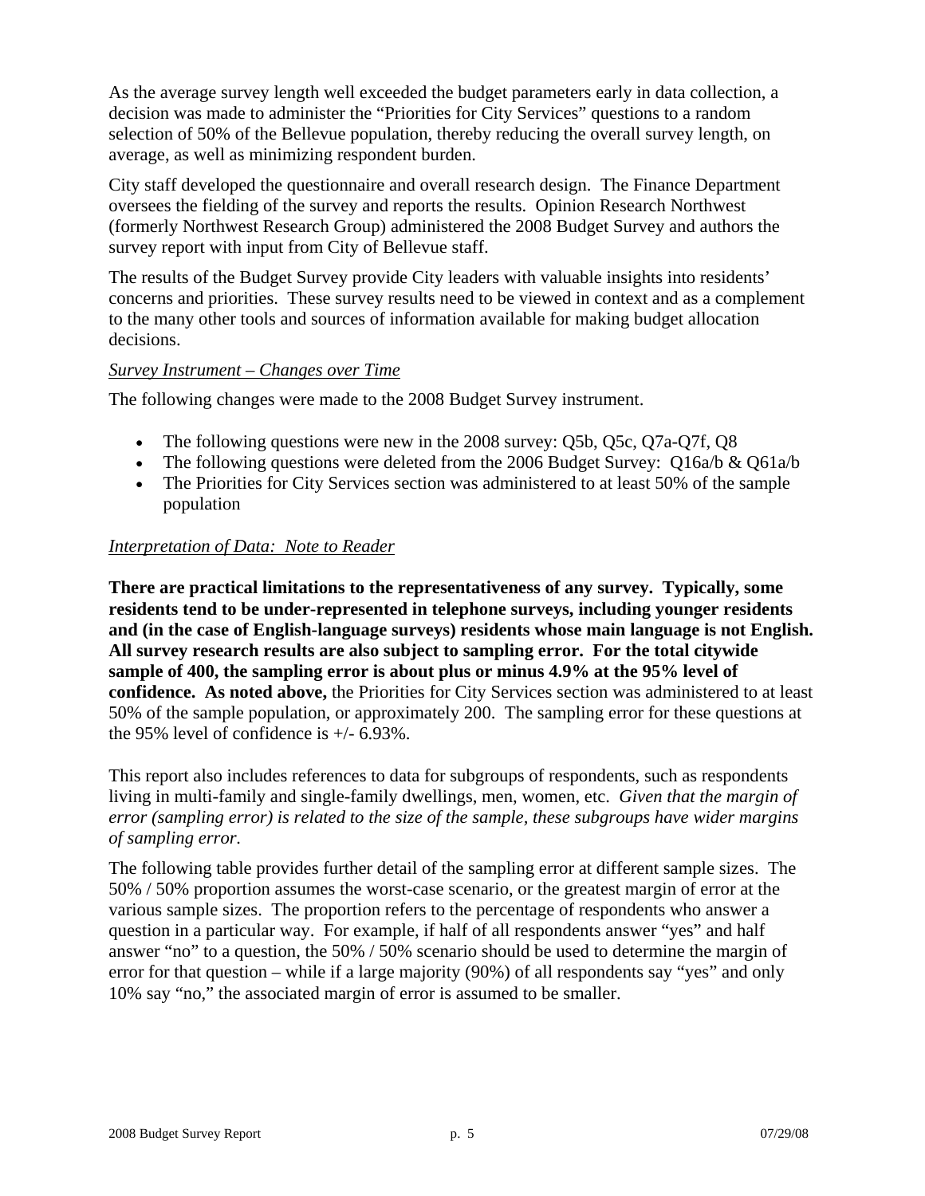As the average survey length well exceeded the budget parameters early in data collection, a decision was made to administer the "Priorities for City Services" questions to a random selection of 50% of the Bellevue population, thereby reducing the overall survey length, on average, as well as minimizing respondent burden.

City staff developed the questionnaire and overall research design. The Finance Department oversees the fielding of the survey and reports the results. Opinion Research Northwest (formerly Northwest Research Group) administered the 2008 Budget Survey and authors the survey report with input from City of Bellevue staff.

The results of the Budget Survey provide City leaders with valuable insights into residents' concerns and priorities. These survey results need to be viewed in context and as a complement to the many other tools and sources of information available for making budget allocation decisions.

*Survey Instrument – Changes over Time*

The following changes were made to the 2008 Budget Survey instrument.

- The following questions were new in the 2008 survey: Q5b, Q5c, Q7a-Q7f, Q8
- The following questions were deleted from the 2006 Budget Survey: Q16a/b & Q61a/b
- The Priorities for City Services section was administered to at least 50% of the sample population

*Interpretation of Data: Note to Reader*

**There are practical limitations to the representativeness of any survey. Typically, some residents tend to be under-represented in telephone surveys, including younger residents and (in the case of English-language surveys) residents whose main language is not English. All survey research results are also subject to sampling error. For the total citywide sample of 400, the sampling error is about plus or minus 4.9% at the 95% level of confidence. As noted above,** the Priorities for City Services section was administered to at least 50% of the sample population, or approximately 200. The sampling error for these questions at the 95% level of confidence is +/- 6.93%.

This report also includes references to data for subgroups of respondents, such as respondents living in multi-family and single-family dwellings, men, women, etc. *Given that the margin of error (sampling error) is related to the size of the sample, these subgroups have wider margins of sampling error.*

The following table provides further detail of the sampling error at different sample sizes. The 50% / 50% proportion assumes the worst-case scenario, or the greatest margin of error at the various sample sizes. The proportion refers to the percentage of respondents who answer a question in a particular way. For example, if half of all respondents answer "yes" and half answer "no" to a question, the 50% / 50% scenario should be used to determine the margin of error for that question – while if a large majority (90%) of all respondents say "yes" and only 10% say "no," the associated margin of error is assumed to be smaller.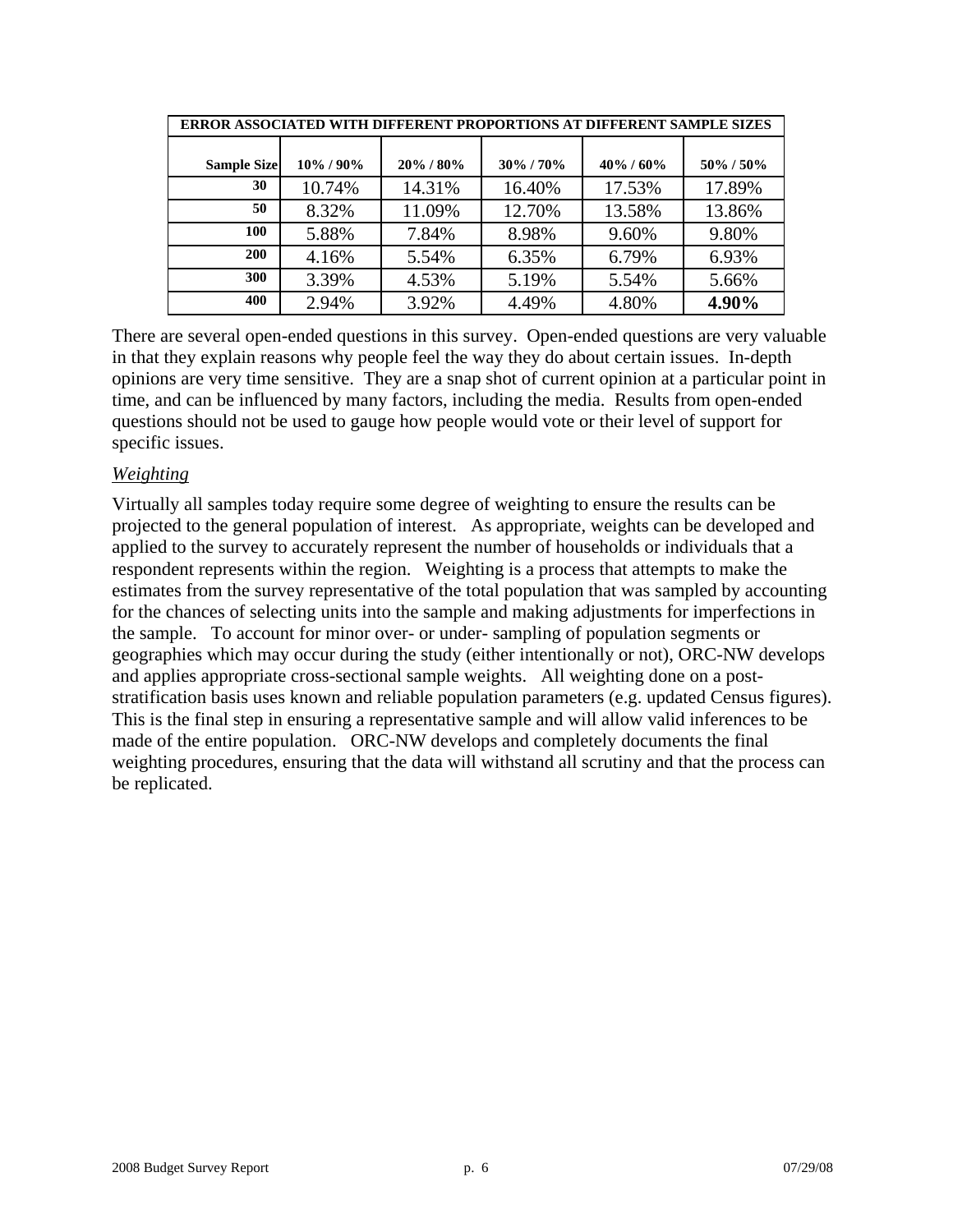| ERROR ASSOCIATED WITH DIFFERENT PROPORTIONS AT DIFFERENT SAMPLE SIZES | | | | | |
|---|---|---|---|---|---|
| **Sample Size** | **10% / 90%** | **20% / 80%** | **30% / 70%** | **40% / 60%** | **50% / 50%** |
| **30** | 10.74% | 14.31% | 16.40% | 17.53% | 17.89% |
| **50** | 8.32% | 11.09% | 12.70% | 13.58% | 13.86% |
| **100** | 5.88% | 7.84% | 8.98% | 9.60% | 9.80% |
| **200** | 4.16% | 5.54% | 6.35% | 6.79% | 6.93% |
| **300** | 3.39% | 4.53% | 5.19% | 5.54% | 5.66% |
| **400** | 2.94% | 3.92% | 4.49% | 4.80% | **4.90%** |

There are several open-ended questions in this survey. Open-ended questions are very valuable in that they explain reasons why people feel the way they do about certain issues. In-depth opinions are very time sensitive. They are a snap shot of current opinion at a particular point in time, and can be influenced by many factors, including the media. Results from open-ended questions should not be used to gauge how people would vote or their level of support for specific issues.

*Weighting*

Virtually all samples today require some degree of weighting to ensure the results can be projected to the general population of interest. As appropriate, weights can be developed and applied to the survey to accurately represent the number of households or individuals that a respondent represents within the region. Weighting is a process that attempts to make the estimates from the survey representative of the total population that was sampled by accounting for the chances of selecting units into the sample and making adjustments for imperfections in the sample. To account for minor over- or under- sampling of population segments or geographies which may occur during the study (either intentionally or not), ORC-NW develops and applies appropriate cross-sectional sample weights. All weighting done on a post-stratification basis uses known and reliable population parameters (e.g. updated Census figures). This is the final step in ensuring a representative sample and will allow valid inferences to be made of the entire population. ORC-NW develops and completely documents the final weighting procedures, ensuring that the data will withstand all scrutiny and that the process can be replicated.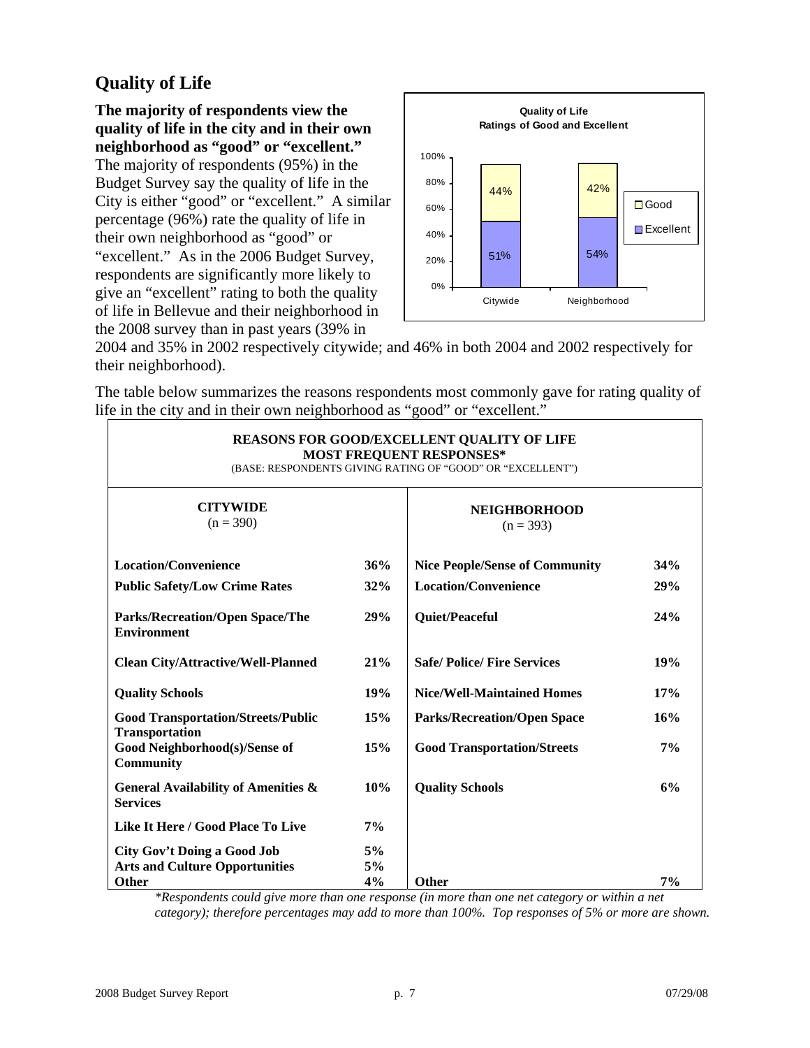## Quality of Life

**The majority of respondents view the quality of life in the city and in their own neighborhood as "good" or "excellent."** The majority of respondents (95%) in the Budget Survey say the quality of life in the City is either "good" or "excellent." A similar percentage (96%) rate the quality of life in their own neighborhood as "good" or "excellent." As in the 2006 Budget Survey, respondents are significantly more likely to give an "excellent" rating to both the quality of life in Bellevue and their neighborhood in the 2008 survey than in past years (39% in 2004 and 35% in 2002 respectively citywide; and 46% in both 2004 and 2002 respectively for their neighborhood).

Quality of Life
Ratings of Good and Excellent

100%
80%
60%
40%
20%
0%

Citywide: 44%, 51%
Neighborhood: 42%, 54%

Good
Excellent

The table below summarizes the reasons respondents most commonly gave for rating quality of life in the city and in their own neighborhood as "good" or "excellent."

**REASONS FOR GOOD/EXCELLENT QUALITY OF LIFE**
**MOST FREQUENT RESPONSES***
(BASE: RESPONDENTS GIVING RATING OF "GOOD" OR "EXCELLENT")

| **CITYWIDE** (n = 390) | | **NEIGHBORHOOD** (n = 393) | |
|---|---|---|---|
| **Location/Convenience** | **36%** | **Nice People/Sense of Community** | **34%** |
| **Public Safety/Low Crime Rates** | **32%** | **Location/Convenience** | **29%** |
| **Parks/Recreation/Open Space/The Environment** | **29%** | **Quiet/Peaceful** | **24%** |
| **Clean City/Attractive/Well-Planned** | **21%** | **Safe/ Police/ Fire Services** | **19%** |
| **Quality Schools** | **19%** | **Nice/Well-Maintained Homes** | **17%** |
| **Good Transportation/Streets/Public Transportation** | **15%** | **Parks/Recreation/Open Space** | **16%** |
| **Good Neighborhood(s)/Sense of Community** | **15%** | **Good Transportation/Streets** | **7%** |
| **General Availability of Amenities & Services** | **10%** | **Quality Schools** | **6%** |
| **Like It Here / Good Place To Live** | **7%** | | |
| **City Gov't Doing a Good Job** | **5%** | | |
| **Arts and Culture Opportunities** | **5%** | | |
| **Other** | **4%** | **Other** | **7%** |

*\*Respondents could give more than one response (in more than one net category or within a net category); therefore percentages may add to more than 100%. Top responses of 5% or more are shown.*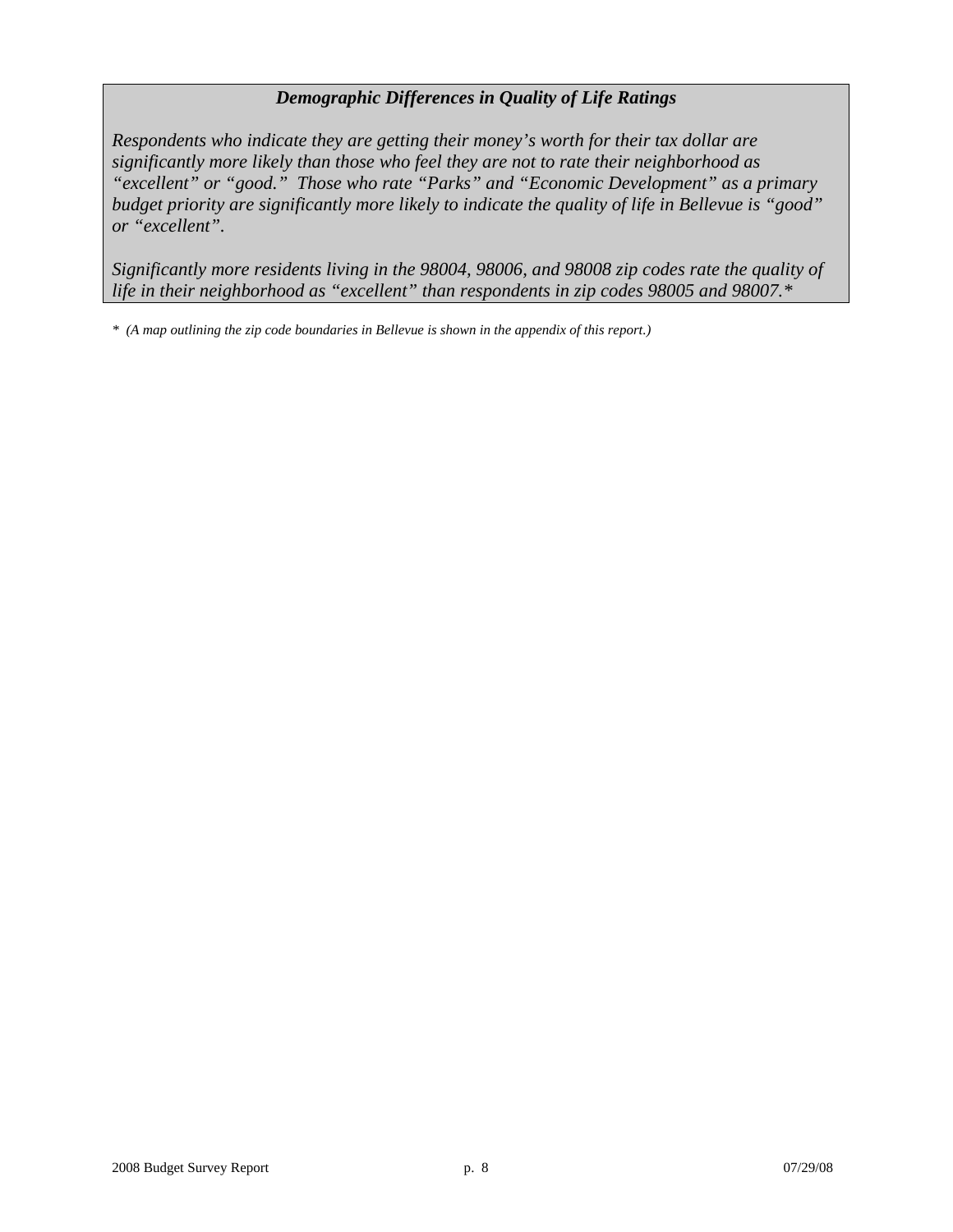***Demographic Differences in Quality of Life Ratings***

*Respondents who indicate they are getting their money's worth for their tax dollar are significantly more likely than those who feel they are not to rate their neighborhood as "excellent" or "good." Those who rate "Parks" and "Economic Development" as a primary budget priority are significantly more likely to indicate the quality of life in Bellevue is "good" or "excellent".*

*Significantly more residents living in the 98004, 98006, and 98008 zip codes rate the quality of life in their neighborhood as "excellent" than respondents in zip codes 98005 and 98007.**

*\* (A map outlining the zip code boundaries in Bellevue is shown in the appendix of this report.)*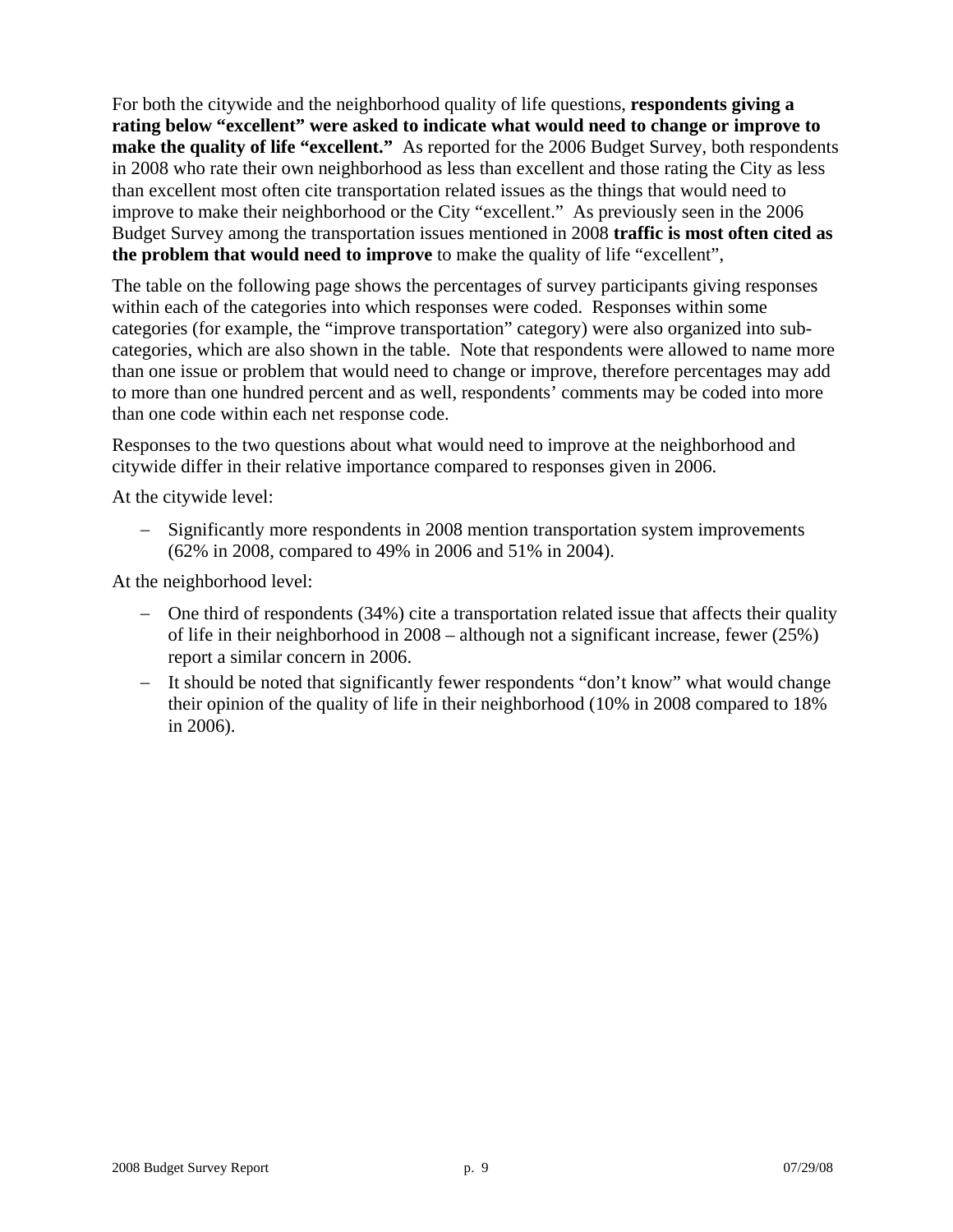For both the citywide and the neighborhood quality of life questions, **respondents giving a rating below "excellent" were asked to indicate what would need to change or improve to make the quality of life "excellent."** As reported for the 2006 Budget Survey, both respondents in 2008 who rate their own neighborhood as less than excellent and those rating the City as less than excellent most often cite transportation related issues as the things that would need to improve to make their neighborhood or the City "excellent." As previously seen in the 2006 Budget Survey among the transportation issues mentioned in 2008 **traffic is most often cited as the problem that would need to improve** to make the quality of life "excellent",

The table on the following page shows the percentages of survey participants giving responses within each of the categories into which responses were coded. Responses within some categories (for example, the "improve transportation" category) were also organized into sub-categories, which are also shown in the table. Note that respondents were allowed to name more than one issue or problem that would need to change or improve, therefore percentages may add to more than one hundred percent and as well, respondents' comments may be coded into more than one code within each net response code.

Responses to the two questions about what would need to improve at the neighborhood and citywide differ in their relative importance compared to responses given in 2006.

At the citywide level:

- Significantly more respondents in 2008 mention transportation system improvements (62% in 2008, compared to 49% in 2006 and 51% in 2004).

At the neighborhood level:

- One third of respondents (34%) cite a transportation related issue that affects their quality of life in their neighborhood in 2008 – although not a significant increase, fewer (25%) report a similar concern in 2006.
- It should be noted that significantly fewer respondents "don't know" what would change their opinion of the quality of life in their neighborhood (10% in 2008 compared to 18% in 2006).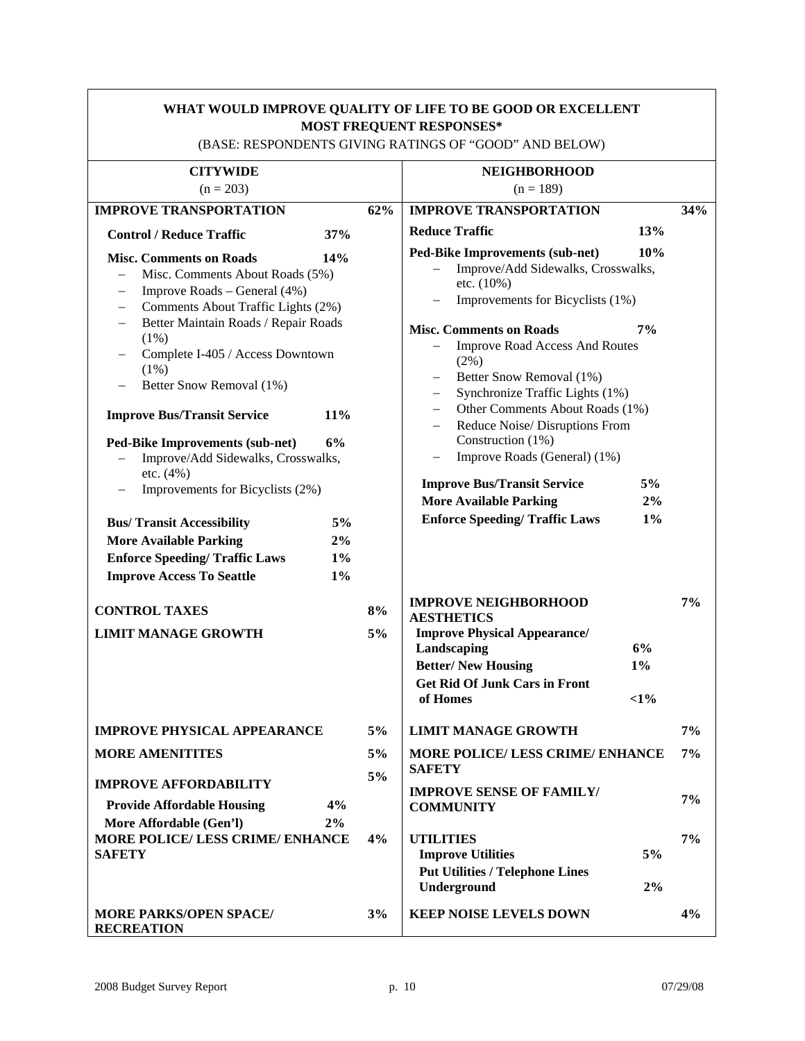**WHAT WOULD IMPROVE QUALITY OF LIFE TO BE GOOD OR EXCELLENT**
**MOST FREQUENT RESPONSES***
(BASE: RESPONDENTS GIVING RATINGS OF "GOOD" AND BELOW)

| CITYWIDE (n = 203) | | | NEIGHBORHOOD (n = 189) | | |
|---|---|---|---|---|---|
| **IMPROVE TRANSPORTATION** | | **62%** | **IMPROVE TRANSPORTATION** | | **34%** |
| **Control / Reduce Traffic** | **37%** | | **Reduce Traffic** | **13%** | |
| **Misc. Comments on Roads** | **14%** | | **Ped-Bike Improvements (sub-net)** | **10%** | |
| – Misc. Comments About Roads (5%) | | | – Improve/Add Sidewalks, Crosswalks, etc. (10%) | | |
| – Improve Roads – General (4%) | | | – Improvements for Bicyclists (1%) | | |
| – Comments About Traffic Lights (2%) | | | **Misc. Comments on Roads** | **7%** | |
| – Better Maintain Roads / Repair Roads (1%) | | | – Improve Road Access And Routes (2%) | | |
| – Complete I-405 / Access Downtown (1%) | | | – Better Snow Removal (1%) | | |
| – Better Snow Removal (1%) | | | – Synchronize Traffic Lights (1%) | | |
| **Improve Bus/Transit Service** | **11%** | | – Other Comments About Roads (1%) | | |
| **Ped-Bike Improvements (sub-net)** | **6%** | | – Reduce Noise/ Disruptions From Construction (1%) | | |
| – Improve/Add Sidewalks, Crosswalks, etc. (4%) | | | – Improve Roads (General) (1%) | | |
| – Improvements for Bicyclists (2%) | | | **Improve Bus/Transit Service** | **5%** | |
| **Bus/ Transit Accessibility** | **5%** | | **More Available Parking** | **2%** | |
| **More Available Parking** | **2%** | | **Enforce Speeding/ Traffic Laws** | **1%** | |
| **Enforce Speeding/ Traffic Laws** | **1%** | | | | |
| **Improve Access To Seattle** | **1%** | | | | |
| **CONTROL TAXES** | | **8%** | **IMPROVE NEIGHBORHOOD AESTHETICS** | | **7%** |
| **LIMIT MANAGE GROWTH** | | **5%** | **Improve Physical Appearance/ Landscaping** | **6%** | |
| | | | **Better/ New Housing** | **1%** | |
| | | | **Get Rid Of Junk Cars in Front of Homes** | **<1%** | |
| **IMPROVE PHYSICAL APPEARANCE** | | **5%** | **LIMIT MANAGE GROWTH** | | **7%** |
| **MORE AMENITITES** | | **5%** | **MORE POLICE/ LESS CRIME/ ENHANCE SAFETY** | | **7%** |
| **IMPROVE AFFORDABILITY** | | **5%** | **IMPROVE SENSE OF FAMILY/ COMMUNITY** | | **7%** |
| **Provide Affordable Housing** | **4%** | | | | |
| **More Affordable (Gen'l)** | **2%** | | | | |
| **MORE POLICE/ LESS CRIME/ ENHANCE SAFETY** | | **4%** | **UTILITIES** | | **7%** |
| | | | **Improve Utilities** | **5%** | |
| | | | **Put Utilities / Telephone Lines Underground** | **2%** | |
| **MORE PARKS/OPEN SPACE/ RECREATION** | | **3%** | **KEEP NOISE LEVELS DOWN** | | **4%** |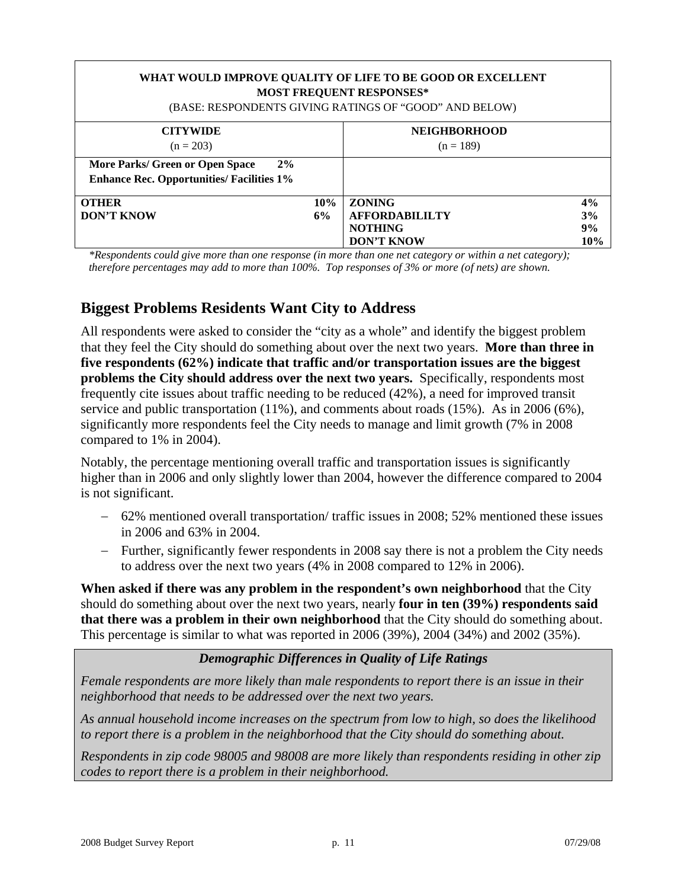| WHAT WOULD IMPROVE QUALITY OF LIFE TO BE GOOD OR EXCELLENT<br>MOST FREQUENT RESPONSES*<br>(BASE: RESPONDENTS GIVING RATINGS OF "GOOD" AND BELOW) | | | |
|---|---|---|---|
| **CITYWIDE**<br>(n = 203) | | **NEIGHBORHOOD**<br>(n = 189) | |
| **More Parks/ Green or Open Space** | **2%** | | |
| **Enhance Rec. Opportunities/ Facilities** | **1%** | | |
| **OTHER** | **10%** | **ZONING** | **4%** |
| **DON'T KNOW** | **6%** | **AFFORDABILILTY** | **3%** |
| | | **NOTHING** | **9%** |
| | | **DON'T KNOW** | **10%** |

*\*Respondents could give more than one response (in more than one net category or within a net category); therefore percentages may add to more than 100%. Top responses of 3% or more (of nets) are shown.*

## Biggest Problems Residents Want City to Address

All respondents were asked to consider the "city as a whole" and identify the biggest problem that they feel the City should do something about over the next two years. **More than three in five respondents (62%) indicate that traffic and/or transportation issues are the biggest problems the City should address over the next two years.** Specifically, respondents most frequently cite issues about traffic needing to be reduced (42%), a need for improved transit service and public transportation (11%), and comments about roads (15%). As in 2006 (6%), significantly more respondents feel the City needs to manage and limit growth (7% in 2008 compared to 1% in 2004).

Notably, the percentage mentioning overall traffic and transportation issues is significantly higher than in 2006 and only slightly lower than 2004, however the difference compared to 2004 is not significant.

- 62% mentioned overall transportation/ traffic issues in 2008; 52% mentioned these issues in 2006 and 63% in 2004.
- Further, significantly fewer respondents in 2008 say there is not a problem the City needs to address over the next two years (4% in 2008 compared to 12% in 2006).

**When asked if there was any problem in the respondent's own neighborhood** that the City should do something about over the next two years, nearly **four in ten (39%) respondents said that there was a problem in their own neighborhood** that the City should do something about. This percentage is similar to what was reported in 2006 (39%), 2004 (34%) and 2002 (35%).

***Demographic Differences in Quality of Life Ratings***

*Female respondents are more likely than male respondents to report there is an issue in their neighborhood that needs to be addressed over the next two years.*

*As annual household income increases on the spectrum from low to high, so does the likelihood to report there is a problem in the neighborhood that the City should do something about.*

*Respondents in zip code 98005 and 98008 are more likely than respondents residing in other zip codes to report there is a problem in their neighborhood.*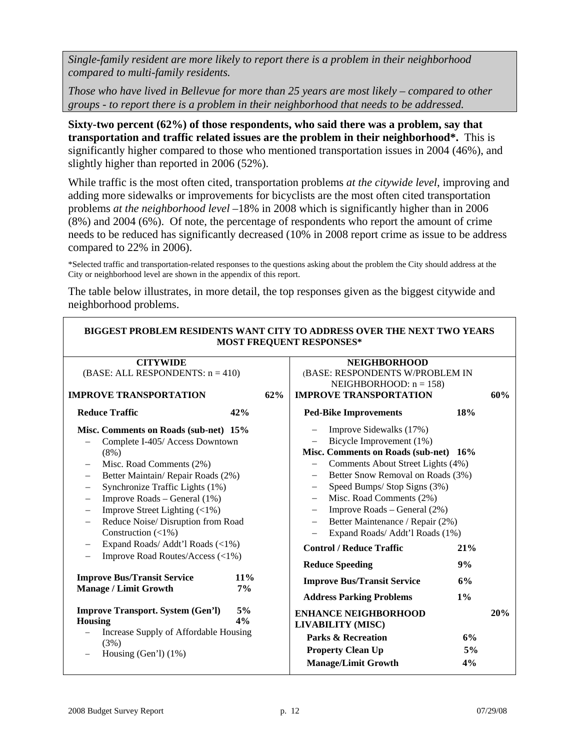*Single-family resident are more likely to report there is a problem in their neighborhood compared to multi-family residents.*

*Those who have lived in Bellevue for more than 25 years are most likely – compared to other groups - to report there is a problem in their neighborhood that needs to be addressed.*

**Sixty-two percent (62%) of those respondents, who said there was a problem, say that transportation and traffic related issues are the problem in their neighborhood*.** This is significantly higher compared to those who mentioned transportation issues in 2004 (46%), and slightly higher than reported in 2006 (52%).

While traffic is the most often cited, transportation problems *at the citywide level*, improving and adding more sidewalks or improvements for bicyclists are the most often cited transportation problems *at the neighborhood level* –18% in 2008 which is significantly higher than in 2006 (8%) and 2004 (6%). Of note, the percentage of respondents who report the amount of crime needs to be reduced has significantly decreased (10% in 2008 report crime as issue to be address compared to 22% in 2006).

*Selected traffic and transportation-related responses to the questions asking about the problem the City should address at the City or neighborhood level are shown in the appendix of this report.

The table below illustrates, in more detail, the top responses given as the biggest citywide and neighborhood problems.

**BIGGEST PROBLEM RESIDENTS WANT CITY TO ADDRESS OVER THE NEXT TWO YEARS MOST FREQUENT RESPONSES***

| CITYWIDE (BASE: ALL RESPONDENTS: n = 410) | | | NEIGHBORHOOD (BASE: RESPONDENTS W/PROBLEM IN NEIGHBORHOOD: n = 158) | | |
|---|---|---|---|---|---|
| **IMPROVE TRANSPORTATION** | | **62%** | **IMPROVE TRANSPORTATION** | | **60%** |
| **Reduce Traffic** | **42%** | | **Ped-Bike Improvements** | **18%** | |
| **Misc. Comments on Roads (sub-net)** | **15%** | | – Improve Sidewalks (17%) | | |
| – Complete I-405/ Access Downtown (8%) | | | – Bicycle Improvement (1%) | | |
| – Misc. Road Comments (2%) | | | **Misc. Comments on Roads (sub-net)** | **16%** | |
| – Better Maintain/ Repair Roads (2%) | | | – Comments About Street Lights (4%) | | |
| – Synchronize Traffic Lights (1%) | | | – Better Snow Removal on Roads (3%) | | |
| – Improve Roads – General (1%) | | | – Speed Bumps/ Stop Signs (3%) | | |
| – Improve Street Lighting (<1%) | | | – Misc. Road Comments (2%) | | |
| – Reduce Noise/ Disruption from Road Construction (<1%) | | | – Improve Roads – General (2%) | | |
| – Expand Roads/ Addt'l Roads (<1%) | | | – Better Maintenance / Repair (2%) | | |
| – Improve Road Routes/Access (<1%) | | | – Expand Roads/ Addt'l Roads (1%) | | |
| **Improve Bus/Transit Service** | **11%** | | **Control / Reduce Traffic** | **21%** | |
| **Manage / Limit Growth** | **7%** | | **Reduce Speeding** | **9%** | |
| **Improve Transport. System (Gen'l)** | **5%** | | **Improve Bus/Transit Service** | **6%** | |
| **Housing** | **4%** | | **Address Parking Problems** | **1%** | |
| – Increase Supply of Affordable Housing (3%) | | | **ENHANCE NEIGHBORHOOD LIVABILITY (MISC)** | | **20%** |
| – Housing (Gen'l) (1%) | | | **Parks & Recreation** | **6%** | |
| | | | **Property Clean Up** | **5%** | |
| | | | **Manage/Limit Growth** | **4%** | |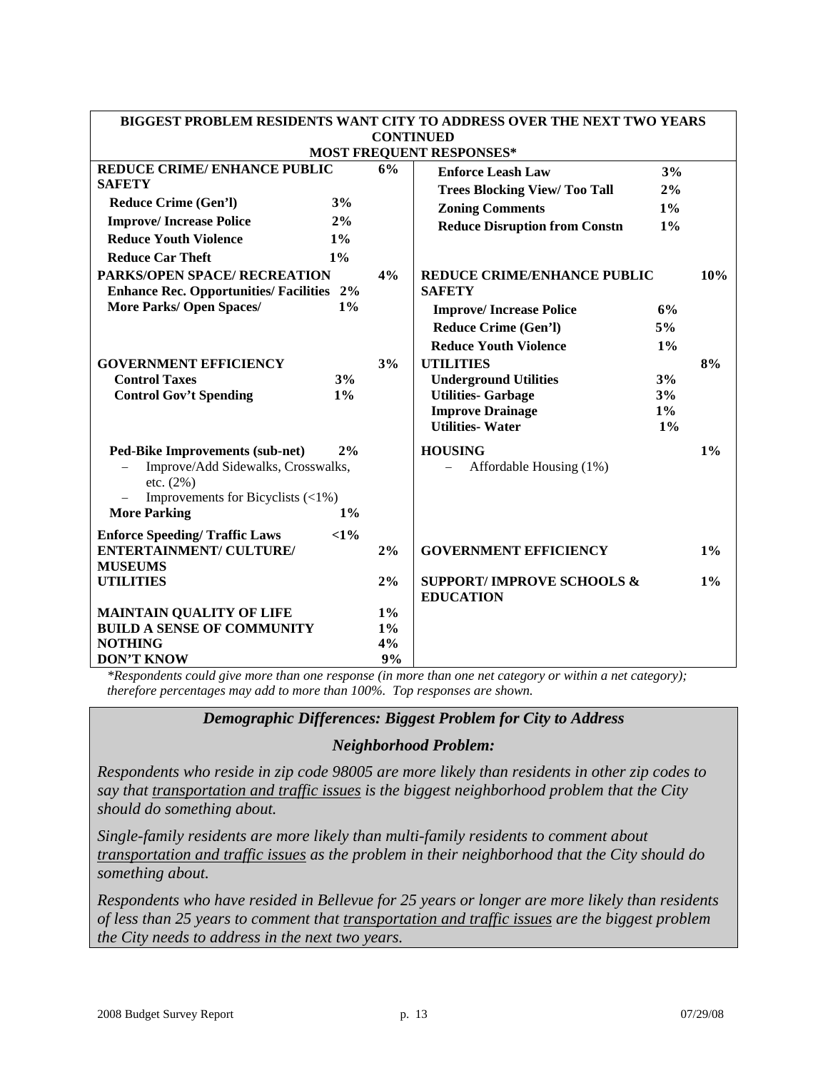| BIGGEST PROBLEM RESIDENTS WANT CITY TO ADDRESS OVER THE NEXT TWO YEARS CONTINUED MOST FREQUENT RESPONSES* | | | | | |
|---|---|---|---|---|---|
| **REDUCE CRIME/ ENHANCE PUBLIC SAFETY** | | **6%** | **Enforce Leash Law** | **3%** | |
| **Reduce Crime (Gen'l)** | **3%** | | **Trees Blocking View/ Too Tall** | **2%** | |
| **Improve/ Increase Police** | **2%** | | **Zoning Comments** | **1%** | |
| **Reduce Youth Violence** | **1%** | | **Reduce Disruption from Constn** | **1%** | |
| **Reduce Car Theft** | **1%** | | | | |
| **PARKS/OPEN SPACE/ RECREATION** | | **4%** | **REDUCE CRIME/ENHANCE PUBLIC SAFETY** | | **10%** |
| **Enhance Rec. Opportunities/ Facilities** | **2%** | | **Improve/ Increase Police** | **6%** | |
| **More Parks/ Open Spaces/** | **1%** | | **Reduce Crime (Gen'l)** | **5%** | |
| | | | **Reduce Youth Violence** | **1%** | |
| **GOVERNMENT EFFICIENCY** | | **3%** | **UTILITIES** | | **8%** |
| **Control Taxes** | **3%** | | **Underground Utilities** | **3%** | |
| **Control Gov't Spending** | **1%** | | **Utilities- Garbage** | **3%** | |
| | | | **Improve Drainage** | **1%** | |
| | | | **Utilities- Water** | **1%** | |
| **Ped-Bike Improvements (sub-net)** | **2%** | | **HOUSING** | | **1%** |
| – Improve/Add Sidewalks, Crosswalks, etc. (2%) | | | – Affordable Housing (1%) | | |
| – Improvements for Bicyclists (<1%) | | | | | |
| **More Parking** | **1%** | | | | |
| **Enforce Speeding/ Traffic Laws** | **<1%** | | | | |
| **ENTERTAINMENT/ CULTURE/ MUSEUMS** | | **2%** | **GOVERNMENT EFFICIENCY** | | **1%** |
| **UTILITIES** | | **2%** | **SUPPORT/ IMPROVE SCHOOLS & EDUCATION** | | **1%** |
| **MAINTAIN QUALITY OF LIFE** | | **1%** | | | |
| **BUILD A SENSE OF COMMUNITY** | | **1%** | | | |
| **NOTHING** | | **4%** | | | |
| **DON'T KNOW** | | **9%** | | | |

*\*Respondents could give more than one response (in more than one net category or within a net category); therefore percentages may add to more than 100%. Top responses are shown.*

### *Demographic Differences: Biggest Problem for City to Address*

### *Neighborhood Problem:*

*Respondents who reside in zip code 98005 are more likely than residents in other zip codes to say that <u>transportation and traffic issues</u> is the biggest neighborhood problem that the City should do something about.*

*Single-family residents are more likely than multi-family residents to comment about <u>transportation and traffic issues</u> as the problem in their neighborhood that the City should do something about.*

*Respondents who have resided in Bellevue for 25 years or longer are more likely than residents of less than 25 years to comment that <u>transportation and traffic issues</u> are the biggest problem the City needs to address in the next two years.*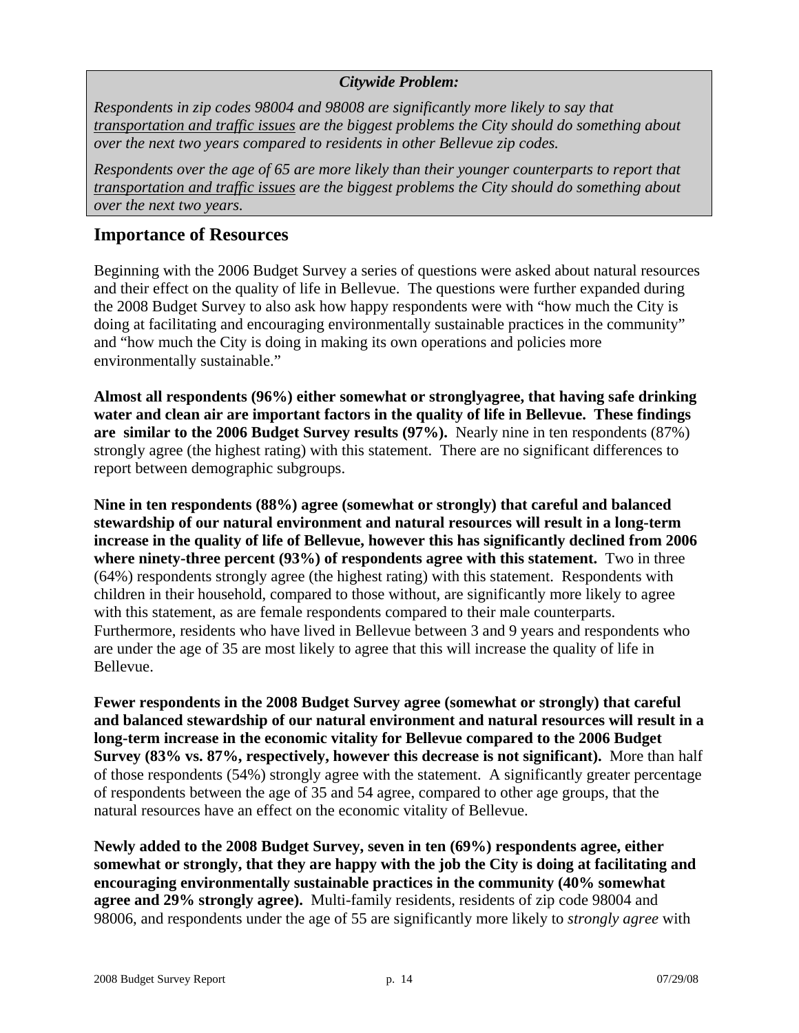***Citywide Problem:***

*Respondents in zip codes 98004 and 98008 are significantly more likely to say that transportation and traffic issues are the biggest problems the City should do something about over the next two years compared to residents in other Bellevue zip codes.*

*Respondents over the age of 65 are more likely than their younger counterparts to report that transportation and traffic issues are the biggest problems the City should do something about over the next two years.*

## Importance of Resources

Beginning with the 2006 Budget Survey a series of questions were asked about natural resources and their effect on the quality of life in Bellevue. The questions were further expanded during the 2008 Budget Survey to also ask how happy respondents were with "how much the City is doing at facilitating and encouraging environmentally sustainable practices in the community" and "how much the City is doing in making its own operations and policies more environmentally sustainable."

**Almost all respondents (96%) either somewhat or stronglyagree, that having safe drinking water and clean air are important factors in the quality of life in Bellevue. These findings are similar to the 2006 Budget Survey results (97%).** Nearly nine in ten respondents (87%) strongly agree (the highest rating) with this statement. There are no significant differences to report between demographic subgroups.

**Nine in ten respondents (88%) agree (somewhat or strongly) that careful and balanced stewardship of our natural environment and natural resources will result in a long-term increase in the quality of life of Bellevue, however this has significantly declined from 2006 where ninety-three percent (93%) of respondents agree with this statement.** Two in three (64%) respondents strongly agree (the highest rating) with this statement. Respondents with children in their household, compared to those without, are significantly more likely to agree with this statement, as are female respondents compared to their male counterparts. Furthermore, residents who have lived in Bellevue between 3 and 9 years and respondents who are under the age of 35 are most likely to agree that this will increase the quality of life in Bellevue.

**Fewer respondents in the 2008 Budget Survey agree (somewhat or strongly) that careful and balanced stewardship of our natural environment and natural resources will result in a long-term increase in the economic vitality for Bellevue compared to the 2006 Budget Survey (83% vs. 87%, respectively, however this decrease is not significant).** More than half of those respondents (54%) strongly agree with the statement. A significantly greater percentage of respondents between the age of 35 and 54 agree, compared to other age groups, that the natural resources have an effect on the economic vitality of Bellevue.

**Newly added to the 2008 Budget Survey, seven in ten (69%) respondents agree, either somewhat or strongly, that they are happy with the job the City is doing at facilitating and encouraging environmentally sustainable practices in the community (40% somewhat agree and 29% strongly agree).** Multi-family residents, residents of zip code 98004 and 98006, and respondents under the age of 55 are significantly more likely to *strongly agree* with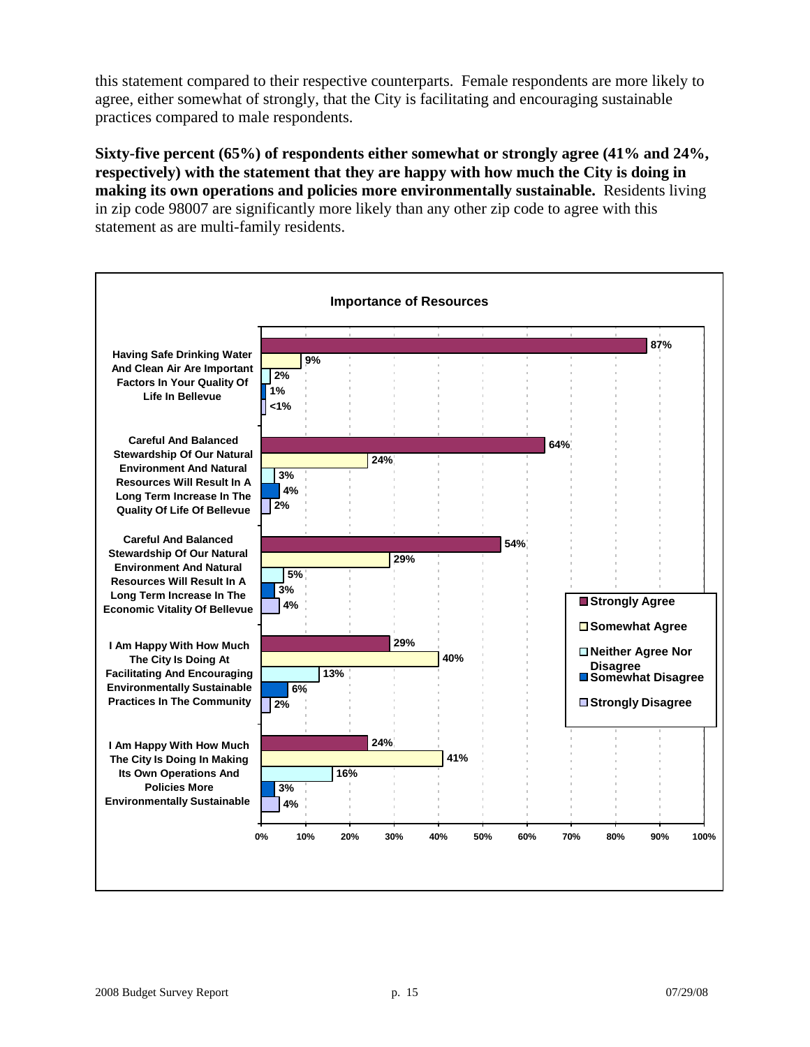this statement compared to their respective counterparts. Female respondents are more likely to agree, either somewhat of strongly, that the City is facilitating and encouraging sustainable practices compared to male respondents.

**Sixty-five percent (65%) of respondents either somewhat or strongly agree (41% and 24%, respectively) with the statement that they are happy with how much the City is doing in making its own operations and policies more environmentally sustainable.** Residents living in zip code 98007 are significantly more likely than any other zip code to agree with this statement as are multi-family residents.

Importance of Resources

Having Safe Drinking Water And Clean Air Are Important Factors In Your Quality Of Life In Bellevue
87%
9%
2%
1%
<1%

Careful And Balanced Stewardship Of Our Natural Environment And Natural Resources Will Result In A Long Term Increase In The Quality Of Life Of Bellevue
64%
24%
3%
4%
2%

Careful And Balanced Stewardship Of Our Natural Environment And Natural Resources Will Result In A Long Term Increase In The Economic Vitality Of Bellevue
54%
29%
5%
3%
4%

I Am Happy With How Much The City Is Doing At Facilitating And Encouraging Environmentally Sustainable Practices In The Community
29%
40%
13%
6%
2%

I Am Happy With How Much The City Is Doing In Making Its Own Operations And Policies More Environmentally Sustainable
24%
41%
16%
3%
4%

0% 10% 20% 30% 40% 50% 60% 70% 80% 90% 100%

Strongly Agree
Somewhat Agree
Neither Agree Nor Disagree
Somewhat Disagree
Strongly Disagree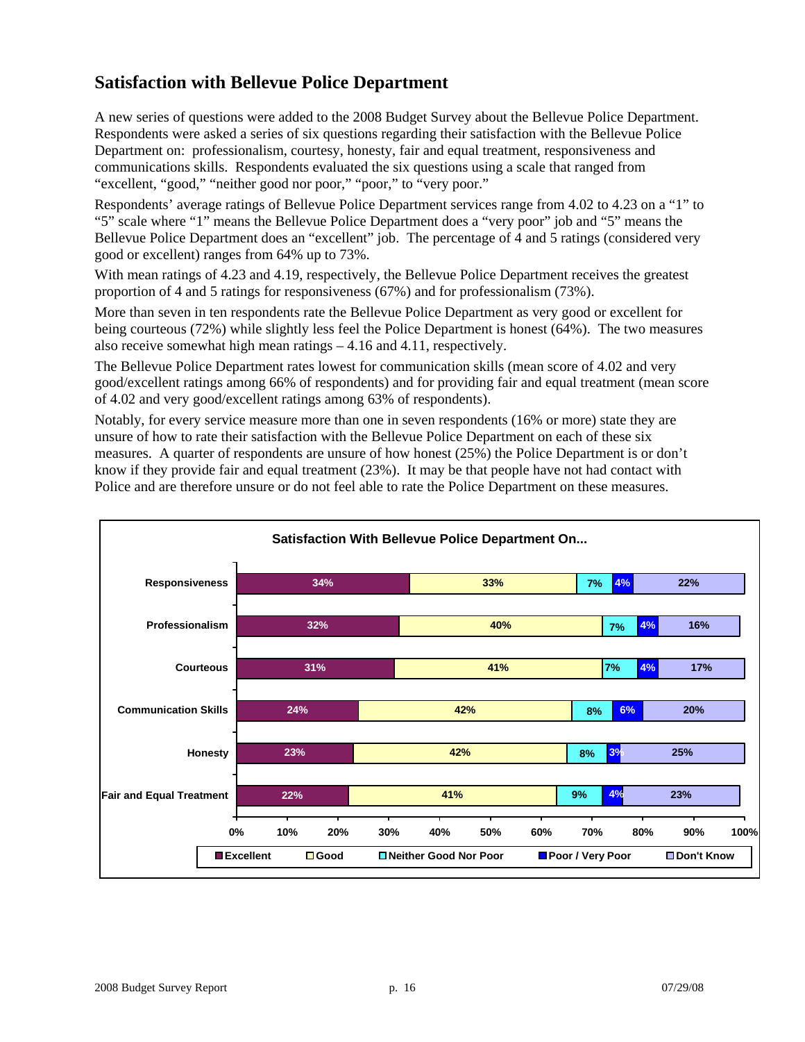## Satisfaction with Bellevue Police Department

A new series of questions were added to the 2008 Budget Survey about the Bellevue Police Department. Respondents were asked a series of six questions regarding their satisfaction with the Bellevue Police Department on: professionalism, courtesy, honesty, fair and equal treatment, responsiveness and communications skills. Respondents evaluated the six questions using a scale that ranged from "excellent, "good," "neither good nor poor," "poor," to "very poor."

Respondents' average ratings of Bellevue Police Department services range from 4.02 to 4.23 on a "1" to "5" scale where "1" means the Bellevue Police Department does a "very poor" job and "5" means the Bellevue Police Department does an "excellent" job. The percentage of 4 and 5 ratings (considered very good or excellent) ranges from 64% up to 73%.

With mean ratings of 4.23 and 4.19, respectively, the Bellevue Police Department receives the greatest proportion of 4 and 5 ratings for responsiveness (67%) and for professionalism (73%).

More than seven in ten respondents rate the Bellevue Police Department as very good or excellent for being courteous (72%) while slightly less feel the Police Department is honest (64%). The two measures also receive somewhat high mean ratings – 4.16 and 4.11, respectively.

The Bellevue Police Department rates lowest for communication skills (mean score of 4.02 and very good/excellent ratings among 66% of respondents) and for providing fair and equal treatment (mean score of 4.02 and very good/excellent ratings among 63% of respondents).

Notably, for every service measure more than one in seven respondents (16% or more) state they are unsure of how to rate their satisfaction with the Bellevue Police Department on each of these six measures. A quarter of respondents are unsure of how honest (25%) the Police Department is or don't know if they provide fair and equal treatment (23%). It may be that people have not had contact with Police and are therefore unsure or do not feel able to rate the Police Department on these measures.

Satisfaction With Bellevue Police Department On...

Responsiveness: 34%, 33%, 7%, 4%, 22%

Professionalism: 32%, 40%, 7%, 4%, 16%

Courteous: 31%, 41%, 7%, 4%, 17%

Communication Skills: 24%, 42%, 8%, 6%, 20%

Honesty: 23%, 42%, 8%, 3%, 25%

Fair and Equal Treatment: 22%, 41%, 9%, 4%, 23%

0% 10% 20% 30% 40% 50% 60% 70% 80% 90% 100%

Excellent, Good, Neither Good Nor Poor, Poor / Very Poor, Don't Know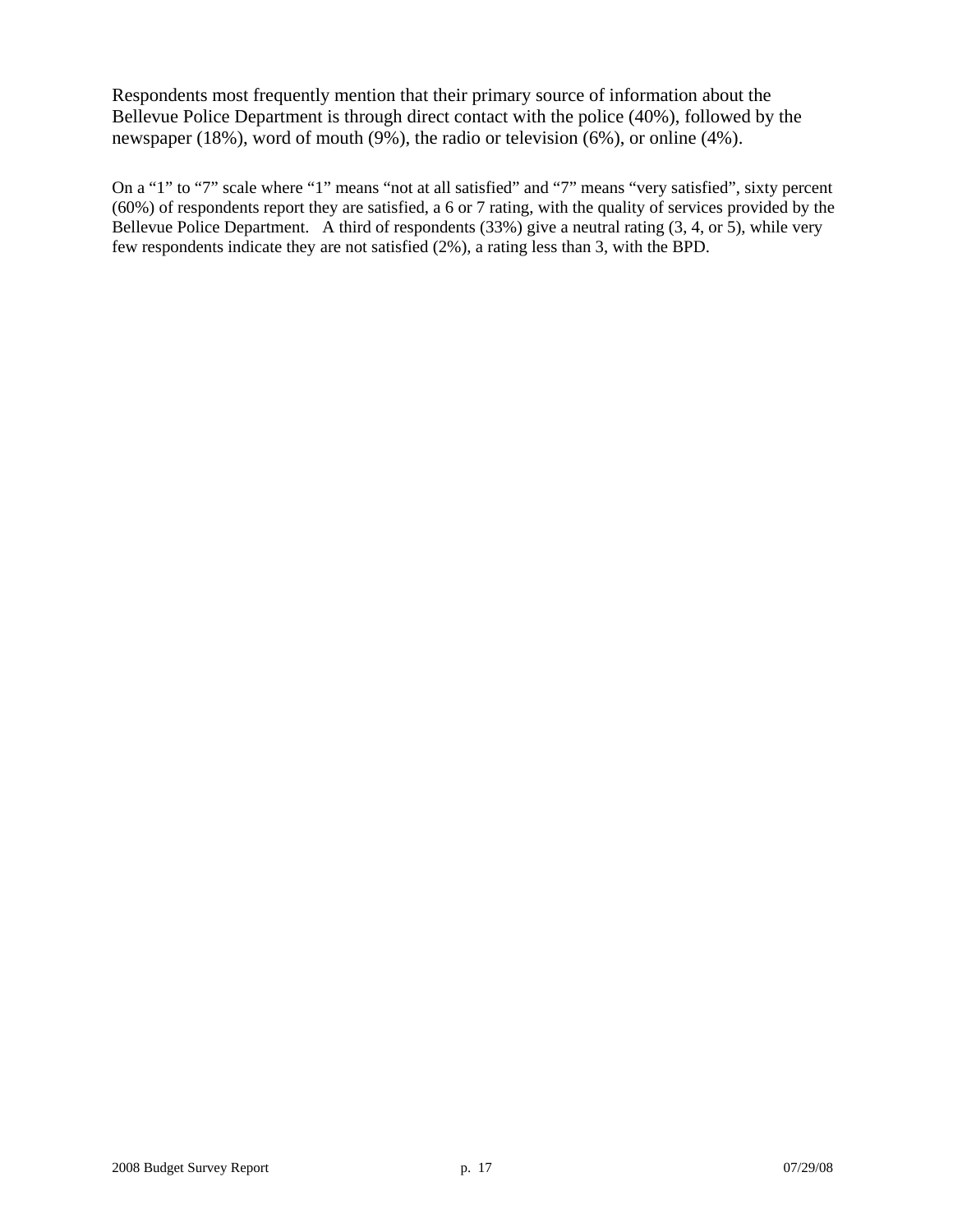Respondents most frequently mention that their primary source of information about the Bellevue Police Department is through direct contact with the police (40%), followed by the newspaper (18%), word of mouth (9%), the radio or television (6%), or online (4%).

On a "1" to "7" scale where "1" means "not at all satisfied" and "7" means "very satisfied", sixty percent (60%) of respondents report they are satisfied, a 6 or 7 rating, with the quality of services provided by the Bellevue Police Department. A third of respondents (33%) give a neutral rating (3, 4, or 5), while very few respondents indicate they are not satisfied (2%), a rating less than 3, with the BPD.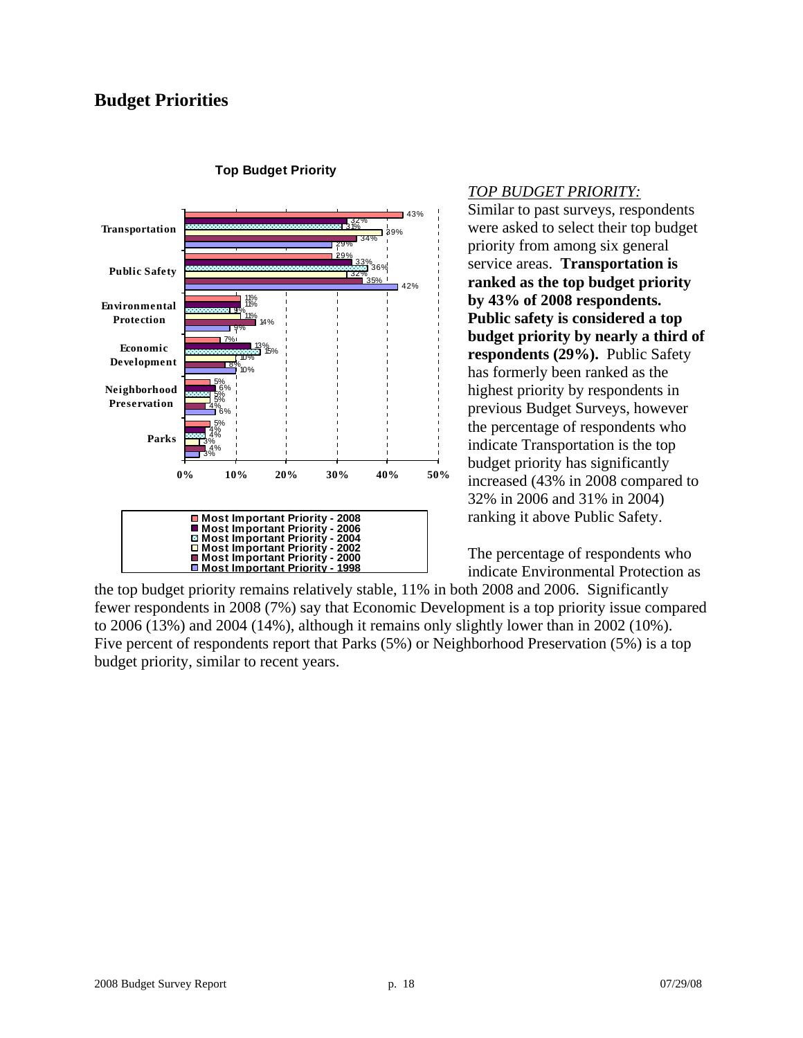## Budget Priorities

**Top Budget Priority**

Transportation
43%
32%
31%
39%
34%
29%

Public Safety
29%
33%
36%
32%
35%
42%

Environmental Protection
11%
11%
9%
11%
14%
9%

Economic Development
7%
13%
15%
10%
8%
10%

Neighborhood Preservation
5%
6%
5%
5%
4%
6%

Parks
5%
4%
4%
3%
4%
3%

0% 10% 20% 30% 40% 50%

Most Important Priority - 2008
Most Important Priority - 2006
Most Important Priority - 2004
Most Important Priority - 2002
Most Important Priority - 2000
Most Important Priority - 1998

*TOP BUDGET PRIORITY:*
Similar to past surveys, respondents were asked to select their top budget priority from among six general service areas. **Transportation is ranked as the top budget priority by 43% of 2008 respondents. Public safety is considered a top budget priority by nearly a third of respondents (29%).** Public Safety has formerly been ranked as the highest priority by respondents in previous Budget Surveys, however the percentage of respondents who indicate Transportation is the top budget priority has significantly increased (43% in 2008 compared to 32% in 2006 and 31% in 2004) ranking it above Public Safety.

The percentage of respondents who indicate Environmental Protection as the top budget priority remains relatively stable, 11% in both 2008 and 2006. Significantly fewer respondents in 2008 (7%) say that Economic Development is a top priority issue compared to 2006 (13%) and 2004 (14%), although it remains only slightly lower than in 2002 (10%). Five percent of respondents report that Parks (5%) or Neighborhood Preservation (5%) is a top budget priority, similar to recent years.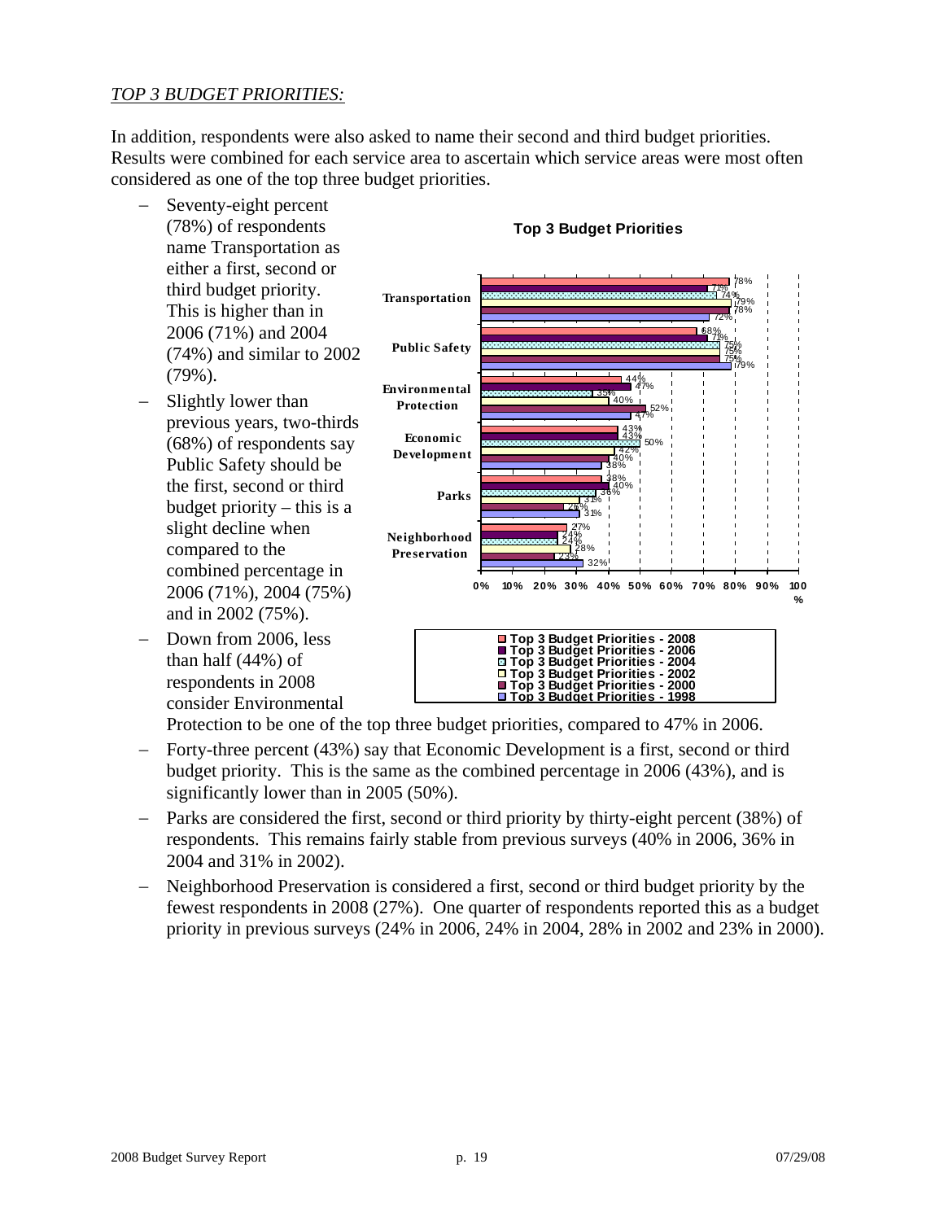*TOP 3 BUDGET PRIORITIES:*

In addition, respondents were also asked to name their second and third budget priorities. Results were combined for each service area to ascertain which service areas were most often considered as one of the top three budget priorities.

- Seventy-eight percent (78%) of respondents name Transportation as either a first, second or third budget priority. This is higher than in 2006 (71%) and 2004 (74%) and similar to 2002 (79%).
- Slightly lower than previous years, two-thirds (68%) of respondents say Public Safety should be the first, second or third budget priority – this is a slight decline when compared to the combined percentage in 2006 (71%), 2004 (75%) and in 2002 (75%).
- Down from 2006, less than half (44%) of respondents in 2008 consider Environmental Protection to be one of the top three budget priorities, compared to 47% in 2006.
- Forty-three percent (43%) say that Economic Development is a first, second or third budget priority. This is the same as the combined percentage in 2006 (43%), and is significantly lower than in 2005 (50%).
- Parks are considered the first, second or third priority by thirty-eight percent (38%) of respondents. This remains fairly stable from previous surveys (40% in 2006, 36% in 2004 and 31% in 2002).
- Neighborhood Preservation is considered a first, second or third budget priority by the fewest respondents in 2008 (27%). One quarter of respondents reported this as a budget priority in previous surveys (24% in 2006, 24% in 2004, 28% in 2002 and 23% in 2000).

**Top 3 Budget Priorities**

Transportation: 78%, 71%, 74%, 79%, 78%, 72%

Public Safety: 68%, 71%, 75%, 75%, 75%, 79%

Environmental Protection: 44%, 47%, 35%, 40%, 52%, 47%

Economic Development: 43%, 43%, 50%, 42%, 40%, 38%

Parks: 38%, 40%, 36%, 31%, 26%, 31%

Neighborhood Preservation: 27%, 24%, 24%, 28%, 23%, 32%

0% 10% 20% 30% 40% 50% 60% 70% 80% 90% 100%

Top 3 Budget Priorities - 2008
Top 3 Budget Priorities - 2006
Top 3 Budget Priorities - 2004
Top 3 Budget Priorities - 2002
Top 3 Budget Priorities - 2000
Top 3 Budget Priorities - 1998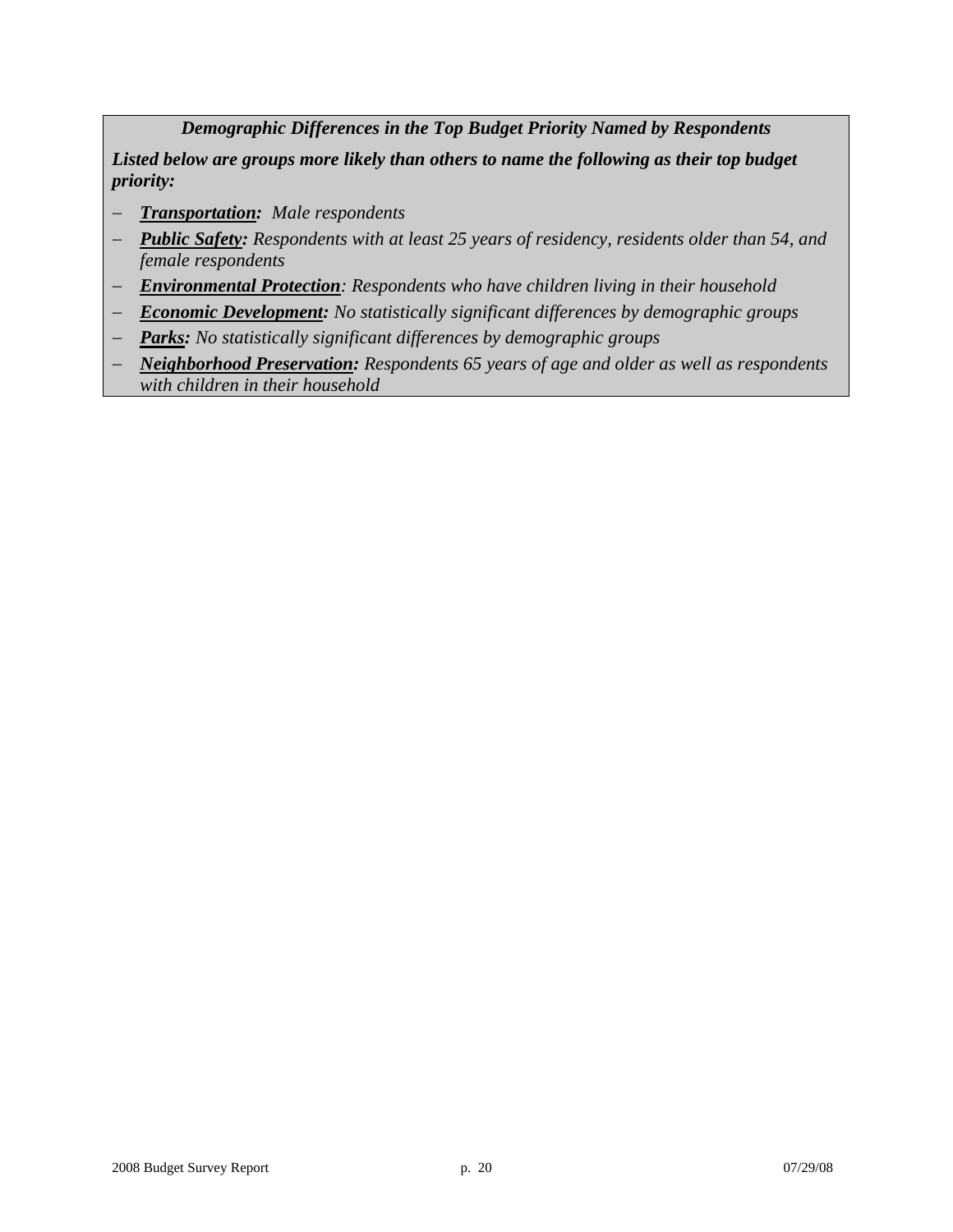***Demographic Differences in the Top Budget Priority Named by Respondents***

***Listed below are groups more likely than others to name the following as their top budget priority:***

- ***Transportation:*** *Male respondents*
- ***Public Safety:*** *Respondents with at least 25 years of residency, residents older than 54, and female respondents*
- ***Environmental Protection****: Respondents who have children living in their household*
- ***Economic Development:*** *No statistically significant differences by demographic groups*
- ***Parks:*** *No statistically significant differences by demographic groups*
- ***Neighborhood Preservation:*** *Respondents 65 years of age and older as well as respondents with children in their household*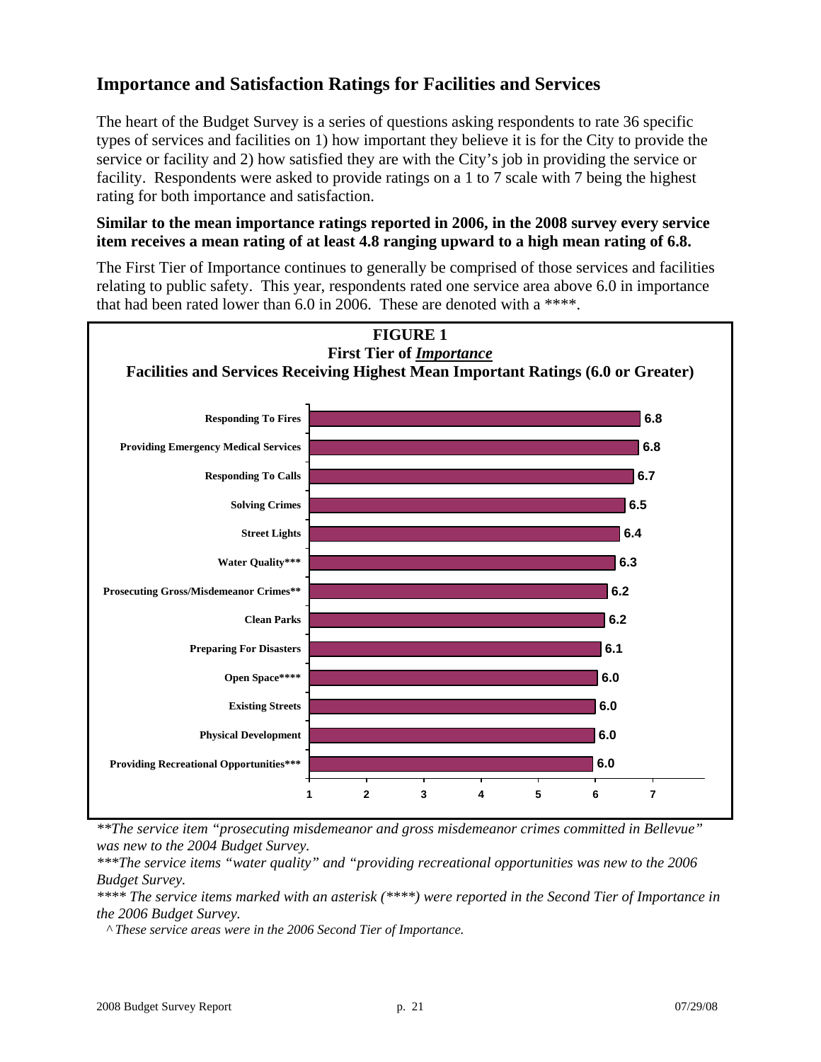## Importance and Satisfaction Ratings for Facilities and Services

The heart of the Budget Survey is a series of questions asking respondents to rate 36 specific types of services and facilities on 1) how important they believe it is for the City to provide the service or facility and 2) how satisfied they are with the City's job in providing the service or facility. Respondents were asked to provide ratings on a 1 to 7 scale with 7 being the highest rating for both importance and satisfaction.

**Similar to the mean importance ratings reported in 2006, in the 2008 survey every service item receives a mean rating of at least 4.8 ranging upward to a high mean rating of 6.8.**

The First Tier of Importance continues to generally be comprised of those services and facilities relating to public safety. This year, respondents rated one service area above 6.0 in importance that had been rated lower than 6.0 in 2006. These are denoted with a ****.

**FIGURE 1**
**First Tier of *Importance***
**Facilities and Services Receiving Highest Mean Important Ratings (6.0 or Greater)**

Responding To Fires 6.8
Providing Emergency Medical Services 6.8
Responding To Calls 6.7
Solving Crimes 6.5
Street Lights 6.4
Water Quality*** 6.3
Prosecuting Gross/Misdemeanor Crimes** 6.2
Clean Parks 6.2
Preparing For Disasters 6.1
Open Space**** 6.0
Existing Streets 6.0
Physical Development 6.0
Providing Recreational Opportunities*** 6.0

1 2 3 4 5 6 7

*\*\*The service item "prosecuting misdemeanor and gross misdemeanor crimes committed in Bellevue" was new to the 2004 Budget Survey.*

*\*\*\*The service items "water quality" and "providing recreational opportunities was new to the 2006 Budget Survey.*

*\*\*\*\* The service items marked with an asterisk (\*\*\*\*) were reported in the Second Tier of Importance in the 2006 Budget Survey.*

*^ These service areas were in the 2006 Second Tier of Importance.*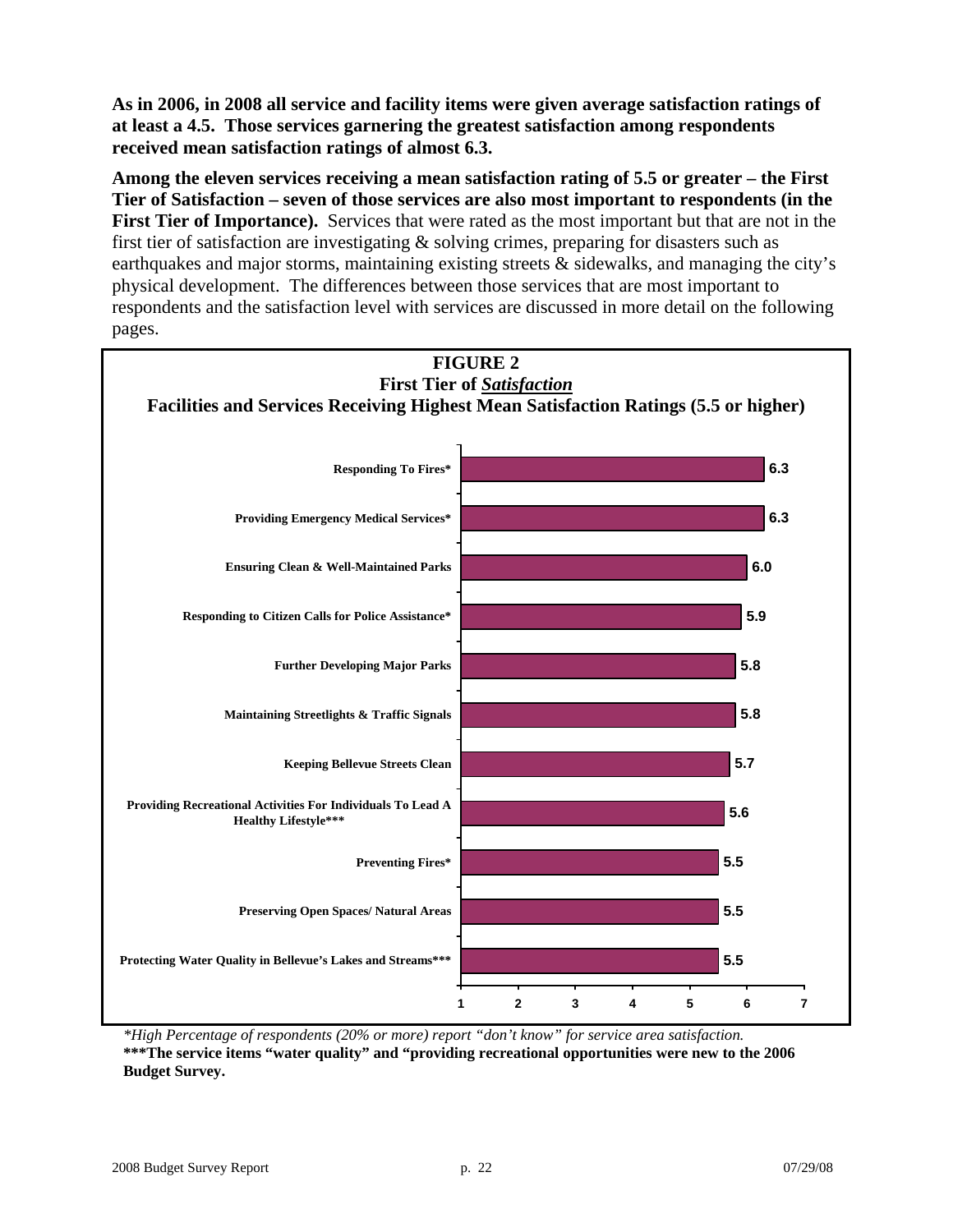**As in 2006, in 2008 all service and facility items were given average satisfaction ratings of at least a 4.5. Those services garnering the greatest satisfaction among respondents received mean satisfaction ratings of almost 6.3.**

**Among the eleven services receiving a mean satisfaction rating of 5.5 or greater – the First Tier of Satisfaction – seven of those services are also most important to respondents (in the First Tier of Importance).** Services that were rated as the most important but that are not in the first tier of satisfaction are investigating & solving crimes, preparing for disasters such as earthquakes and major storms, maintaining existing streets & sidewalks, and managing the city's physical development. The differences between those services that are most important to respondents and the satisfaction level with services are discussed in more detail on the following pages.

**FIGURE 2**
**First Tier of *Satisfaction***
**Facilities and Services Receiving Highest Mean Satisfaction Ratings (5.5 or higher)**

Responding To Fires* 6.3
Providing Emergency Medical Services* 6.3
Ensuring Clean & Well-Maintained Parks 6.0
Responding to Citizen Calls for Police Assistance* 5.9
Further Developing Major Parks 5.8
Maintaining Streetlights & Traffic Signals 5.8
Keeping Bellevue Streets Clean 5.7
Providing Recreational Activities For Individuals To Lead A Healthy Lifestyle*** 5.6
Preventing Fires* 5.5
Preserving Open Spaces/ Natural Areas 5.5
Protecting Water Quality in Bellevue's Lakes and Streams*** 5.5

1 2 3 4 5 6 7

*\*High Percentage of respondents (20% or more) report "don't know" for service area satisfaction.*
**\*\*\*The service items "water quality" and "providing recreational opportunities were new to the 2006 Budget Survey.**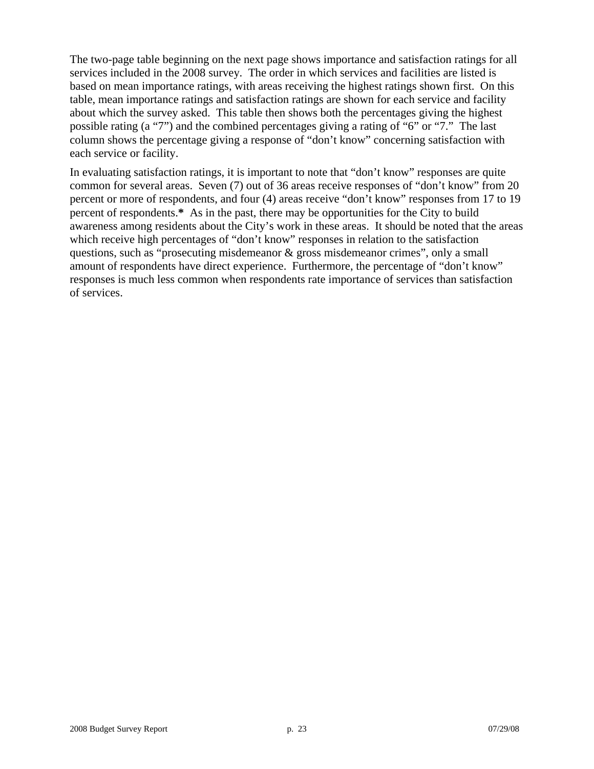The two-page table beginning on the next page shows importance and satisfaction ratings for all services included in the 2008 survey. The order in which services and facilities are listed is based on mean importance ratings, with areas receiving the highest ratings shown first. On this table, mean importance ratings and satisfaction ratings are shown for each service and facility about which the survey asked. This table then shows both the percentages giving the highest possible rating (a "7") and the combined percentages giving a rating of "6" or "7." The last column shows the percentage giving a response of "don't know" concerning satisfaction with each service or facility.

In evaluating satisfaction ratings, it is important to note that "don't know" responses are quite common for several areas. Seven (7) out of 36 areas receive responses of "don't know" from 20 percent or more of respondents, and four (4) areas receive "don't know" responses from 17 to 19 percent of respondents.**\*** As in the past, there may be opportunities for the City to build awareness among residents about the City's work in these areas. It should be noted that the areas which receive high percentages of "don't know" responses in relation to the satisfaction questions, such as "prosecuting misdemeanor & gross misdemeanor crimes", only a small amount of respondents have direct experience. Furthermore, the percentage of "don't know" responses is much less common when respondents rate importance of services than satisfaction of services.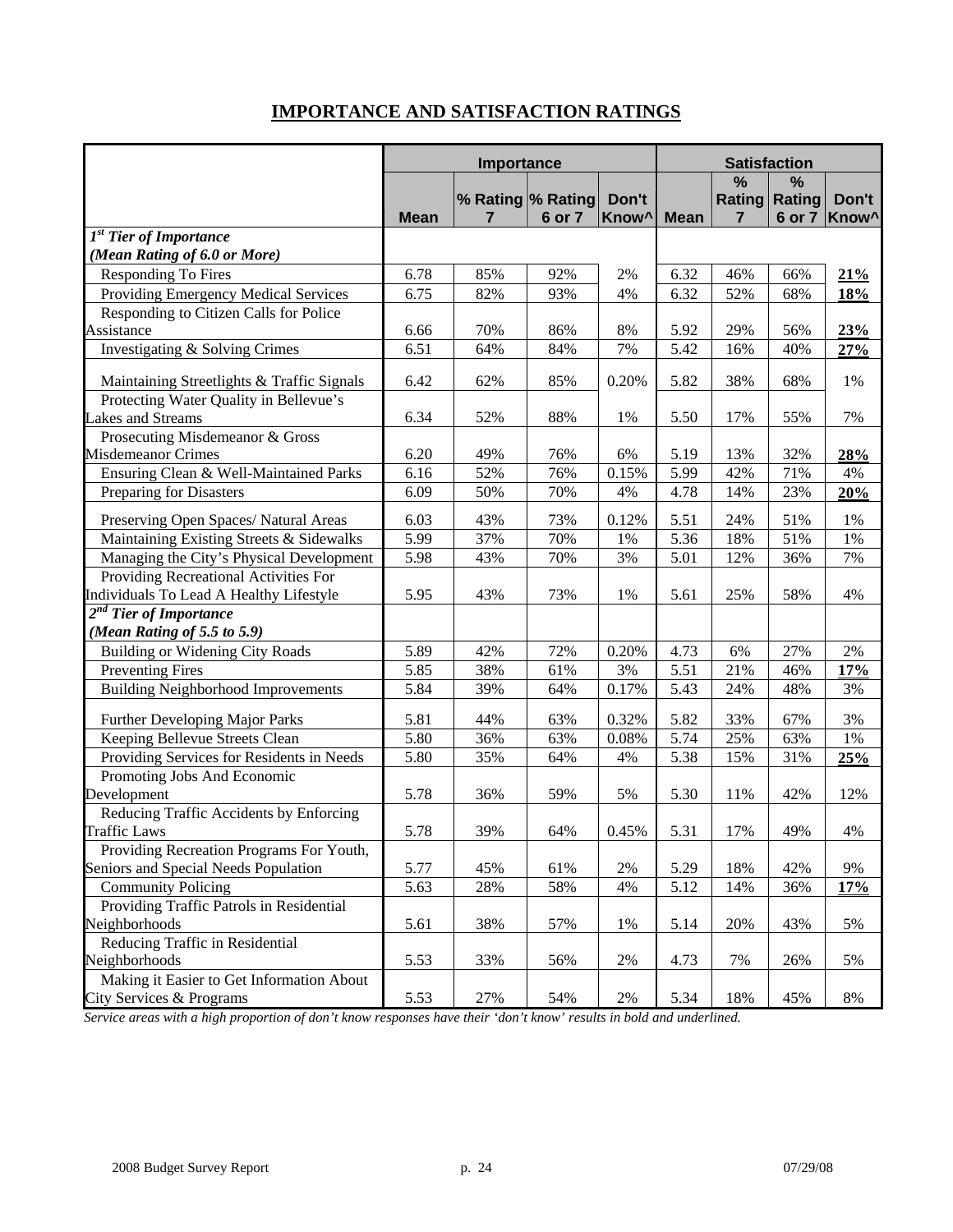## IMPORTANCE AND SATISFACTION RATINGS

| | Importance | | | | Satisfaction | | | |
|---|---|---|---|---|---|---|---|---|
| | Mean | % Rating 7 | % Rating 6 or 7 | Don't Know^ | Mean | % Rating 7 | % Rating 6 or 7 | Don't Know^ |
| ***1st Tier of Importance (Mean Rating of 6.0 or More)*** | | | | | | | | |
| Responding To Fires | 6.78 | 85% | 92% | 2% | 6.32 | 46% | 66% | **21%** |
| Providing Emergency Medical Services | 6.75 | 82% | 93% | 4% | 6.32 | 52% | 68% | **18%** |
| Responding to Citizen Calls for Police Assistance | 6.66 | 70% | 86% | 8% | 5.92 | 29% | 56% | **23%** |
| Investigating & Solving Crimes | 6.51 | 64% | 84% | 7% | 5.42 | 16% | 40% | **27%** |
| Maintaining Streetlights & Traffic Signals | 6.42 | 62% | 85% | 0.20% | 5.82 | 38% | 68% | 1% |
| Protecting Water Quality in Bellevue's Lakes and Streams | 6.34 | 52% | 88% | 1% | 5.50 | 17% | 55% | 7% |
| Prosecuting Misdemeanor & Gross Misdemeanor Crimes | 6.20 | 49% | 76% | 6% | 5.19 | 13% | 32% | **28%** |
| Ensuring Clean & Well-Maintained Parks | 6.16 | 52% | 76% | 0.15% | 5.99 | 42% | 71% | 4% |
| Preparing for Disasters | 6.09 | 50% | 70% | 4% | 4.78 | 14% | 23% | **20%** |
| Preserving Open Spaces/ Natural Areas | 6.03 | 43% | 73% | 0.12% | 5.51 | 24% | 51% | 1% |
| Maintaining Existing Streets & Sidewalks | 5.99 | 37% | 70% | 1% | 5.36 | 18% | 51% | 1% |
| Managing the City's Physical Development | 5.98 | 43% | 70% | 3% | 5.01 | 12% | 36% | 7% |
| Providing Recreational Activities For Individuals To Lead A Healthy Lifestyle | 5.95 | 43% | 73% | 1% | 5.61 | 25% | 58% | 4% |
| ***2nd Tier of Importance (Mean Rating of 5.5 to 5.9)*** | | | | | | | | |
| Building or Widening City Roads | 5.89 | 42% | 72% | 0.20% | 4.73 | 6% | 27% | 2% |
| Preventing Fires | 5.85 | 38% | 61% | 3% | 5.51 | 21% | 46% | **17%** |
| Building Neighborhood Improvements | 5.84 | 39% | 64% | 0.17% | 5.43 | 24% | 48% | 3% |
| Further Developing Major Parks | 5.81 | 44% | 63% | 0.32% | 5.82 | 33% | 67% | 3% |
| Keeping Bellevue Streets Clean | 5.80 | 36% | 63% | 0.08% | 5.74 | 25% | 63% | 1% |
| Providing Services for Residents in Needs | 5.80 | 35% | 64% | 4% | 5.38 | 15% | 31% | **25%** |
| Promoting Jobs And Economic Development | 5.78 | 36% | 59% | 5% | 5.30 | 11% | 42% | 12% |
| Reducing Traffic Accidents by Enforcing Traffic Laws | 5.78 | 39% | 64% | 0.45% | 5.31 | 17% | 49% | 4% |
| Providing Recreation Programs For Youth, Seniors and Special Needs Population | 5.77 | 45% | 61% | 2% | 5.29 | 18% | 42% | 9% |
| Community Policing | 5.63 | 28% | 58% | 4% | 5.12 | 14% | 36% | **17%** |
| Providing Traffic Patrols in Residential Neighborhoods | 5.61 | 38% | 57% | 1% | 5.14 | 20% | 43% | 5% |
| Reducing Traffic in Residential Neighborhoods | 5.53 | 33% | 56% | 2% | 4.73 | 7% | 26% | 5% |
| Making it Easier to Get Information About City Services & Programs | 5.53 | 27% | 54% | 2% | 5.34 | 18% | 45% | 8% |

*Service areas with a high proportion of don't know responses have their 'don't know' results in bold and underlined.*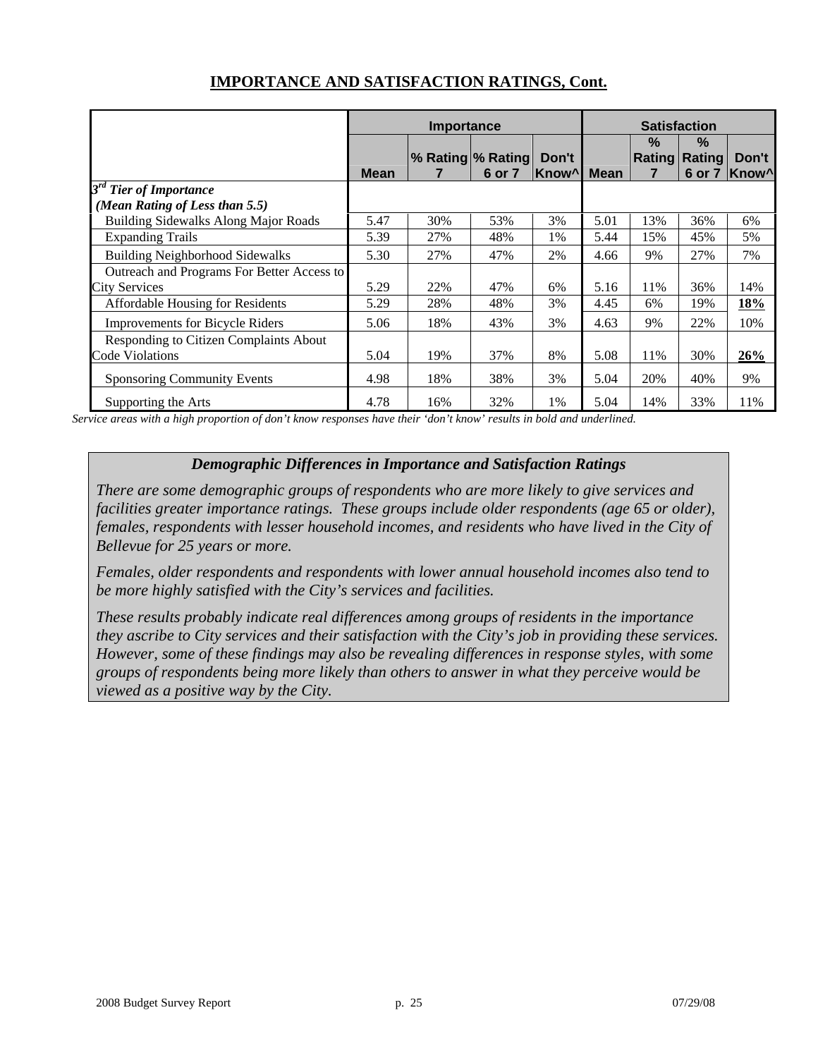## IMPORTANCE AND SATISFACTION RATINGS, Cont.

| | Importance | | | | Satisfaction | | | |
|---|---|---|---|---|---|---|---|---|
| | Mean | % Rating 7 | % Rating 6 or 7 | Don't Know^ | Mean | % Rating 7 | % Rating 6 or 7 | Don't Know^ |
| ***3rd Tier of Importance (Mean Rating of Less than 5.5)*** | | | | | | | | |
| Building Sidewalks Along Major Roads | 5.47 | 30% | 53% | 3% | 5.01 | 13% | 36% | 6% |
| Expanding Trails | 5.39 | 27% | 48% | 1% | 5.44 | 15% | 45% | 5% |
| Building Neighborhood Sidewalks | 5.30 | 27% | 47% | 2% | 4.66 | 9% | 27% | 7% |
| Outreach and Programs For Better Access to City Services | 5.29 | 22% | 47% | 6% | 5.16 | 11% | 36% | 14% |
| Affordable Housing for Residents | 5.29 | 28% | 48% | 3% | 4.45 | 6% | 19% | **18%** |
| Improvements for Bicycle Riders | 5.06 | 18% | 43% | 3% | 4.63 | 9% | 22% | 10% |
| Responding to Citizen Complaints About Code Violations | 5.04 | 19% | 37% | 8% | 5.08 | 11% | 30% | **26%** |
| Sponsoring Community Events | 4.98 | 18% | 38% | 3% | 5.04 | 20% | 40% | 9% |
| Supporting the Arts | 4.78 | 16% | 32% | 1% | 5.04 | 14% | 33% | 11% |

*Service areas with a high proportion of don't know responses have their 'don't know' results in bold and underlined.*

### *Demographic Differences in Importance and Satisfaction Ratings*

*There are some demographic groups of respondents who are more likely to give services and facilities greater importance ratings. These groups include older respondents (age 65 or older), females, respondents with lesser household incomes, and residents who have lived in the City of Bellevue for 25 years or more.*

*Females, older respondents and respondents with lower annual household incomes also tend to be more highly satisfied with the City's services and facilities.*

*These results probably indicate real differences among groups of residents in the importance they ascribe to City services and their satisfaction with the City's job in providing these services. However, some of these findings may also be revealing differences in response styles, with some groups of respondents being more likely than others to answer in what they perceive would be viewed as a positive way by the City.*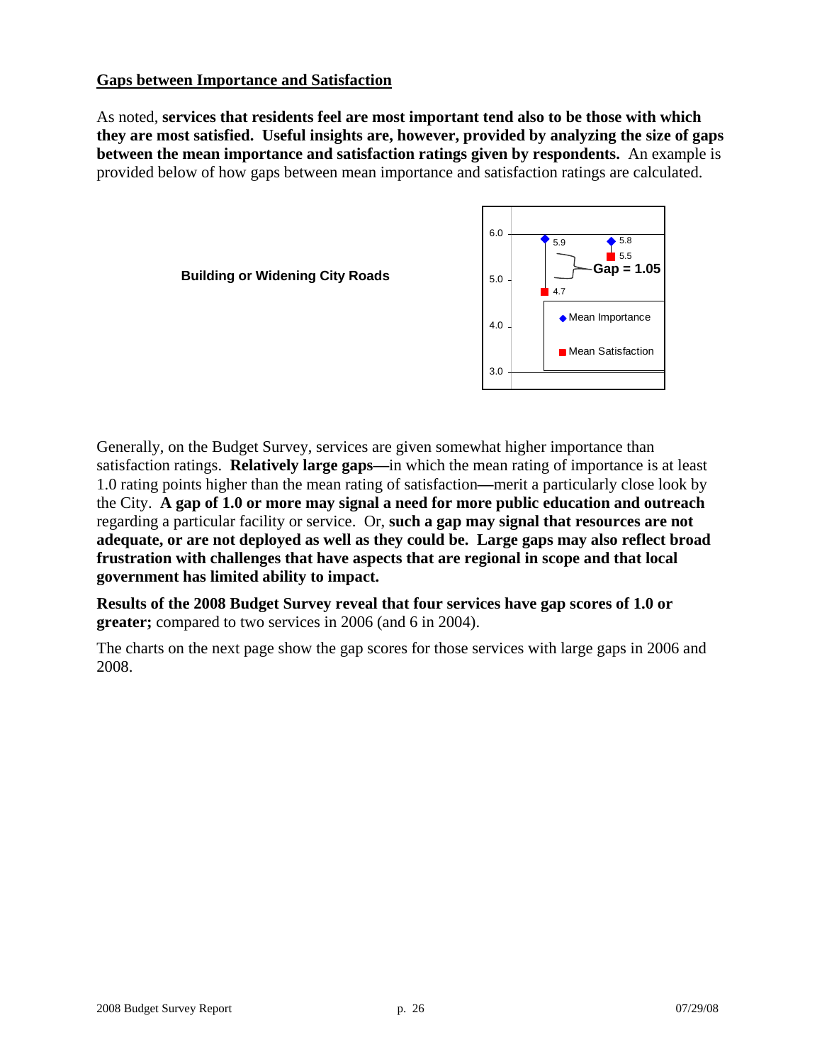## Gaps between Importance and Satisfaction

As noted, **services that residents feel are most important tend also to be those with which they are most satisfied. Useful insights are, however, provided by analyzing the size of gaps between the mean importance and satisfaction ratings given by respondents.** An example is provided below of how gaps between mean importance and satisfaction ratings are calculated.

**Building or Widening City Roads**

6.0
5.0
4.0
3.0
5.9
4.7
5.8
5.5
Gap = 1.05
Mean Importance
Mean Satisfaction

Generally, on the Budget Survey, services are given somewhat higher importance than satisfaction ratings. **Relatively large gaps—**in which the mean rating of importance is at least 1.0 rating points higher than the mean rating of satisfaction**—**merit a particularly close look by the City. **A gap of 1.0 or more may signal a need for more public education and outreach** regarding a particular facility or service. Or, **such a gap may signal that resources are not adequate, or are not deployed as well as they could be. Large gaps may also reflect broad frustration with challenges that have aspects that are regional in scope and that local government has limited ability to impact.**

**Results of the 2008 Budget Survey reveal that four services have gap scores of 1.0 or greater;** compared to two services in 2006 (and 6 in 2004).

The charts on the next page show the gap scores for those services with large gaps in 2006 and 2008.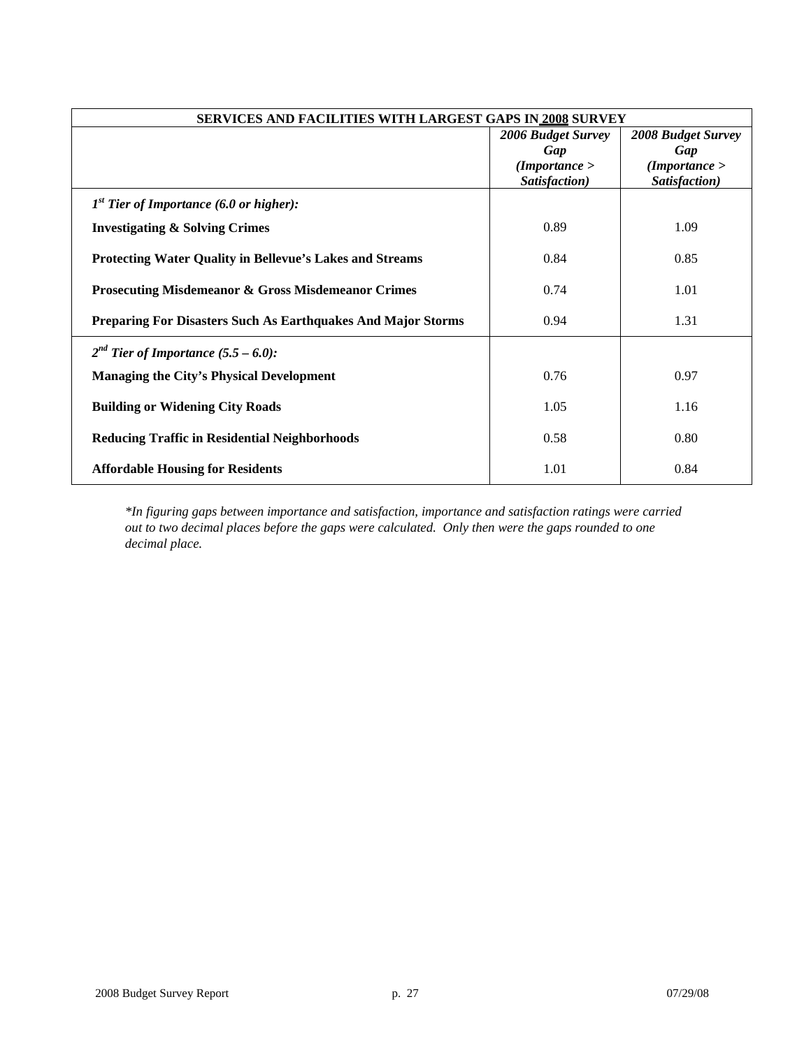| SERVICES AND FACILITIES WITH LARGEST GAPS IN 2008 SURVEY | | |
|---|---|---|
| | *2006 Budget Survey Gap (Importance > Satisfaction)* | *2008 Budget Survey Gap (Importance > Satisfaction)* |
| ***1st Tier of Importance (6.0 or higher):*** | | |
| **Investigating & Solving Crimes** | 0.89 | 1.09 |
| **Protecting Water Quality in Bellevue's Lakes and Streams** | 0.84 | 0.85 |
| **Prosecuting Misdemeanor & Gross Misdemeanor Crimes** | 0.74 | 1.01 |
| **Preparing For Disasters Such As Earthquakes And Major Storms** | 0.94 | 1.31 |
| ***2nd Tier of Importance (5.5 – 6.0):*** | | |
| **Managing the City's Physical Development** | 0.76 | 0.97 |
| **Building or Widening City Roads** | 1.05 | 1.16 |
| **Reducing Traffic in Residential Neighborhoods** | 0.58 | 0.80 |
| **Affordable Housing for Residents** | 1.01 | 0.84 |

*\*In figuring gaps between importance and satisfaction, importance and satisfaction ratings were carried out to two decimal places before the gaps were calculated. Only then were the gaps rounded to one decimal place.*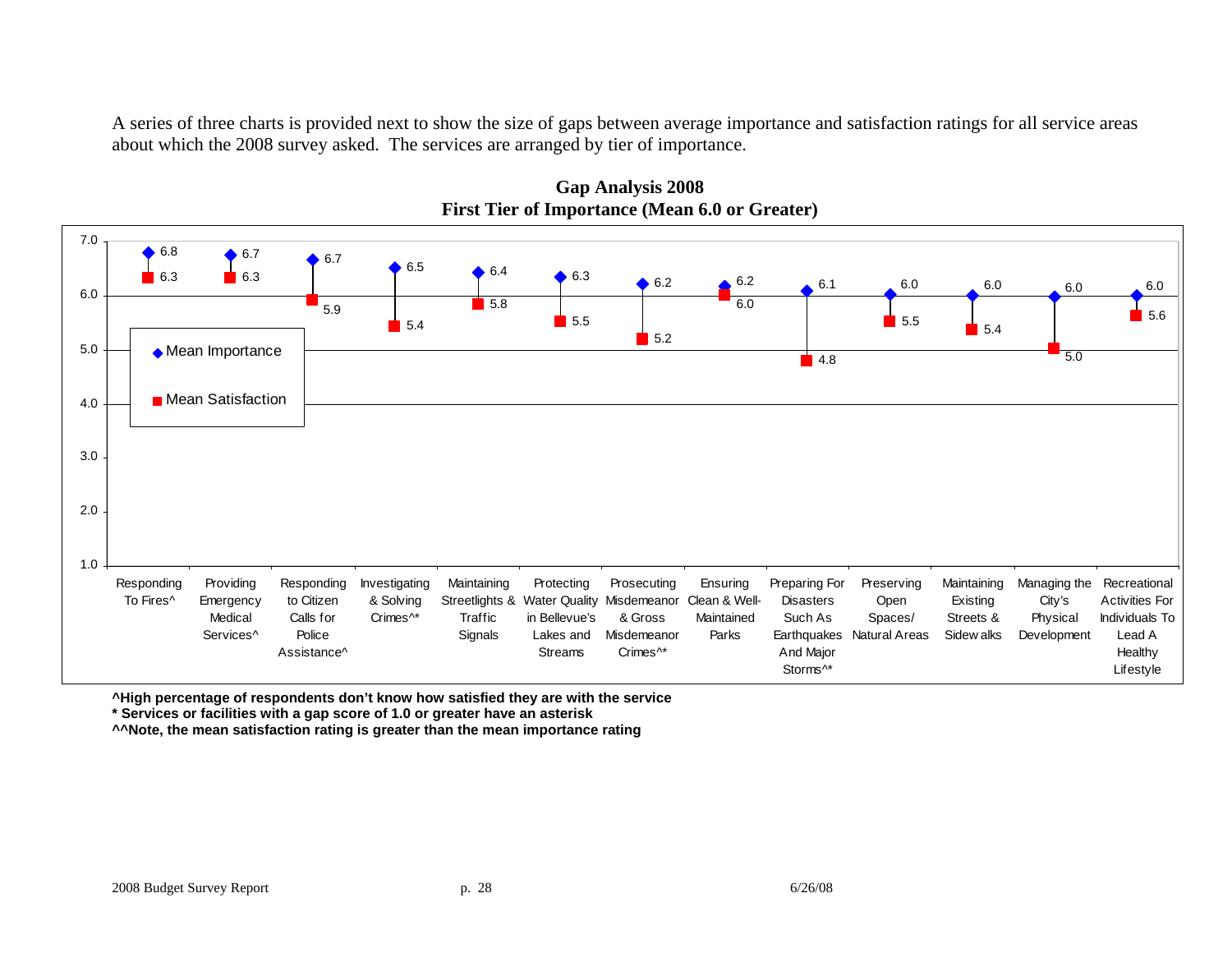A series of three charts is provided next to show the size of gaps between average importance and satisfaction ratings for all service areas about which the 2008 survey asked. The services are arranged by tier of importance.

**Gap Analysis 2008**
**First Tier of Importance (Mean 6.0 or Greater)**

7.0
6.0
5.0
4.0
3.0
2.0
1.0

Mean Importance
Mean Satisfaction

Responding To Fires^ 6.8 6.3
Providing Emergency Medical Services^ 6.7 6.3
Responding to Citizen Calls for Police Assistance^ 6.7 5.9
Investigating & Solving Crimes^* 6.5 5.4
Maintaining Streetlights & Traffic Signals 6.4 5.8
Protecting Water Quality in Bellevue's Lakes and Streams 6.3 5.5
Prosecuting Misdemeanor & Gross Misdemeanor Crimes^* 6.2 5.2
Ensuring Clean & Well-Maintained Parks 6.2 6.0
Preparing For Disasters Such As Earthquakes And Major Storms^* 6.1 4.8
Preserving Open Spaces/ Natural Areas 6.0 5.5
Maintaining Existing Streets & Sidewalks 6.0 5.4
Managing the City's Physical Development 6.0 5.0
Recreational Activities For Individuals To Lead A Healthy Lifestyle 6.0 5.6

**^High percentage of respondents don't know how satisfied they are with the service**
**\* Services or facilities with a gap score of 1.0 or greater have an asterisk**
**^^Note, the mean satisfaction rating is greater than the mean importance rating**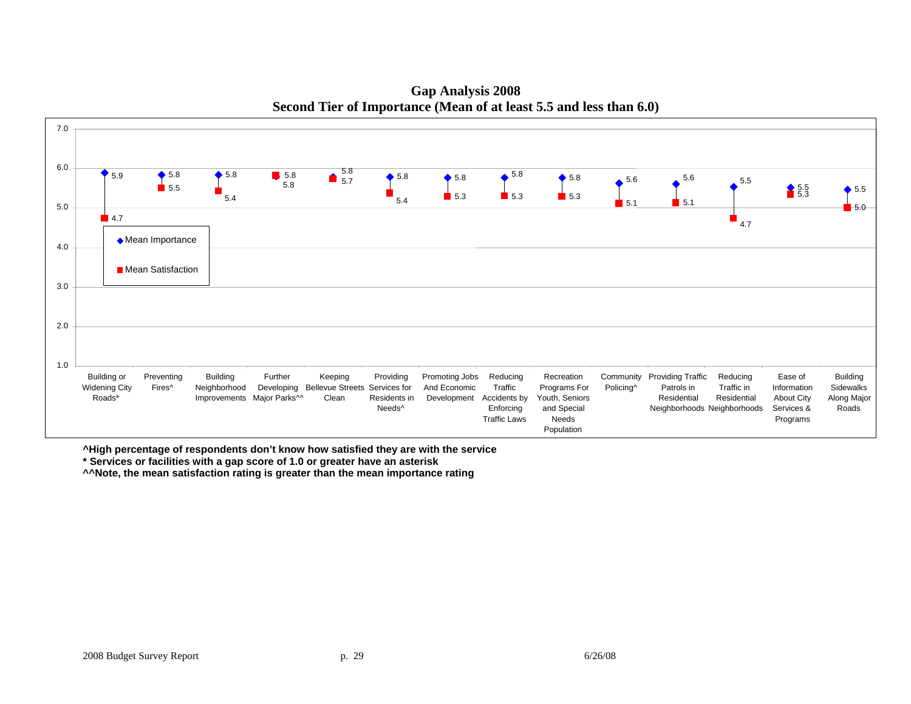**Gap Analysis 2008**
**Second Tier of Importance (Mean of at least 5.5 and less than 6.0)**

7.0
6.0
5.0
4.0
3.0
2.0
1.0

Mean Importance
Mean Satisfaction

5.9
4.7
5.8
5.5
5.8
5.4
5.8
5.8
5.8
5.7
5.8
5.4
5.8
5.3
5.8
5.3
5.8
5.3
5.6
5.1
5.6
5.1
5.5
4.7
5.5
5.3
5.5
5.0

Building or Widening City Roads*
Preventing Fires^
Building Neighborhood Improvements
Further Developing Major Parks^^
Keeping Bellevue Streets Clean
Providing Services for Residents in Needs^
Promoting Jobs And Economic Development
Reducing Traffic Accidents by Enforcing Traffic Laws
Recreation Programs For Youth, Seniors and Special Needs Population
Community Policing^
Providing Traffic Patrols in Residential Neighborhoods
Reducing Traffic in Residential Neighborhoods
Ease of Information About City Services & Programs
Building Sidewalks Along Major Roads

**^High percentage of respondents don't know how satisfied they are with the service**
**\* Services or facilities with a gap score of 1.0 or greater have an asterisk**
**^^Note, the mean satisfaction rating is greater than the mean importance rating**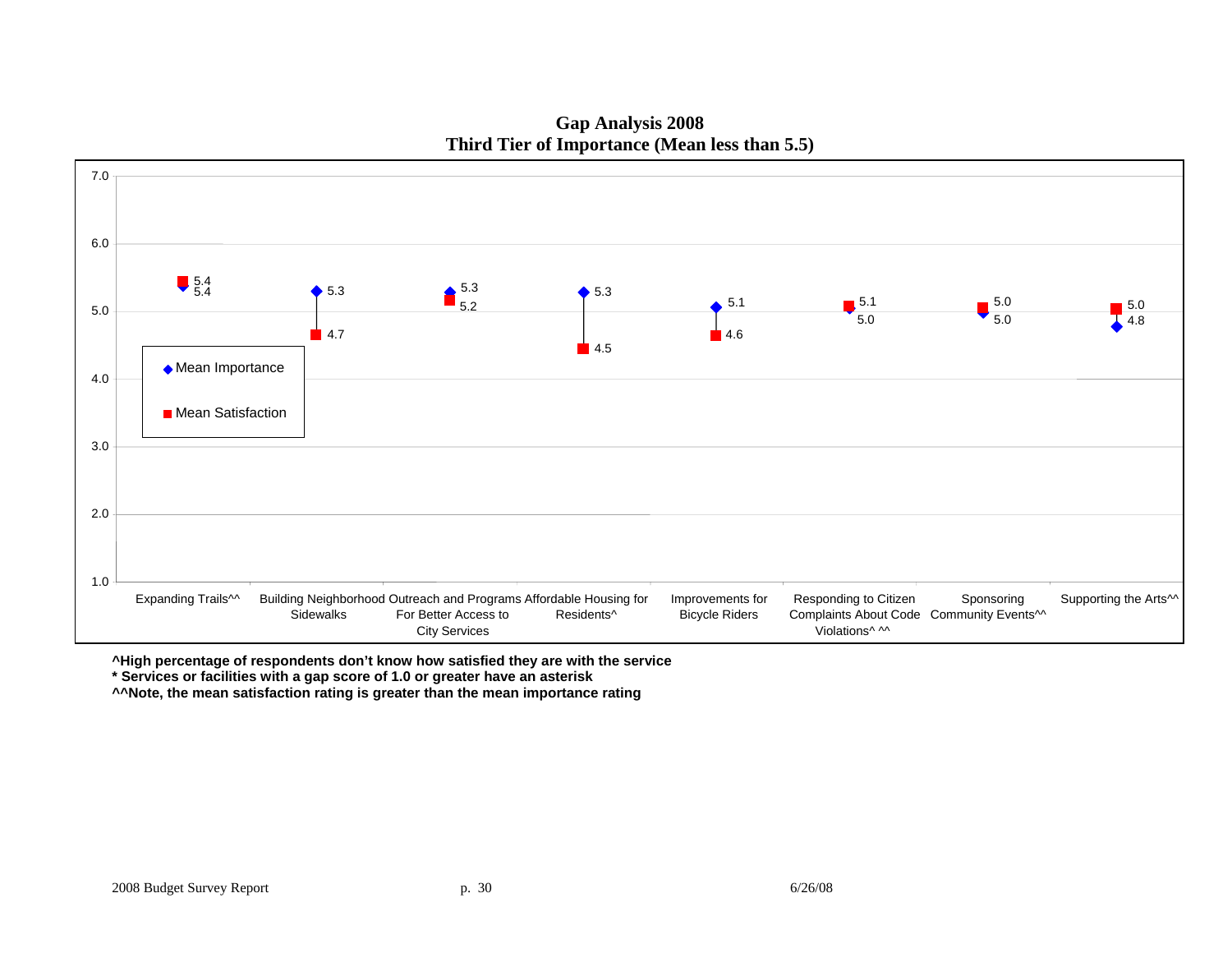**Gap Analysis 2008**
**Third Tier of Importance (Mean less than 5.5)**

7.0
6.0
5.0
4.0
3.0
2.0
1.0

Mean Importance
Mean Satisfaction

Expanding Trails^^
5.4
5.4

Building Neighborhood Sidewalks
5.3
4.7

Outreach and Programs For Better Access to City Services
5.3
5.2

Affordable Housing for Residents^
5.3
4.5

Improvements for Bicycle Riders
5.1
4.6

Responding to Citizen Complaints About Code Violations^ ^^
5.1
5.0

Sponsoring Community Events^^
5.0
5.0

Supporting the Arts^^
5.0
4.8

**^High percentage of respondents don’t know how satisfied they are with the service**
**\* Services or facilities with a gap score of 1.0 or greater have an asterisk**
**^^Note, the mean satisfaction rating is greater than the mean importance rating**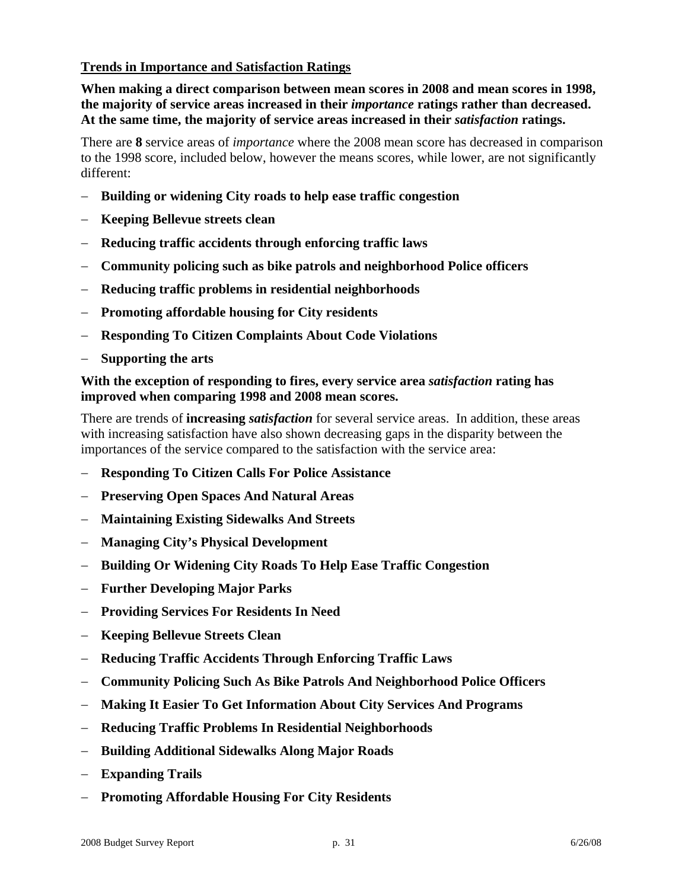**Trends in Importance and Satisfaction Ratings**

**When making a direct comparison between mean scores in 2008 and mean scores in 1998, the majority of service areas increased in their *importance* ratings rather than decreased. At the same time, the majority of service areas increased in their *satisfaction* ratings.**

There are **8** service areas of *importance* where the 2008 mean score has decreased in comparison to the 1998 score, included below, however the means scores, while lower, are not significantly different:

- **Building or widening City roads to help ease traffic congestion**
- **Keeping Bellevue streets clean**
- **Reducing traffic accidents through enforcing traffic laws**
- **Community policing such as bike patrols and neighborhood Police officers**
- **Reducing traffic problems in residential neighborhoods**
- **Promoting affordable housing for City residents**
- **Responding To Citizen Complaints About Code Violations**
- **Supporting the arts**

**With the exception of responding to fires, every service area *satisfaction* rating has improved when comparing 1998 and 2008 mean scores.**

There are trends of **increasing *satisfaction*** for several service areas. In addition, these areas with increasing satisfaction have also shown decreasing gaps in the disparity between the importances of the service compared to the satisfaction with the service area:

- **Responding To Citizen Calls For Police Assistance**
- **Preserving Open Spaces And Natural Areas**
- **Maintaining Existing Sidewalks And Streets**
- **Managing City's Physical Development**
- **Building Or Widening City Roads To Help Ease Traffic Congestion**
- **Further Developing Major Parks**
- **Providing Services For Residents In Need**
- **Keeping Bellevue Streets Clean**
- **Reducing Traffic Accidents Through Enforcing Traffic Laws**
- **Community Policing Such As Bike Patrols And Neighborhood Police Officers**
- **Making It Easier To Get Information About City Services And Programs**
- **Reducing Traffic Problems In Residential Neighborhoods**
- **Building Additional Sidewalks Along Major Roads**
- **Expanding Trails**
- **Promoting Affordable Housing For City Residents**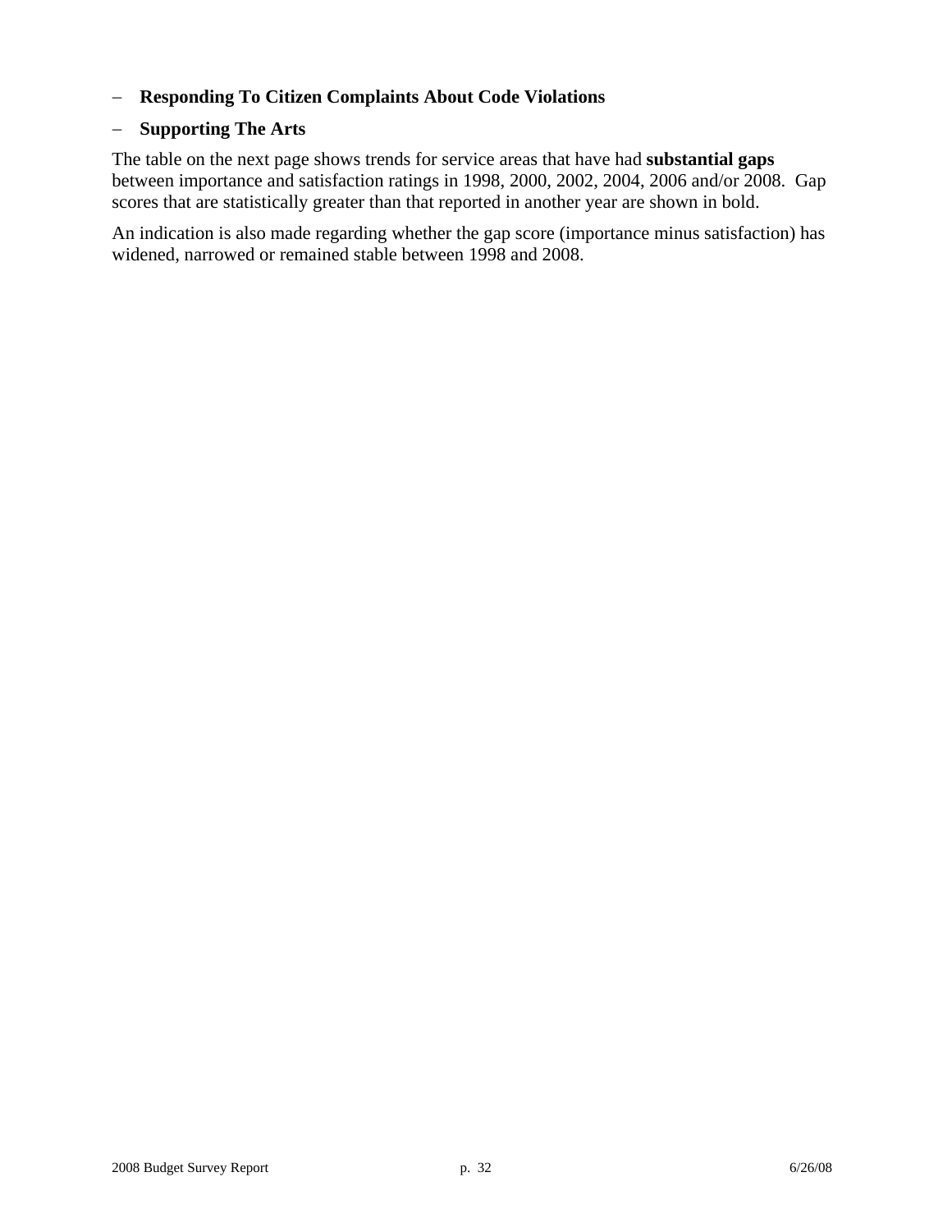- **Responding To Citizen Complaints About Code Violations**
- **Supporting The Arts**

The table on the next page shows trends for service areas that have had **substantial gaps** between importance and satisfaction ratings in 1998, 2000, 2002, 2004, 2006 and/or 2008. Gap scores that are statistically greater than that reported in another year are shown in bold.

An indication is also made regarding whether the gap score (importance minus satisfaction) has widened, narrowed or remained stable between 1998 and 2008.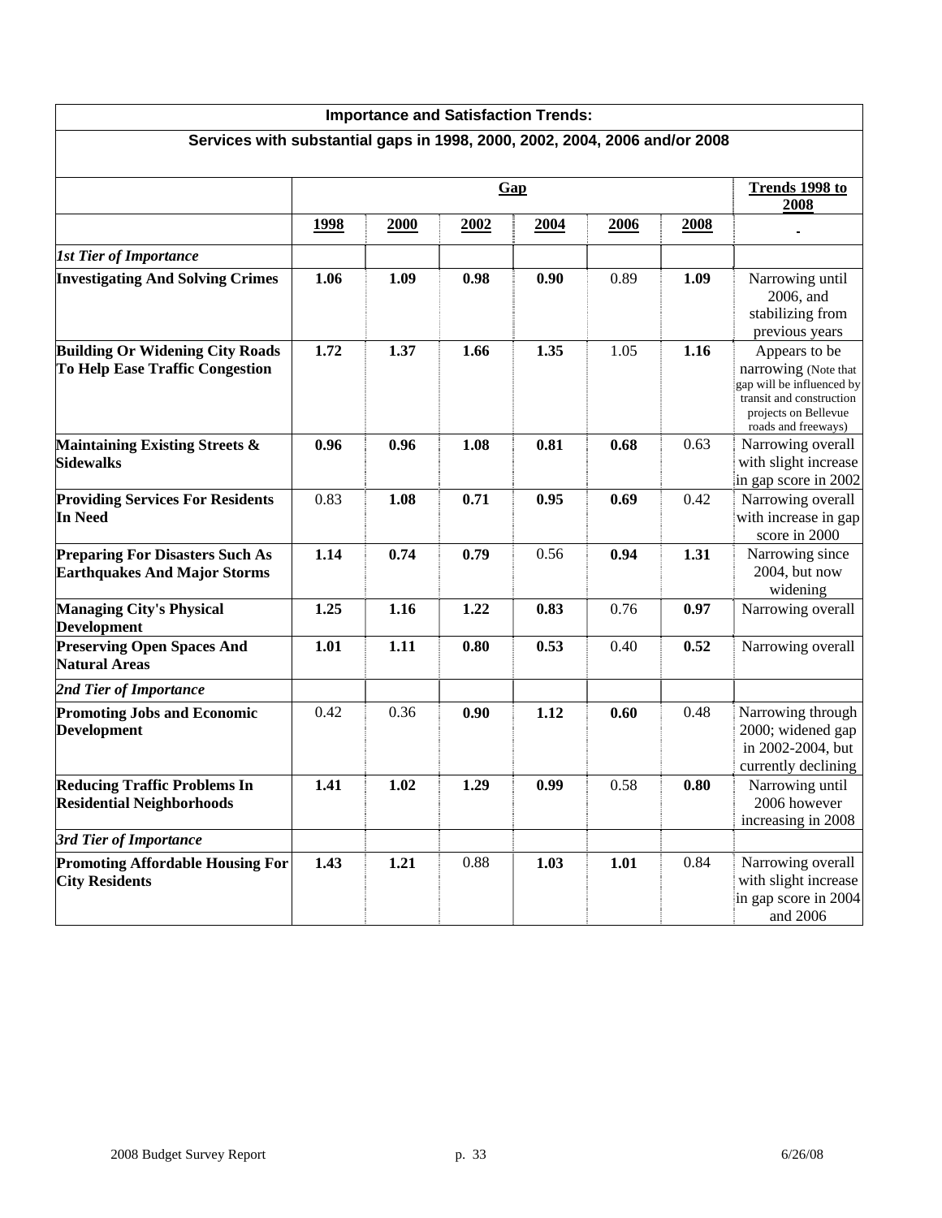| Importance and Satisfaction Trends: Services with substantial gaps in 1998, 2000, 2002, 2004, 2006 and/or 2008 | | | | | | | |
|---|---|---|---|---|---|---|---|
| | Gap | | | | | | Trends 1998 to 2008 |
| | **1998** | **2000** | **2002** | **2004** | **2006** | **2008** | |
| *1st Tier of Importance* | | | | | | | |
| **Investigating And Solving Crimes** | **1.06** | **1.09** | **0.98** | **0.90** | 0.89 | **1.09** | Narrowing until 2006, and stabilizing from previous years |
| **Building Or Widening City Roads To Help Ease Traffic Congestion** | **1.72** | **1.37** | **1.66** | **1.35** | 1.05 | **1.16** | Appears to be narrowing (Note that gap will be influenced by transit and construction projects on Bellevue roads and freeways) |
| **Maintaining Existing Streets & Sidewalks** | **0.96** | **0.96** | **1.08** | **0.81** | **0.68** | 0.63 | Narrowing overall with slight increase in gap score in 2002 |
| **Providing Services For Residents In Need** | 0.83 | **1.08** | **0.71** | **0.95** | **0.69** | 0.42 | Narrowing overall with increase in gap score in 2000 |
| **Preparing For Disasters Such As Earthquakes And Major Storms** | **1.14** | **0.74** | **0.79** | 0.56 | **0.94** | **1.31** | Narrowing since 2004, but now widening |
| **Managing City's Physical Development** | **1.25** | **1.16** | **1.22** | **0.83** | 0.76 | **0.97** | Narrowing overall |
| **Preserving Open Spaces And Natural Areas** | **1.01** | **1.11** | **0.80** | **0.53** | 0.40 | **0.52** | Narrowing overall |
| *2nd Tier of Importance* | | | | | | | |
| **Promoting Jobs and Economic Development** | 0.42 | 0.36 | **0.90** | **1.12** | **0.60** | 0.48 | Narrowing through 2000; widened gap in 2002-2004, but currently declining |
| **Reducing Traffic Problems In Residential Neighborhoods** | **1.41** | **1.02** | **1.29** | **0.99** | 0.58 | **0.80** | Narrowing until 2006 however increasing in 2008 |
| *3rd Tier of Importance* | | | | | | | |
| **Promoting Affordable Housing For City Residents** | **1.43** | **1.21** | 0.88 | **1.03** | **1.01** | 0.84 | Narrowing overall with slight increase in gap score in 2004 and 2006 |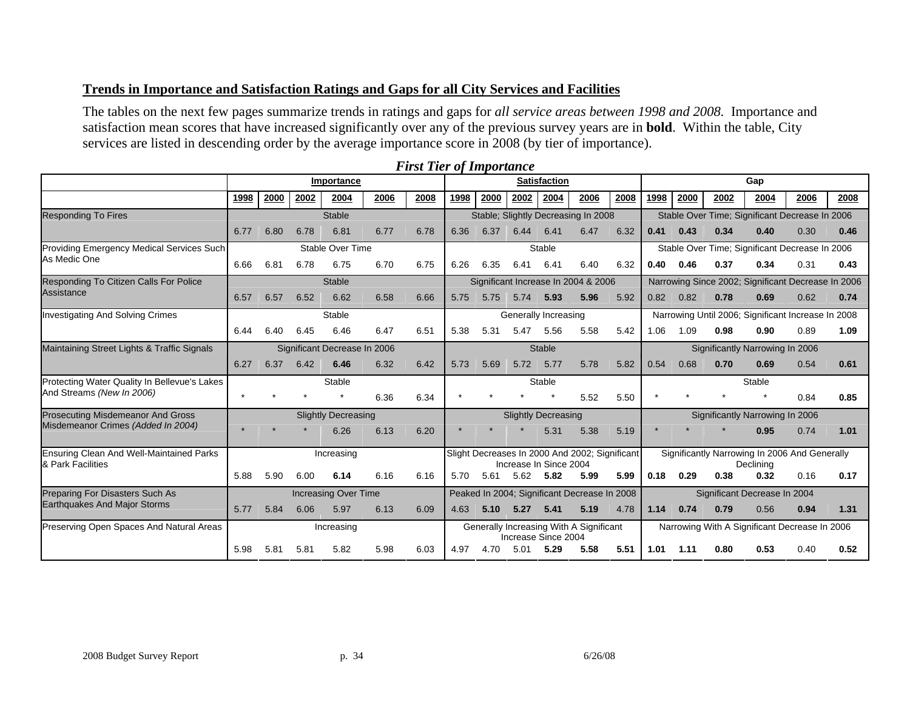**Trends in Importance and Satisfaction Ratings and Gaps for all City Services and Facilities**

The tables on the next few pages summarize trends in ratings and gaps for *all service areas between 1998 and 2008.* Importance and satisfaction mean scores that have increased significantly over any of the previous survey years are in **bold**. Within the table, City services are listed in descending order by the average importance score in 2008 (by tier of importance).

***First Tier of Importance***

| | Importance | | | | | | Satisfaction | | | | | | Gap | | | | | |
|---|---|---|---|---|---|---|---|---|---|---|---|---|---|---|---|---|---|---|
| | 1998 | 2000 | 2002 | 2004 | 2006 | 2008 | 1998 | 2000 | 2002 | 2004 | 2006 | 2008 | 1998 | 2000 | 2002 | 2004 | 2006 | 2008 |
| Responding To Fires | Stable | | | | | | Stable; Slightly Decreasing In 2008 | | | | | | Stable Over Time; Significant Decrease In 2006 | | | | | |
| | 6.77 | 6.80 | 6.78 | 6.81 | 6.77 | 6.78 | 6.36 | 6.37 | 6.44 | 6.41 | 6.47 | 6.32 | **0.41** | **0.43** | **0.34** | **0.40** | 0.30 | **0.46** |
| Providing Emergency Medical Services Such As Medic One | Stable Over Time | | | | | | Stable | | | | | | Stable Over Time; Significant Decrease In 2006 | | | | | |
| | 6.66 | 6.81 | 6.78 | 6.75 | 6.70 | 6.75 | 6.26 | 6.35 | 6.41 | 6.41 | 6.40 | 6.32 | **0.40** | **0.46** | **0.37** | **0.34** | 0.31 | **0.43** |
| Responding To Citizen Calls For Police Assistance | Stable | | | | | | Significant Increase In 2004 & 2006 | | | | | | Narrowing Since 2002; Significant Decrease In 2006 | | | | | |
| | 6.57 | 6.57 | 6.52 | 6.62 | 6.58 | 6.66 | 5.75 | 5.75 | 5.74 | **5.93** | **5.96** | 5.92 | 0.82 | 0.82 | **0.78** | **0.69** | 0.62 | **0.74** |
| Investigating And Solving Crimes | Stable | | | | | | Generally Increasing | | | | | | Narrowing Until 2006; Significant Increase In 2008 | | | | | |
| | 6.44 | 6.40 | 6.45 | 6.46 | 6.47 | 6.51 | 5.38 | 5.31 | 5.47 | 5.56 | 5.58 | 5.42 | 1.06 | 1.09 | **0.98** | **0.90** | 0.89 | **1.09** |
| Maintaining Street Lights & Traffic Signals | Significant Decrease In 2006 | | | | | | Stable | | | | | | Significantly Narrowing In 2006 | | | | | |
| | 6.27 | 6.37 | 6.42 | **6.46** | 6.32 | 6.42 | 5.73 | 5.69 | 5.72 | 5.77 | 5.78 | 5.82 | 0.54 | 0.68 | **0.70** | **0.69** | 0.54 | **0.61** |
| Protecting Water Quality In Bellevue's Lakes And Streams *(New In 2006)* | Stable | | | | | | Stable | | | | | | Stable | | | | | |
| | * | * | * | * | 6.36 | 6.34 | * | * | * | * | 5.52 | 5.50 | * | * | * | * | 0.84 | **0.85** |
| Prosecuting Misdemeanor And Gross Misdemeanor Crimes *(Added In 2004)* | Slightly Decreasing | | | | | | Slightly Decreasing | | | | | | Significantly Narrowing In 2006 | | | | | |
| | * | * | * | 6.26 | 6.13 | 6.20 | * | * | * | 5.31 | 5.38 | 5.19 | * | * | * | **0.95** | 0.74 | **1.01** |
| Ensuring Clean And Well-Maintained Parks & Park Facilities | Increasing | | | | | | Slight Decreases In 2000 And 2002; Significant Increase In Since 2004 | | | | | | Significantly Narrowing In 2006 And Generally Declining | | | | | |
| | 5.88 | 5.90 | 6.00 | **6.14** | 6.16 | 6.16 | 5.70 | 5.61 | 5.62 | **5.82** | **5.99** | **5.99** | **0.18** | **0.29** | **0.38** | **0.32** | 0.16 | **0.17** |
| Preparing For Disasters Such As Earthquakes And Major Storms | Increasing Over Time | | | | | | Peaked In 2004; Significant Decrease In 2008 | | | | | | Significant Decrease In 2004 | | | | | |
| | 5.77 | 5.84 | 6.06 | 5.97 | 6.13 | 6.09 | 4.63 | **5.10** | **5.27** | **5.41** | 5.19 | 4.78 | **1.14** | **0.74** | **0.79** | 0.56 | **0.94** | **1.31** |
| Preserving Open Spaces And Natural Areas | Increasing | | | | | | Generally Increasing With A Significant Increase Since 2004 | | | | | | Narrowing With A Significant Decrease In 2006 | | | | | |
| | 5.98 | 5.81 | 5.81 | 5.82 | 5.98 | 6.03 | 4.97 | 4.70 | 5.01 | **5.29** | **5.58** | **5.51** | **1.01** | **1.11** | **0.80** | **0.53** | 0.40 | **0.52** |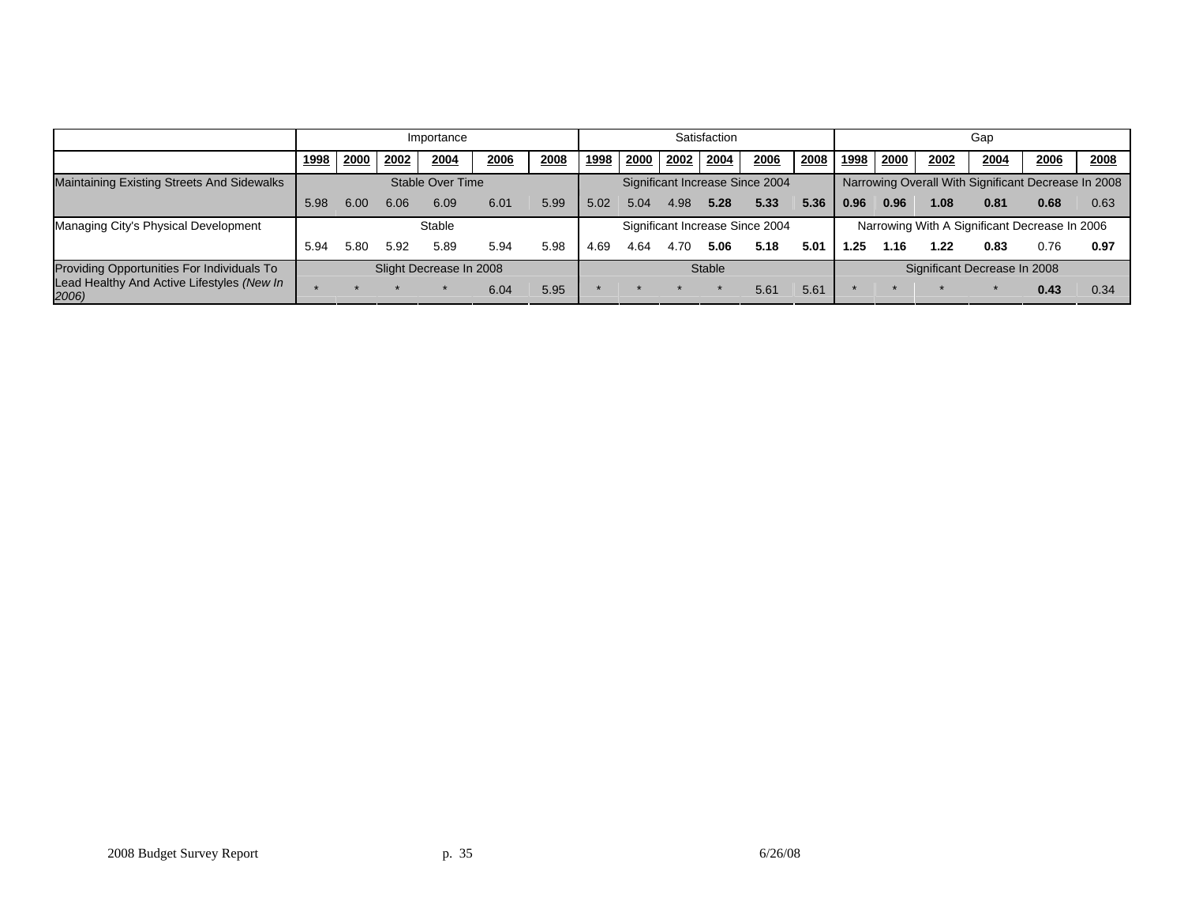| | Importance | | | | | | Satisfaction | | | | | | Gap | | | | | |
|---|---|---|---|---|---|---|---|---|---|---|---|---|---|---|---|---|---|---|
| | 1998 | 2000 | 2002 | 2004 | 2006 | 2008 | 1998 | 2000 | 2002 | 2004 | 2006 | 2008 | 1998 | 2000 | 2002 | 2004 | 2006 | 2008 |
| Maintaining Existing Streets And Sidewalks | Stable Over Time | | | | | | Significant Increase Since 2004 | | | | | | Narrowing Overall With Significant Decrease In 2008 | | | | | |
| | 5.98 | 6.00 | 6.06 | 6.09 | 6.01 | 5.99 | 5.02 | 5.04 | 4.98 | **5.28** | **5.33** | **5.36** | **0.96** | **0.96** | **1.08** | **0.81** | **0.68** | 0.63 |
| Managing City's Physical Development | Stable | | | | | | Significant Increase Since 2004 | | | | | | Narrowing With A Significant Decrease In 2006 | | | | | |
| | 5.94 | 5.80 | 5.92 | 5.89 | 5.94 | 5.98 | 4.69 | 4.64 | 4.70 | **5.06** | **5.18** | **5.01** | **1.25** | **1.16** | **1.22** | **0.83** | 0.76 | **0.97** |
| Providing Opportunities For Individuals To Lead Healthy And Active Lifestyles *(New In 2006)* | Slight Decrease In 2008 | | | | | | Stable | | | | | | Significant Decrease In 2008 | | | | | |
| | * | * | * | * | 6.04 | 5.95 | * | * | * | * | 5.61 | 5.61 | * | * | * | * | **0.43** | 0.34 |

2008 Budget Survey Report p. 35 6/26/08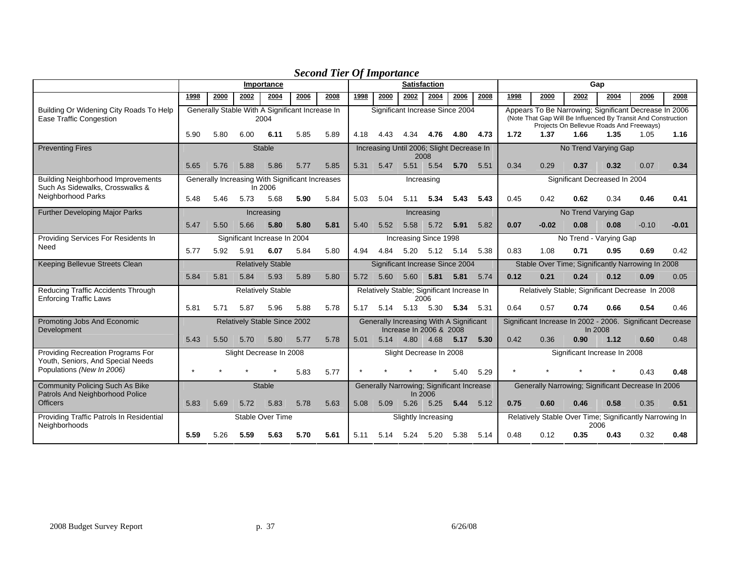## *Second Tier Of Importance*

| | Importance | | | | | | Satisfaction | | | | | | Gap | | | | | |
|---|---|---|---|---|---|---|---|---|---|---|---|---|---|---|---|---|---|---|
| | 1998 | 2000 | 2002 | 2004 | 2006 | 2008 | 1998 | 2000 | 2002 | 2004 | 2006 | 2008 | 1998 | 2000 | 2002 | 2004 | 2006 | 2008 |
| Building Or Widening City Roads To Help Ease Traffic Congestion | Generally Stable With A Significant Increase In 2004 | | | | | | Significant Increase Since 2004 | | | | | | Appears To Be Narrowing; Significant Decrease In 2006 (Note That Gap Will Be Influenced By Transit And Construction Projects On Bellevue Roads And Freeways) | | | | | |
| | 5.90 | 5.80 | 6.00 | **6.11** | 5.85 | 5.89 | 4.18 | 4.43 | 4.34 | **4.76** | **4.80** | **4.73** | **1.72** | **1.37** | **1.66** | **1.35** | 1.05 | **1.16** |
| Preventing Fires | Stable | | | | | | Increasing Until 2006; Slight Decrease In 2008 | | | | | | No Trend Varying Gap | | | | | |
| | 5.65 | 5.76 | 5.88 | 5.86 | 5.77 | 5.85 | 5.31 | 5.47 | 5.51 | 5.54 | **5.70** | 5.51 | 0.34 | 0.29 | **0.37** | **0.32** | 0.07 | **0.34** |
| Building Neighborhood Improvements Such As Sidewalks, Crosswalks & Neighborhood Parks | Generally Increasing With Significant Increases In 2006 | | | | | | Increasing | | | | | | Significant Decreased In 2004 | | | | | |
| | 5.48 | 5.46 | 5.73 | 5.68 | **5.90** | 5.84 | 5.03 | 5.04 | 5.11 | **5.34** | **5.43** | **5.43** | 0.45 | 0.42 | **0.62** | 0.34 | **0.46** | **0.41** |
| Further Developing Major Parks | Increasing | | | | | | Increasing | | | | | | No Trend Varying Gap | | | | | |
| | 5.47 | 5.50 | 5.66 | **5.80** | **5.80** | **5.81** | 5.40 | 5.52 | 5.58 | 5.72 | **5.91** | 5.82 | **0.07** | **-0.02** | **0.08** | **0.08** | -0.10 | **-0.01** |
| Providing Services For Residents In Need | Significant Increase In 2004 | | | | | | Increasing Since 1998 | | | | | | No Trend - Varying Gap | | | | | |
| | 5.77 | 5.92 | 5.91 | **6.07** | 5.84 | 5.80 | 4.94 | 4.84 | 5.20 | 5.12 | 5.14 | 5.38 | 0.83 | 1.08 | **0.71** | **0.95** | **0.69** | 0.42 |
| Keeping Bellevue Streets Clean | Relatively Stable | | | | | | Significant Increase Since 2004 | | | | | | Stable Over Time; Significantly Narrowing In 2008 | | | | | |
| | 5.84 | 5.81 | 5.84 | 5.93 | 5.89 | 5.80 | 5.72 | 5.60 | 5.60 | **5.81** | **5.81** | 5.74 | **0.12** | **0.21** | **0.24** | **0.12** | 0.09 | 0.05 |
| Reducing Traffic Accidents Through Enforcing Traffic Laws | Relatively Stable | | | | | | Relatively Stable; Significant Increase In 2006 | | | | | | Relatively Stable; Significant Decrease In 2008 | | | | | |
| | 5.81 | 5.71 | 5.87 | 5.96 | 5.88 | 5.78 | 5.17 | 5.14 | 5.13 | 5.30 | **5.34** | 5.31 | 0.64 | 0.57 | **0.74** | **0.66** | **0.54** | 0.46 |
| Promoting Jobs And Economic Development | Relatively Stable Since 2002 | | | | | | Generally Increasing With A Significant Increase In 2006 & 2008 | | | | | | Significant Increase In 2002 - 2006. Significant Decrease In 2008 | | | | | |
| | 5.43 | 5.50 | 5.70 | 5.80 | 5.77 | 5.78 | 5.01 | 5.14 | 4.80 | 4.68 | **5.17** | **5.30** | 0.42 | 0.36 | **0.90** | **1.12** | **0.60** | 0.48 |
| Providing Recreation Programs For Youth, Seniors, And Special Needs Populations *(New In 2006)* | Slight Decrease In 2008 | | | | | | Slight Decrease In 2008 | | | | | | Significant Increase In 2008 | | | | | |
| | * | * | * | * | 5.83 | 5.77 | * | * | * | * | 5.40 | 5.29 | * | * | * | * | 0.43 | **0.48** |
| Community Policing Such As Bike Patrols And Neighborhood Police Officers | Stable | | | | | | Generally Narrowing; Significant Increase In 2006 | | | | | | Generally Narrowing; Significant Decrease In 2006 | | | | | |
| | 5.83 | 5.69 | 5.72 | 5.83 | 5.78 | 5.63 | 5.08 | 5.09 | 5.26 | 5.25 | **5.44** | 5.12 | **0.75** | **0.60** | **0.46** | **0.58** | 0.35 | **0.51** |
| Providing Traffic Patrols In Residential Neighborhoods | Stable Over Time | | | | | | Slightly Increasing | | | | | | Relatively Stable Over Time; Significantly Narrowing In 2006 | | | | | |
| | **5.59** | 5.26 | **5.59** | **5.63** | **5.70** | **5.61** | 5.11 | 5.14 | 5.24 | 5.20 | 5.38 | 5.14 | 0.48 | 0.12 | **0.35** | **0.43** | 0.32 | **0.48** |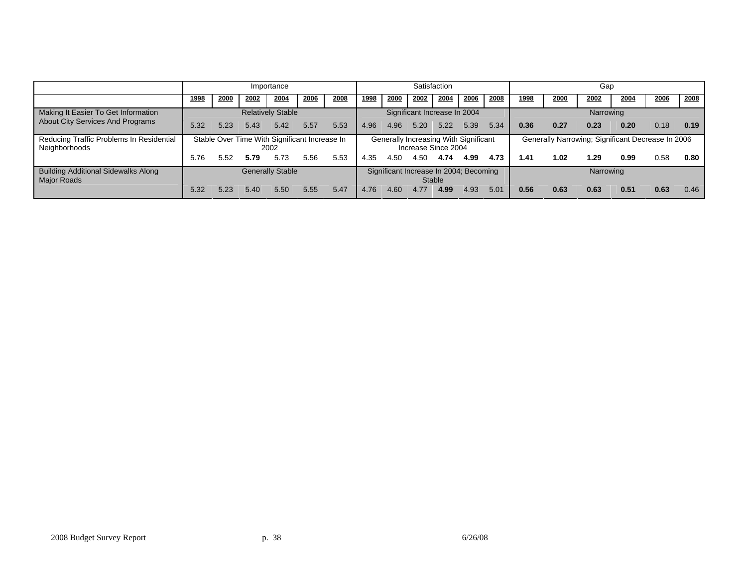| | Importance | | | | | | Satisfaction | | | | | | Gap | | | | | |
|---|---|---|---|---|---|---|---|---|---|---|---|---|---|---|---|---|---|---|
| | 1998 | 2000 | 2002 | 2004 | 2006 | 2008 | 1998 | 2000 | 2002 | 2004 | 2006 | 2008 | 1998 | 2000 | 2002 | 2004 | 2006 | 2008 |
| Making It Easier To Get Information About City Services And Programs | Relatively Stable | | | | | | Significant Increase In 2004 | | | | | | Narrowing | | | | | |
| | 5.32 | 5.23 | 5.43 | 5.42 | 5.57 | 5.53 | 4.96 | 4.96 | 5.20 | 5.22 | 5.39 | 5.34 | **0.36** | **0.27** | **0.23** | **0.20** | 0.18 | **0.19** |
| Reducing Traffic Problems In Residential Neighborhoods | Stable Over Time With Significant Increase In 2002 | | | | | | Generally Increasing With Significant Increase Since 2004 | | | | | | Generally Narrowing; Significant Decrease In 2006 | | | | | |
| | 5.76 | 5.52 | **5.79** | 5.73 | 5.56 | 5.53 | 4.35 | 4.50 | 4.50 | **4.74** | **4.99** | **4.73** | **1.41** | **1.02** | **1.29** | **0.99** | 0.58 | **0.80** |
| Building Additional Sidewalks Along Major Roads | Generally Stable | | | | | | Significant Increase In 2004; Becoming Stable | | | | | | Narrowing | | | | | |
| | 5.32 | 5.23 | 5.40 | 5.50 | 5.55 | 5.47 | 4.76 | 4.60 | 4.77 | **4.99** | 4.93 | 5.01 | **0.56** | **0.63** | **0.63** | **0.51** | **0.63** | 0.46 |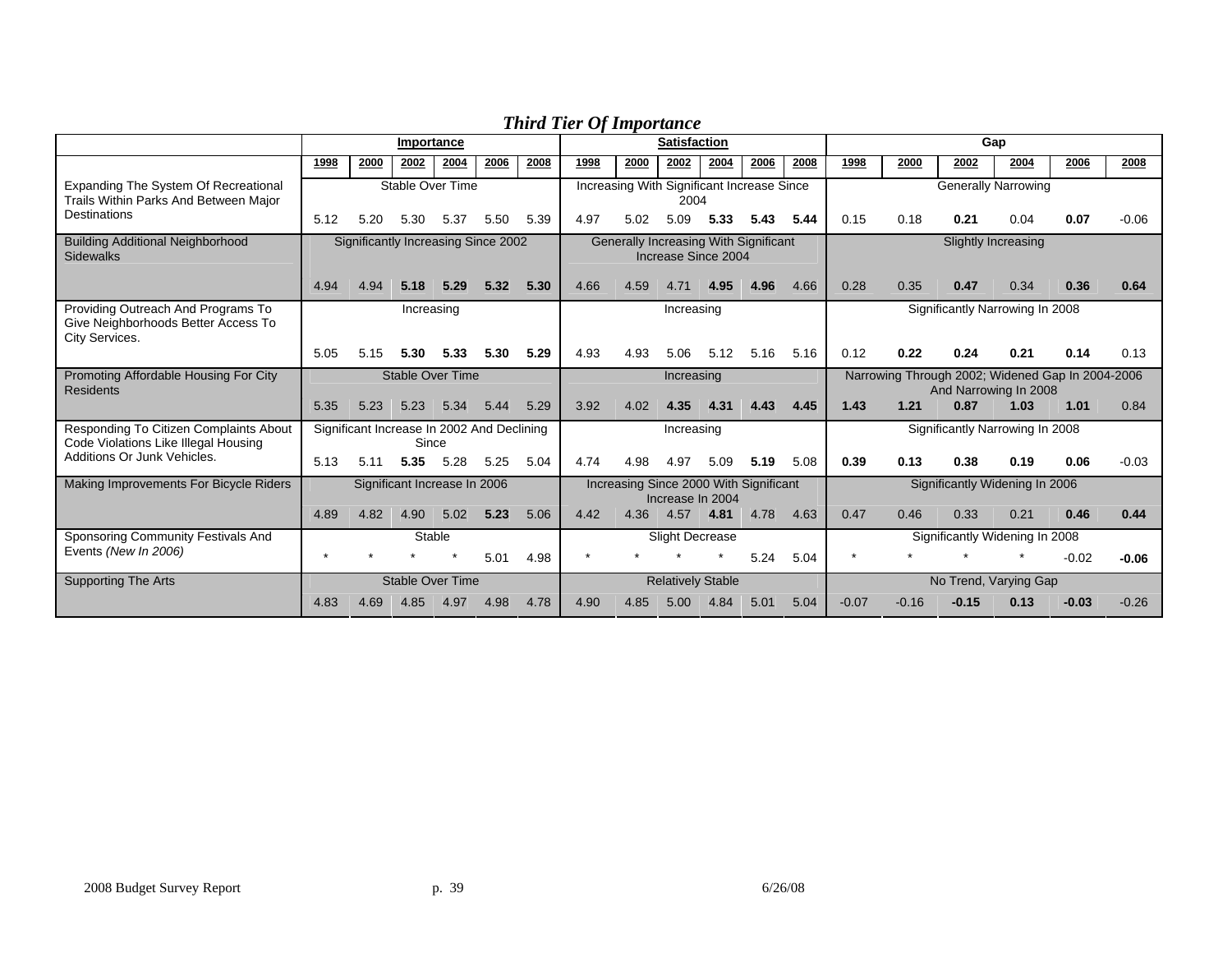## *Third Tier Of Importance*

| | Importance | | | | | | Satisfaction | | | | | | Gap | | | | | |
|---|---|---|---|---|---|---|---|---|---|---|---|---|---|---|---|---|---|---|
| | 1998 | 2000 | 2002 | 2004 | 2006 | 2008 | 1998 | 2000 | 2002 | 2004 | 2006 | 2008 | 1998 | 2000 | 2002 | 2004 | 2006 | 2008 |
| Expanding The System Of Recreational Trails Within Parks And Between Major Destinations | Stable Over Time | | | | | | Increasing With Significant Increase Since 2004 | | | | | | Generally Narrowing | | | | | |
| | 5.12 | 5.20 | 5.30 | 5.37 | 5.50 | 5.39 | 4.97 | 5.02 | 5.09 | **5.33** | **5.43** | **5.44** | 0.15 | 0.18 | **0.21** | 0.04 | **0.07** | -0.06 |
| Building Additional Neighborhood Sidewalks | Significantly Increasing Since 2002 | | | | | | Generally Increasing With Significant Increase Since 2004 | | | | | | Slightly Increasing | | | | | |
| | 4.94 | 4.94 | **5.18** | **5.29** | **5.32** | **5.30** | 4.66 | 4.59 | 4.71 | **4.95** | **4.96** | 4.66 | 0.28 | 0.35 | **0.47** | 0.34 | **0.36** | **0.64** |
| Providing Outreach And Programs To Give Neighborhoods Better Access To City Services. | Increasing | | | | | | Increasing | | | | | | Significantly Narrowing In 2008 | | | | | |
| | 5.05 | 5.15 | **5.30** | **5.33** | **5.30** | **5.29** | 4.93 | 4.93 | 5.06 | 5.12 | 5.16 | 5.16 | 0.12 | **0.22** | **0.24** | **0.21** | **0.14** | 0.13 |
| Promoting Affordable Housing For City Residents | Stable Over Time | | | | | | Increasing | | | | | | Narrowing Through 2002; Widened Gap In 2004-2006 And Narrowing In 2008 | | | | | |
| | 5.35 | 5.23 | 5.23 | 5.34 | 5.44 | 5.29 | 3.92 | 4.02 | **4.35** | **4.31** | **4.43** | **4.45** | **1.43** | **1.21** | **0.87** | **1.03** | **1.01** | 0.84 |
| Responding To Citizen Complaints About Code Violations Like Illegal Housing Additions Or Junk Vehicles. | Significant Increase In 2002 And Declining Since | | | | | | Increasing | | | | | | Significantly Narrowing In 2008 | | | | | |
| | 5.13 | 5.11 | **5.35** | 5.28 | 5.25 | 5.04 | 4.74 | 4.98 | 4.97 | 5.09 | **5.19** | 5.08 | **0.39** | **0.13** | **0.38** | **0.19** | **0.06** | -0.03 |
| Making Improvements For Bicycle Riders | Significant Increase In 2006 | | | | | | Increasing Since 2000 With Significant Increase In 2004 | | | | | | Significantly Widening In 2006 | | | | | |
| | 4.89 | 4.82 | 4.90 | 5.02 | **5.23** | 5.06 | 4.42 | 4.36 | 4.57 | **4.81** | 4.78 | 4.63 | 0.47 | 0.46 | 0.33 | 0.21 | **0.46** | **0.44** |
| Sponsoring Community Festivals And Events *(New In 2006)* | Stable | | | | | | Slight Decrease | | | | | | Significantly Widening In 2008 | | | | | |
| | * | * | * | * | 5.01 | 4.98 | * | * | * | * | 5.24 | 5.04 | * | * | * | * | -0.02 | **-0.06** |
| Supporting The Arts | Stable Over Time | | | | | | Relatively Stable | | | | | | No Trend, Varying Gap | | | | | |
| | 4.83 | 4.69 | 4.85 | 4.97 | 4.98 | 4.78 | 4.90 | 4.85 | 5.00 | 4.84 | 5.01 | 5.04 | -0.07 | -0.16 | **-0.15** | **0.13** | **-0.03** | -0.26 |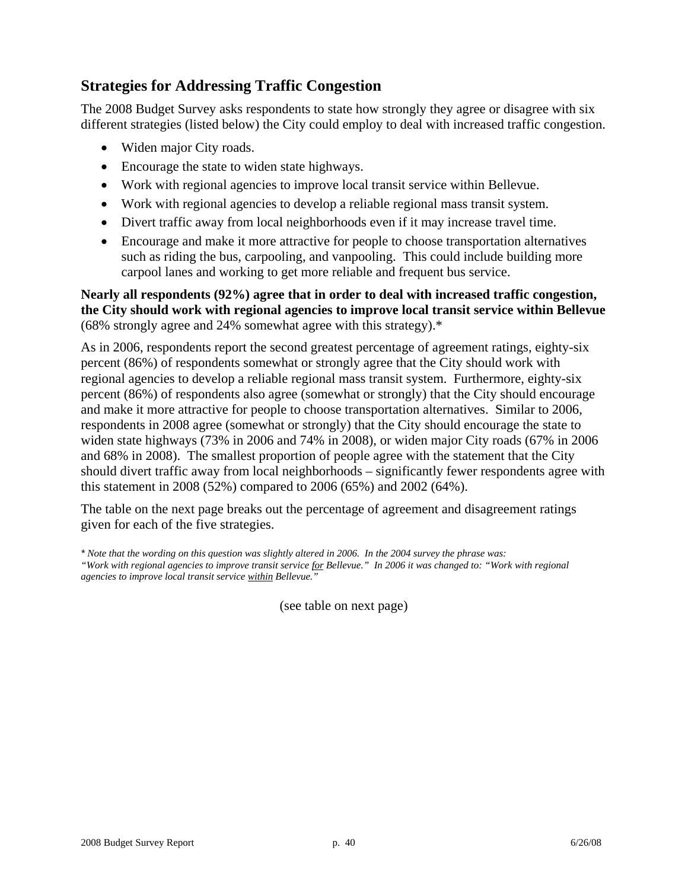## Strategies for Addressing Traffic Congestion

The 2008 Budget Survey asks respondents to state how strongly they agree or disagree with six different strategies (listed below) the City could employ to deal with increased traffic congestion.

- Widen major City roads.
- Encourage the state to widen state highways.
- Work with regional agencies to improve local transit service within Bellevue.
- Work with regional agencies to develop a reliable regional mass transit system.
- Divert traffic away from local neighborhoods even if it may increase travel time.
- Encourage and make it more attractive for people to choose transportation alternatives such as riding the bus, carpooling, and vanpooling. This could include building more carpool lanes and working to get more reliable and frequent bus service.

**Nearly all respondents (92%) agree that in order to deal with increased traffic congestion, the City should work with regional agencies to improve local transit service within Bellevue** (68% strongly agree and 24% somewhat agree with this strategy).*

As in 2006, respondents report the second greatest percentage of agreement ratings, eighty-six percent (86%) of respondents somewhat or strongly agree that the City should work with regional agencies to develop a reliable regional mass transit system. Furthermore, eighty-six percent (86%) of respondents also agree (somewhat or strongly) that the City should encourage and make it more attractive for people to choose transportation alternatives. Similar to 2006, respondents in 2008 agree (somewhat or strongly) that the City should encourage the state to widen state highways (73% in 2006 and 74% in 2008), or widen major City roads (67% in 2006 and 68% in 2008). The smallest proportion of people agree with the statement that the City should divert traffic away from local neighborhoods – significantly fewer respondents agree with this statement in 2008 (52%) compared to 2006 (65%) and 2002 (64%).

The table on the next page breaks out the percentage of agreement and disagreement ratings given for each of the five strategies.

*\* Note that the wording on this question was slightly altered in 2006. In the 2004 survey the phrase was: "Work with regional agencies to improve transit service for Bellevue." In 2006 it was changed to: "Work with regional agencies to improve local transit service within Bellevue."*

(see table on next page)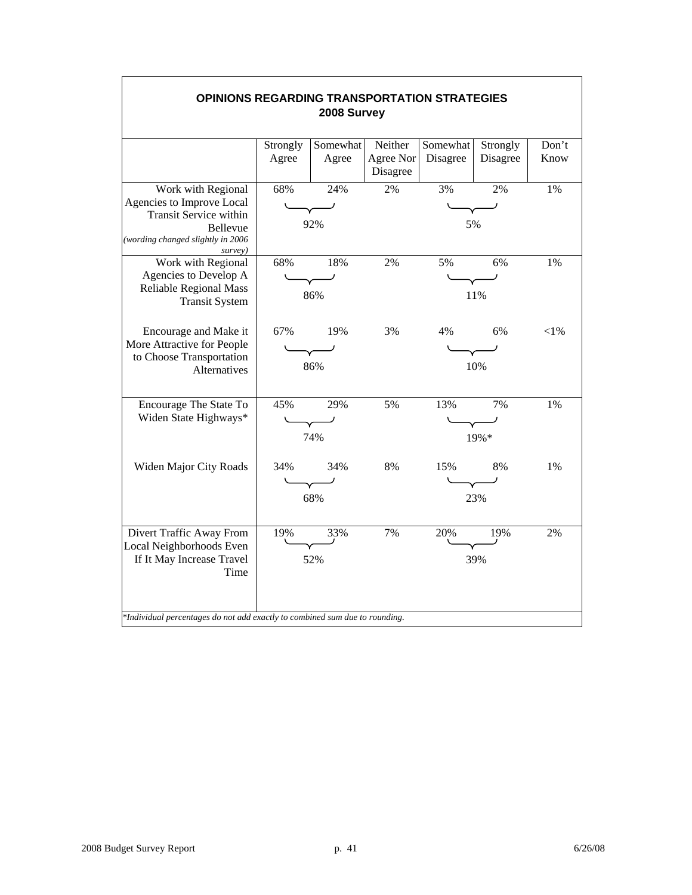## OPINIONS REGARDING TRANSPORTATION STRATEGIES
### 2008 Survey

| | Strongly Agree | Somewhat Agree | Neither Agree Nor Disagree | Somewhat Disagree | Strongly Disagree | Don't Know |
|---|---|---|---|---|---|---|
| Work with Regional Agencies to Improve Local Transit Service within Bellevue *(wording changed slightly in 2006 survey)* | 68% | 24% | 2% | 3% | 2% | 1% |
| | 92% | | | 5% | | |
| Work with Regional Agencies to Develop A Reliable Regional Mass Transit System | 68% | 18% | 2% | 5% | 6% | 1% |
| | 86% | | | 11% | | |
| Encourage and Make it More Attractive for People to Choose Transportation Alternatives | 67% | 19% | 3% | 4% | 6% | <1% |
| | 86% | | | 10% | | |
| Encourage The State To Widen State Highways* | 45% | 29% | 5% | 13% | 7% | 1% |
| | 74% | | | 19%* | | |
| Widen Major City Roads | 34% | 34% | 8% | 15% | 8% | 1% |
| | 68% | | | 23% | | |
| Divert Traffic Away From Local Neighborhoods Even If It May Increase Travel Time | 19% | 33% | 7% | 20% | 19% | 2% |
| | 52% | | | 39% | | |

*Individual percentages do not add exactly to combined sum due to rounding.*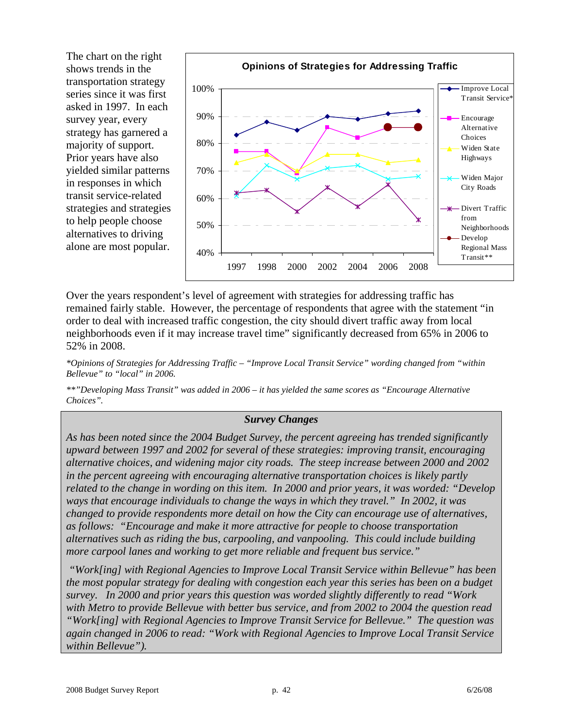The chart on the right shows trends in the transportation strategy series since it was first asked in 1997. In each survey year, every strategy has garnered a majority of support. Prior years have also yielded similar patterns in responses in which transit service-related strategies and strategies to help people choose alternatives to driving alone are most popular.

**Opinions of Strategies for Addressing Traffic**

100%
90%
80%
70%
60%
50%
40%

1997 1998 2000 2002 2004 2006 2008

Improve Local Transit Service*
Encourage Alternative Choices
Widen State Highways
Widen Major City Roads
Divert Traffic from Neighborhoods
Develop Regional Mass Transit**

Over the years respondent's level of agreement with strategies for addressing traffic has remained fairly stable. However, the percentage of respondents that agree with the statement "in order to deal with increased traffic congestion, the city should divert traffic away from local neighborhoods even if it may increase travel time" significantly decreased from 65% in 2006 to 52% in 2008.

*\*Opinions of Strategies for Addressing Traffic – "Improve Local Transit Service" wording changed from "within Bellevue" to "local" in 2006.*

*\*\*"Developing Mass Transit" was added in 2006 – it has yielded the same scores as "Encourage Alternative Choices".*

### *Survey Changes*

*As has been noted since the 2004 Budget Survey, the percent agreeing has trended significantly upward between 1997 and 2002 for several of these strategies: improving transit, encouraging alternative choices, and widening major city roads. The steep increase between 2000 and 2002 in the percent agreeing with encouraging alternative transportation choices is likely partly related to the change in wording on this item. In 2000 and prior years, it was worded: "Develop ways that encourage individuals to change the ways in which they travel." In 2002, it was changed to provide respondents more detail on how the City can encourage use of alternatives, as follows: "Encourage and make it more attractive for people to choose transportation alternatives such as riding the bus, carpooling, and vanpooling. This could include building more carpool lanes and working to get more reliable and frequent bus service."*

*"Work[ing] with Regional Agencies to Improve Local Transit Service within Bellevue" has been the most popular strategy for dealing with congestion each year this series has been on a budget survey. In 2000 and prior years this question was worded slightly differently to read "Work with Metro to provide Bellevue with better bus service, and from 2002 to 2004 the question read "Work[ing] with Regional Agencies to Improve Transit Service for Bellevue." The question was again changed in 2006 to read: "Work with Regional Agencies to Improve Local Transit Service within Bellevue").*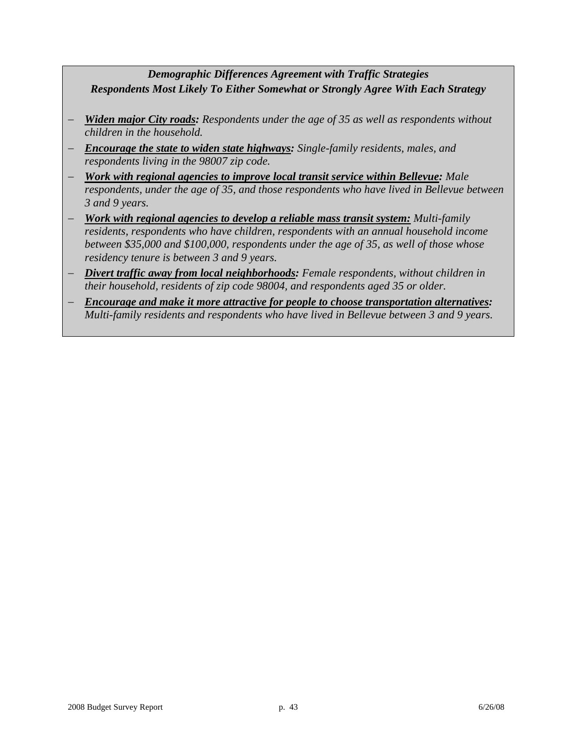***Demographic Differences Agreement with Traffic Strategies***
***Respondents Most Likely To Either Somewhat or Strongly Agree With Each Strategy***

- ***Widen major City roads:*** *Respondents under the age of 35 as well as respondents without children in the household.*
- ***Encourage the state to widen state highways:*** *Single-family residents, males, and respondents living in the 98007 zip code.*
- ***Work with regional agencies to improve local transit service within Bellevue:*** *Male respondents, under the age of 35, and those respondents who have lived in Bellevue between 3 and 9 years.*
- ***Work with regional agencies to develop a reliable mass transit system:*** *Multi-family residents, respondents who have children, respondents with an annual household income between $35,000 and $100,000, respondents under the age of 35, as well of those whose residency tenure is between 3 and 9 years.*
- ***Divert traffic away from local neighborhoods:*** *Female respondents, without children in their household, residents of zip code 98004, and respondents aged 35 or older.*
- ***Encourage and make it more attractive for people to choose transportation alternatives:*** *Multi-family residents and respondents who have lived in Bellevue between 3 and 9 years.*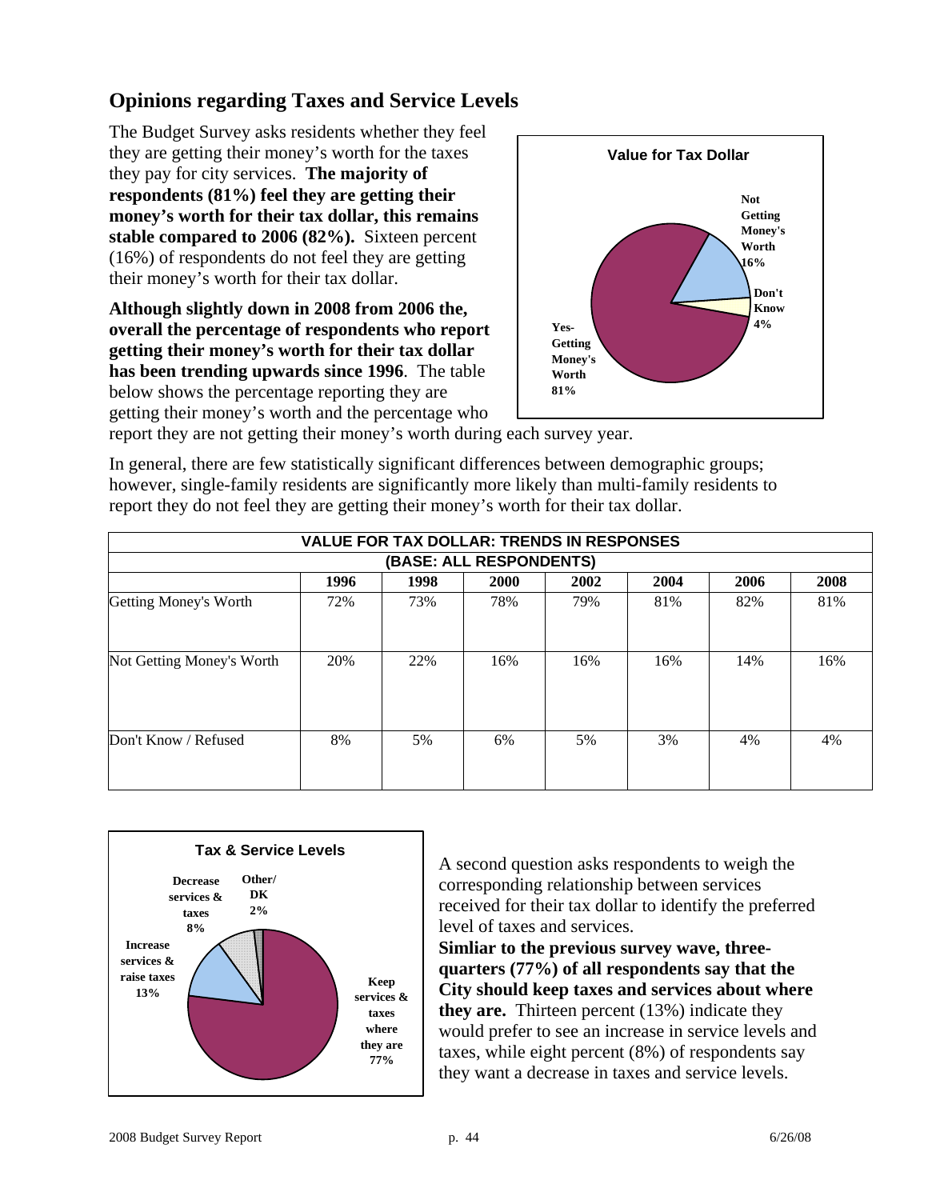## Opinions regarding Taxes and Service Levels

The Budget Survey asks residents whether they feel they are getting their money's worth for the taxes they pay for city services. **The majority of respondents (81%) feel they are getting their money's worth for their tax dollar, this remains stable compared to 2006 (82%).** Sixteen percent (16%) of respondents do not feel they are getting their money's worth for their tax dollar.

**Although slightly down in 2008 from 2006 the, overall the percentage of respondents who report getting their money's worth for their tax dollar has been trending upwards since 1996**. The table below shows the percentage reporting they are getting their money's worth and the percentage who report they are not getting their money's worth during each survey year.

Value for Tax Dollar

Not Getting Money's Worth 16%

Don't Know 4%

Yes- Getting Money's Worth 81%

In general, there are few statistically significant differences between demographic groups; however, single-family residents are significantly more likely than multi-family residents to report they do not feel they are getting their money's worth for their tax dollar.

**VALUE FOR TAX DOLLAR: TRENDS IN RESPONSES (BASE: ALL RESPONDENTS)**

| | 1996 | 1998 | 2000 | 2002 | 2004 | 2006 | 2008 |
|---|---|---|---|---|---|---|---|
| Getting Money's Worth | 72% | 73% | 78% | 79% | 81% | 82% | 81% |
| Not Getting Money's Worth | 20% | 22% | 16% | 16% | 16% | 14% | 16% |
| Don't Know / Refused | 8% | 5% | 6% | 5% | 3% | 4% | 4% |

Tax & Service Levels

Decrease services & taxes 8%

Other/ DK 2%

Increase services & raise taxes 13%

Keep services & taxes where they are 77%

A second question asks respondents to weigh the corresponding relationship between services received for their tax dollar to identify the preferred level of taxes and services.

**Simliar to the previous survey wave, three-quarters (77%) of all respondents say that the City should keep taxes and services about where they are.** Thirteen percent (13%) indicate they would prefer to see an increase in service levels and taxes, while eight percent (8%) of respondents say they want a decrease in taxes and service levels.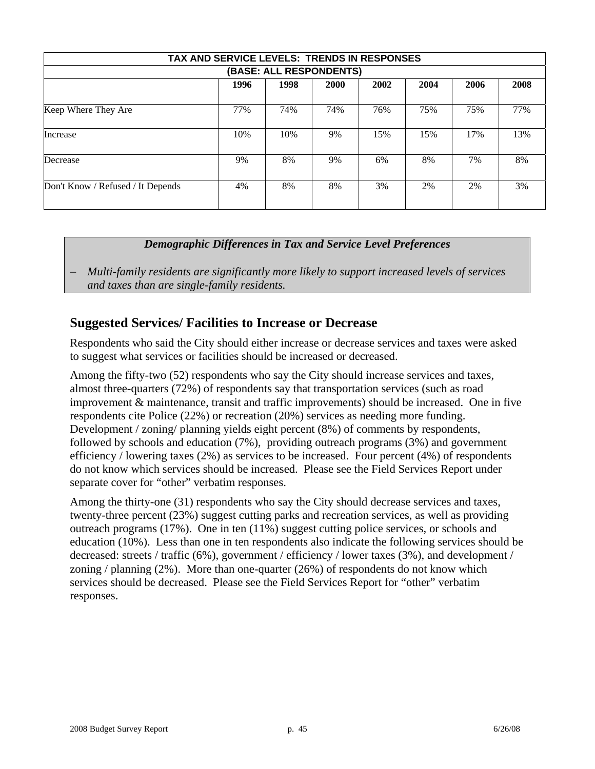| TAX AND SERVICE LEVELS: TRENDS IN RESPONSES (BASE: ALL RESPONDENTS) | | | | | | | |
|---|---|---|---|---|---|---|---|
| | 1996 | 1998 | 2000 | 2002 | 2004 | 2006 | 2008 |
| Keep Where They Are | 77% | 74% | 74% | 76% | 75% | 75% | 77% |
| Increase | 10% | 10% | 9% | 15% | 15% | 17% | 13% |
| Decrease | 9% | 8% | 9% | 6% | 8% | 7% | 8% |
| Don't Know / Refused / It Depends | 4% | 8% | 8% | 3% | 2% | 2% | 3% |

***Demographic Differences in Tax and Service Level Preferences***

– *Multi-family residents are significantly more likely to support increased levels of services and taxes than are single-family residents.*

## Suggested Services/ Facilities to Increase or Decrease

Respondents who said the City should either increase or decrease services and taxes were asked to suggest what services or facilities should be increased or decreased.

Among the fifty-two (52) respondents who say the City should increase services and taxes, almost three-quarters (72%) of respondents say that transportation services (such as road improvement & maintenance, transit and traffic improvements) should be increased. One in five respondents cite Police (22%) or recreation (20%) services as needing more funding. Development / zoning/ planning yields eight percent (8%) of comments by respondents, followed by schools and education (7%), providing outreach programs (3%) and government efficiency / lowering taxes (2%) as services to be increased. Four percent (4%) of respondents do not know which services should be increased. Please see the Field Services Report under separate cover for "other" verbatim responses.

Among the thirty-one (31) respondents who say the City should decrease services and taxes, twenty-three percent (23%) suggest cutting parks and recreation services, as well as providing outreach programs (17%). One in ten (11%) suggest cutting police services, or schools and education (10%). Less than one in ten respondents also indicate the following services should be decreased: streets / traffic (6%), government / efficiency / lower taxes (3%), and development / zoning / planning (2%). More than one-quarter (26%) of respondents do not know which services should be decreased. Please see the Field Services Report for "other" verbatim responses.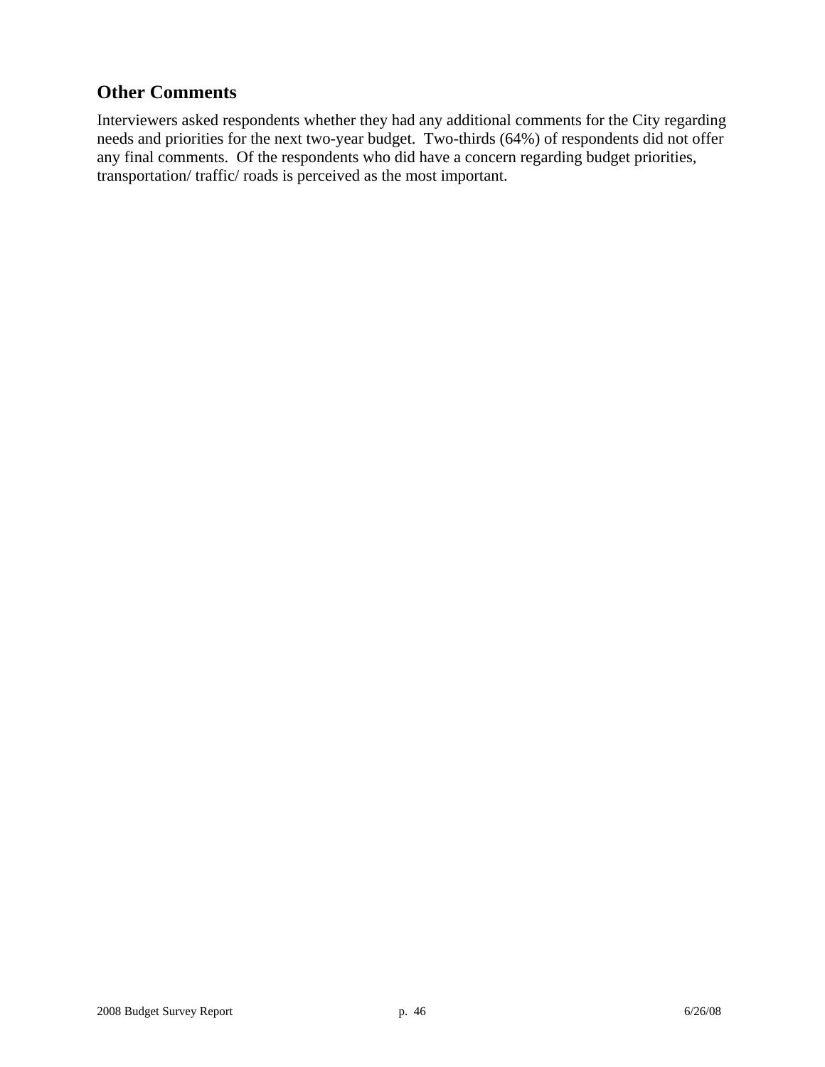## Other Comments

Interviewers asked respondents whether they had any additional comments for the City regarding needs and priorities for the next two-year budget. Two-thirds (64%) of respondents did not offer any final comments. Of the respondents who did have a concern regarding budget priorities, transportation/ traffic/ roads is perceived as the most important.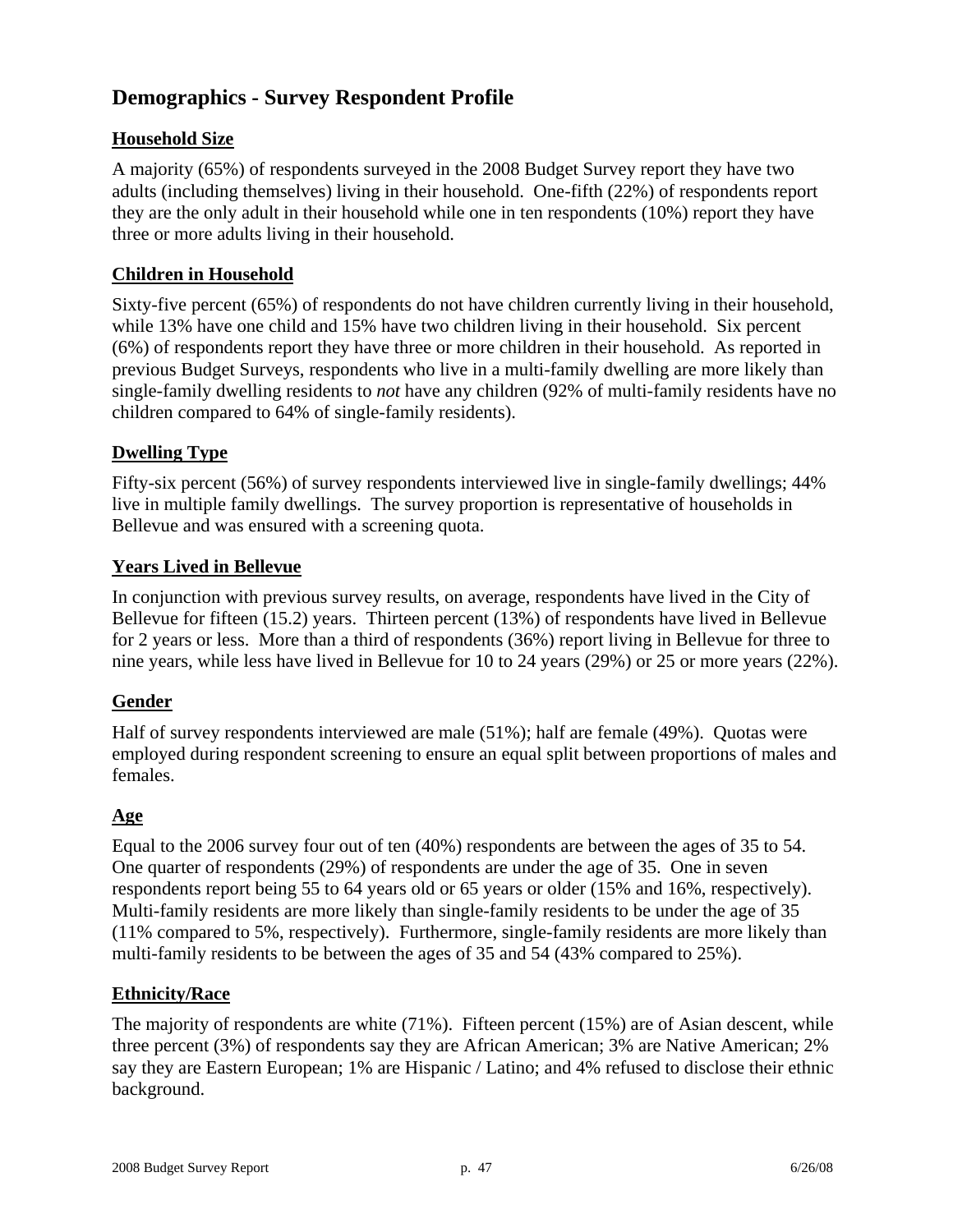# Demographics - Survey Respondent Profile

## Household Size

A majority (65%) of respondents surveyed in the 2008 Budget Survey report they have two adults (including themselves) living in their household. One-fifth (22%) of respondents report they are the only adult in their household while one in ten respondents (10%) report they have three or more adults living in their household.

## Children in Household

Sixty-five percent (65%) of respondents do not have children currently living in their household, while 13% have one child and 15% have two children living in their household. Six percent (6%) of respondents report they have three or more children in their household. As reported in previous Budget Surveys, respondents who live in a multi-family dwelling are more likely than single-family dwelling residents to *not* have any children (92% of multi-family residents have no children compared to 64% of single-family residents).

## Dwelling Type

Fifty-six percent (56%) of survey respondents interviewed live in single-family dwellings; 44% live in multiple family dwellings. The survey proportion is representative of households in Bellevue and was ensured with a screening quota.

## Years Lived in Bellevue

In conjunction with previous survey results, on average, respondents have lived in the City of Bellevue for fifteen (15.2) years. Thirteen percent (13%) of respondents have lived in Bellevue for 2 years or less. More than a third of respondents (36%) report living in Bellevue for three to nine years, while less have lived in Bellevue for 10 to 24 years (29%) or 25 or more years (22%).

## Gender

Half of survey respondents interviewed are male (51%); half are female (49%). Quotas were employed during respondent screening to ensure an equal split between proportions of males and females.

## Age

Equal to the 2006 survey four out of ten (40%) respondents are between the ages of 35 to 54. One quarter of respondents (29%) of respondents are under the age of 35. One in seven respondents report being 55 to 64 years old or 65 years or older (15% and 16%, respectively). Multi-family residents are more likely than single-family residents to be under the age of 35 (11% compared to 5%, respectively). Furthermore, single-family residents are more likely than multi-family residents to be between the ages of 35 and 54 (43% compared to 25%).

## Ethnicity/Race

The majority of respondents are white (71%). Fifteen percent (15%) are of Asian descent, while three percent (3%) of respondents say they are African American; 3% are Native American; 2% say they are Eastern European; 1% are Hispanic / Latino; and 4% refused to disclose their ethnic background.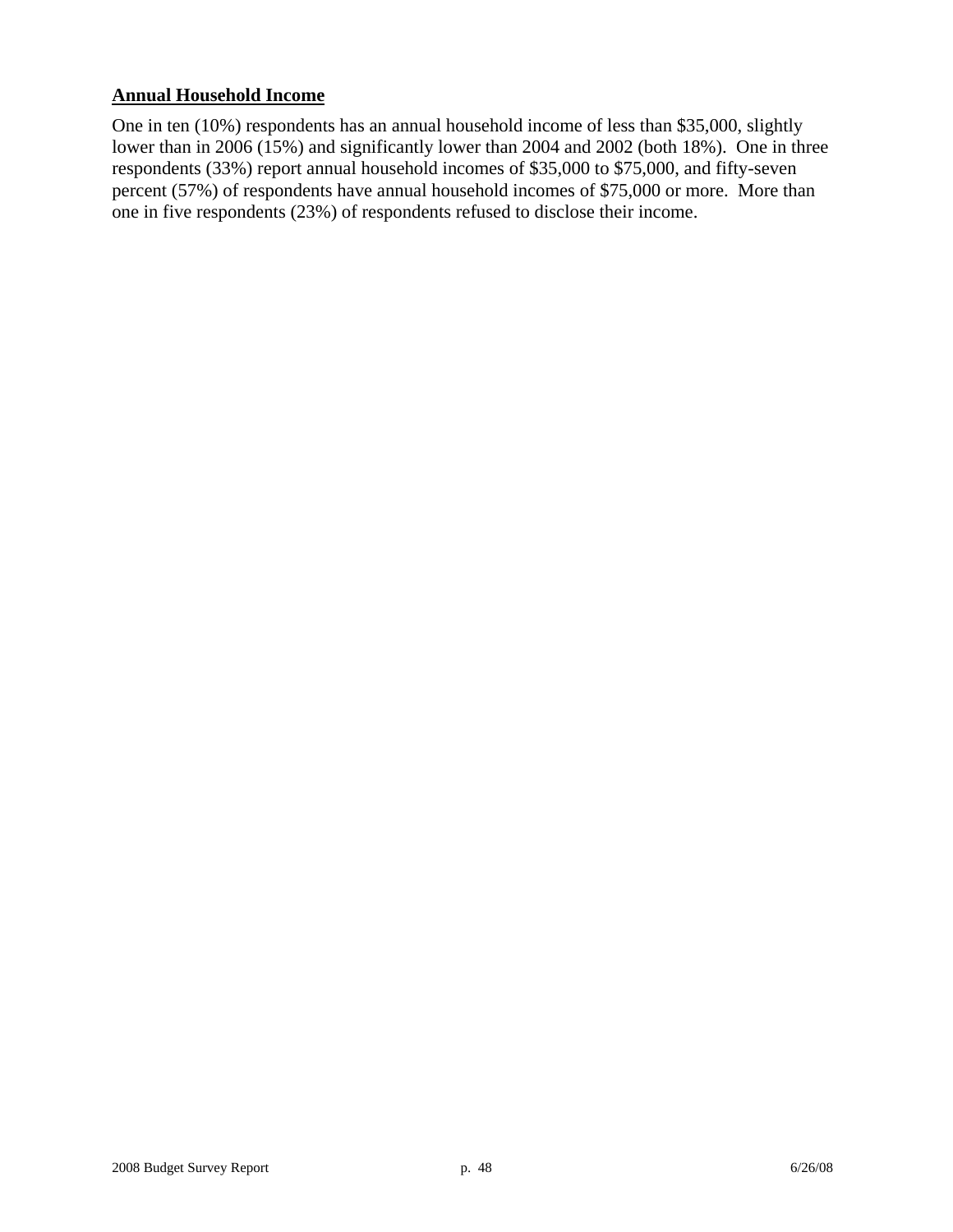## Annual Household Income

One in ten (10%) respondents has an annual household income of less than $35,000, slightly lower than in 2006 (15%) and significantly lower than 2004 and 2002 (both 18%). One in three respondents (33%) report annual household incomes of $35,000 to $75,000, and fifty-seven percent (57%) of respondents have annual household incomes of $75,000 or more. More than one in five respondents (23%) of respondents refused to disclose their income.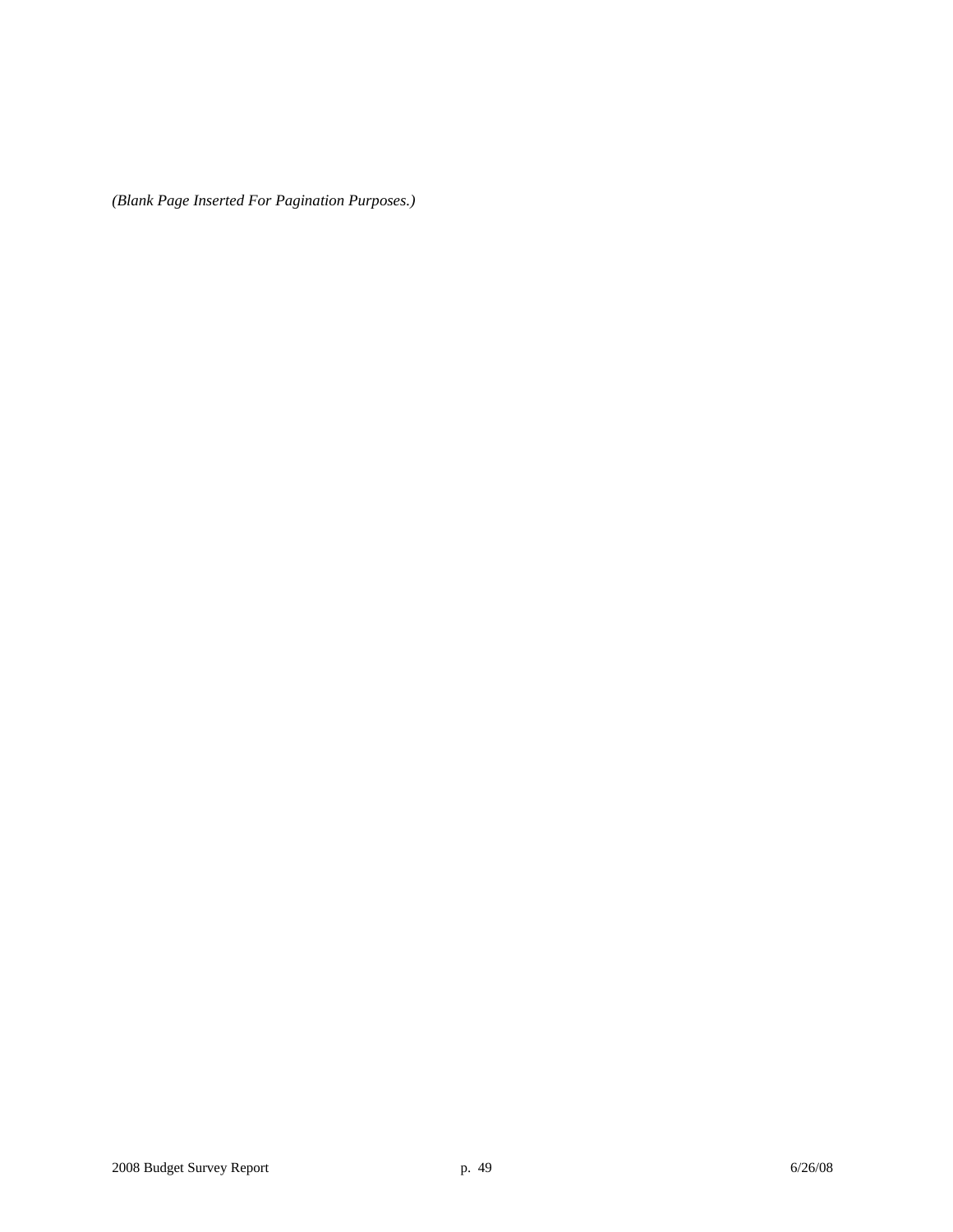*(Blank Page Inserted For Pagination Purposes.)*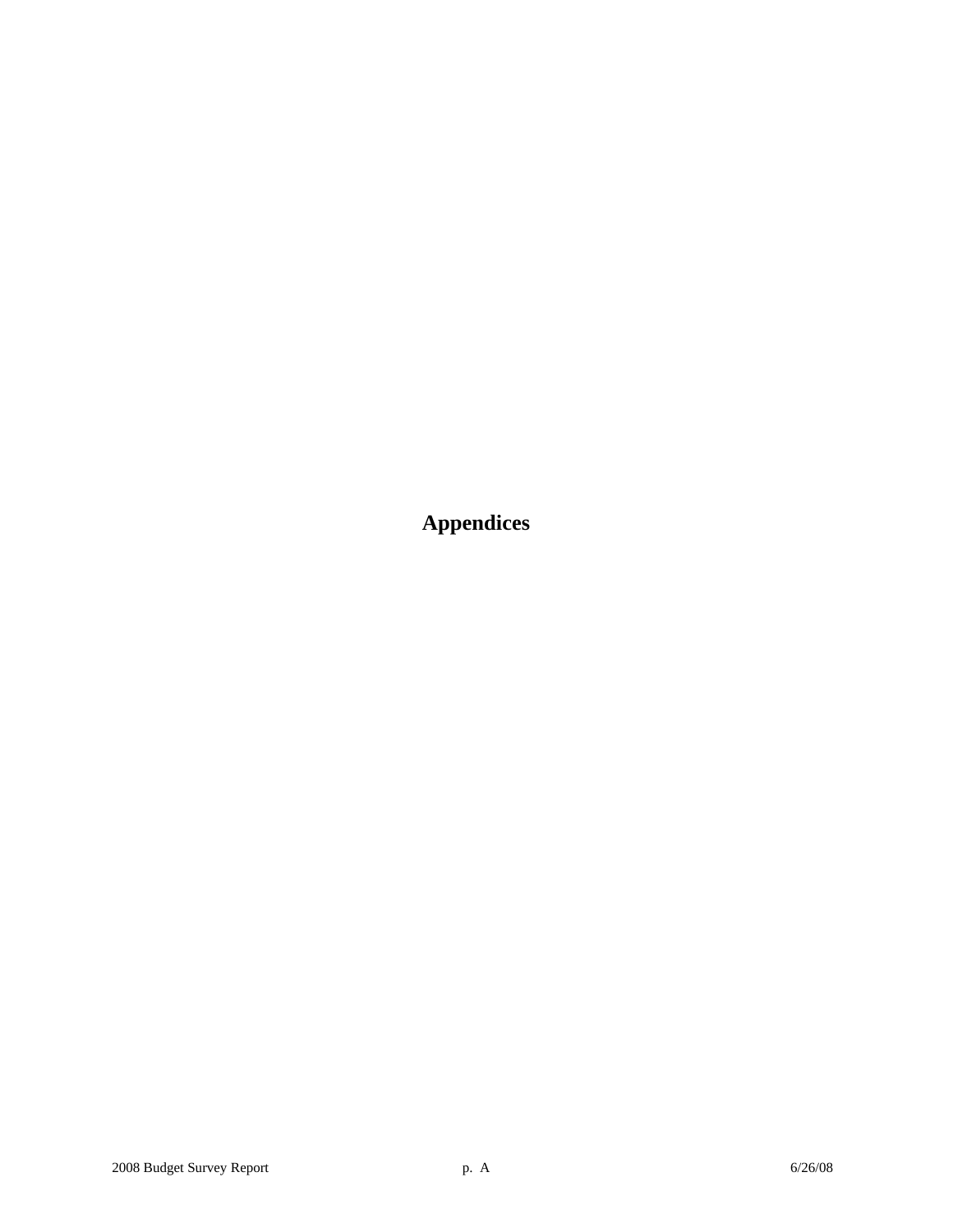# Appendices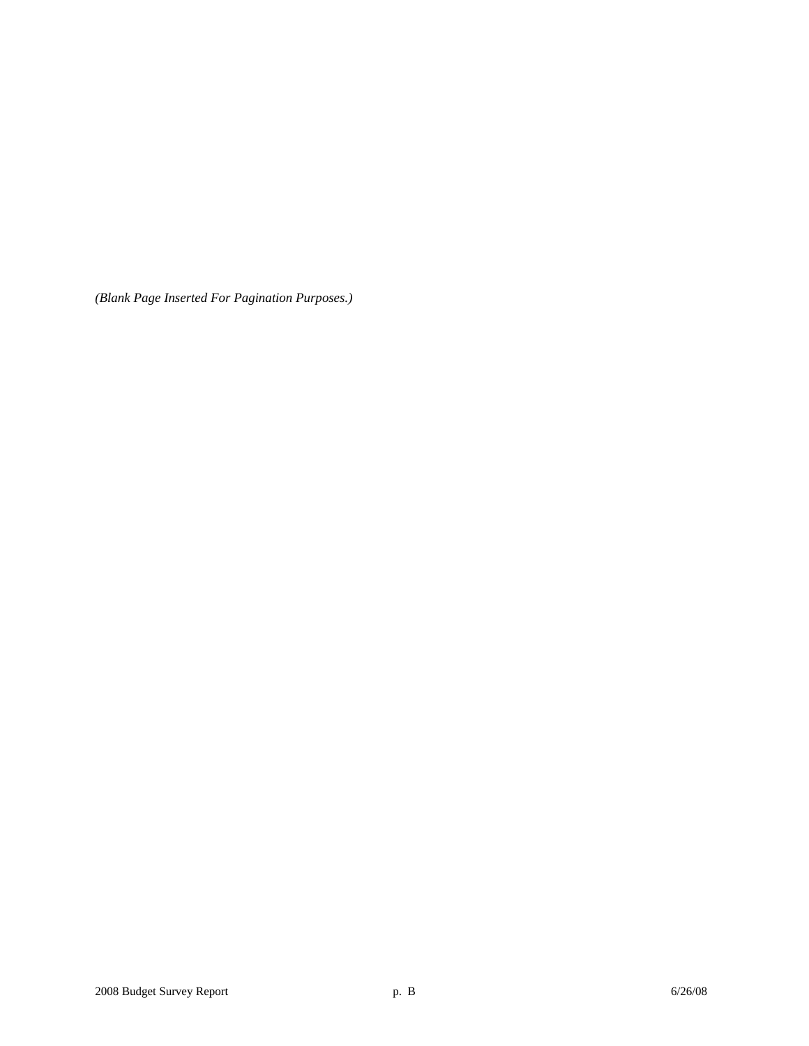*(Blank Page Inserted For Pagination Purposes.)*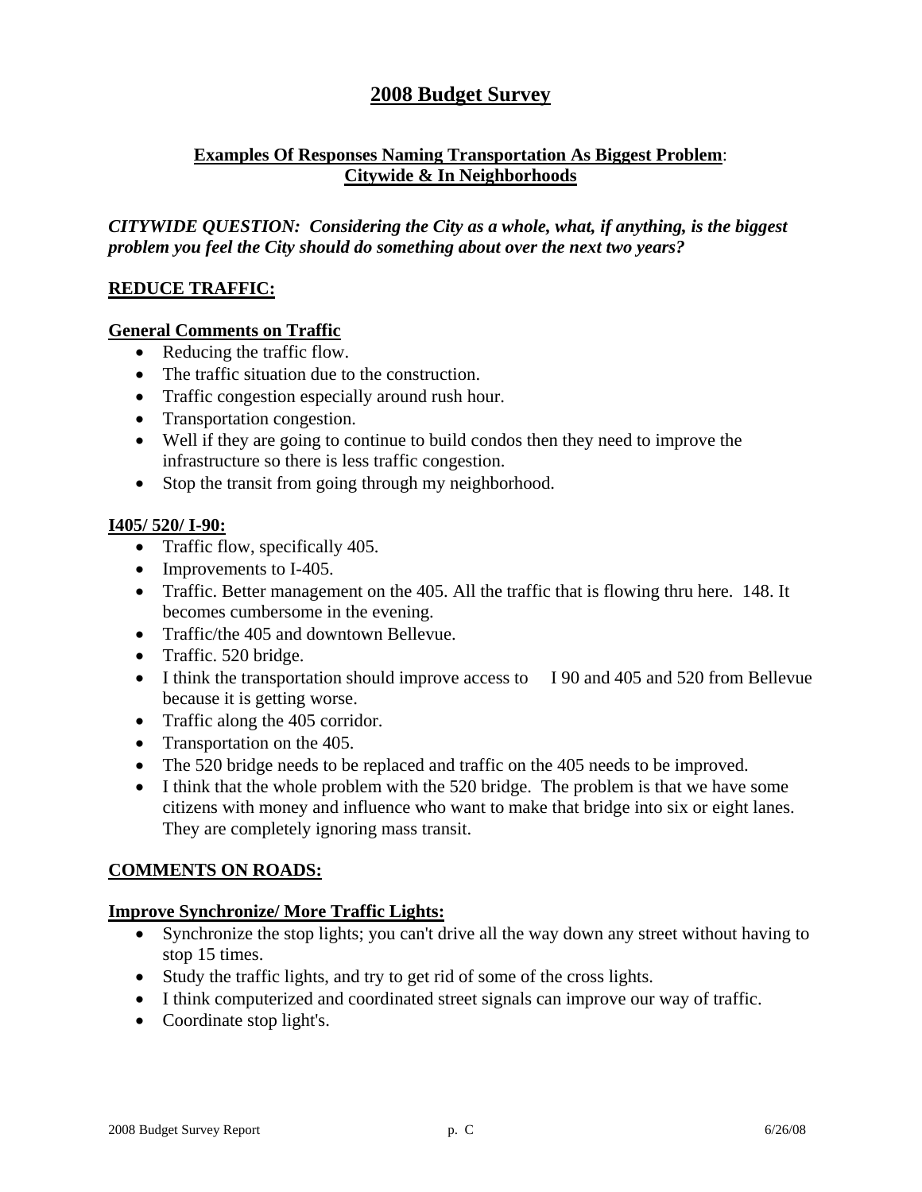# 2008 Budget Survey

## Examples Of Responses Naming Transportation As Biggest Problem: Citywide & In Neighborhoods

***CITYWIDE QUESTION: Considering the City as a whole, what, if anything, is the biggest problem you feel the City should do something about over the next two years?***

### REDUCE TRAFFIC:

#### General Comments on Traffic

- Reducing the traffic flow.
- The traffic situation due to the construction.
- Traffic congestion especially around rush hour.
- Transportation congestion.
- Well if they are going to continue to build condos then they need to improve the infrastructure so there is less traffic congestion.
- Stop the transit from going through my neighborhood.

#### I405/ 520/ I-90:

- Traffic flow, specifically 405.
- Improvements to I-405.
- Traffic. Better management on the 405. All the traffic that is flowing thru here. 148. It becomes cumbersome in the evening.
- Traffic/the 405 and downtown Bellevue.
- Traffic. 520 bridge.
- I think the transportation should improve access to I 90 and 405 and 520 from Bellevue because it is getting worse.
- Traffic along the 405 corridor.
- Transportation on the 405.
- The 520 bridge needs to be replaced and traffic on the 405 needs to be improved.
- I think that the whole problem with the 520 bridge. The problem is that we have some citizens with money and influence who want to make that bridge into six or eight lanes. They are completely ignoring mass transit.

### COMMENTS ON ROADS:

#### Improve Synchronize/ More Traffic Lights:

- Synchronize the stop lights; you can't drive all the way down any street without having to stop 15 times.
- Study the traffic lights, and try to get rid of some of the cross lights.
- I think computerized and coordinated street signals can improve our way of traffic.
- Coordinate stop light's.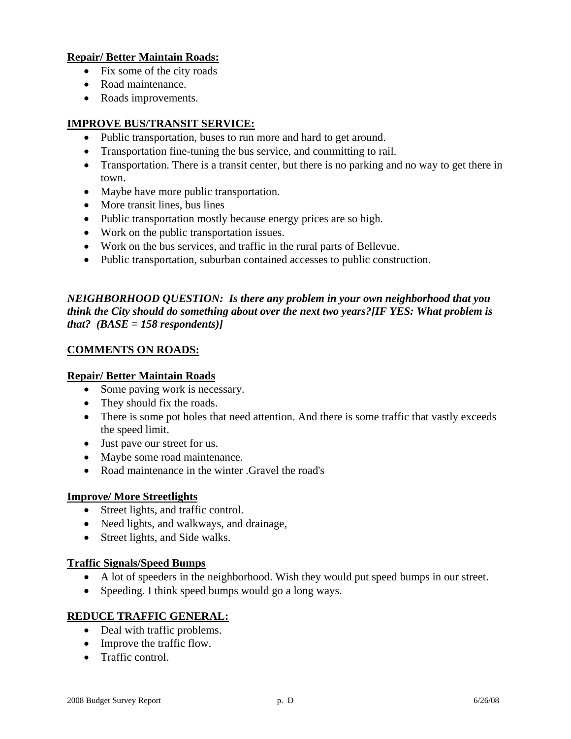**Repair/ Better Maintain Roads:**

- Fix some of the city roads
- Road maintenance.
- Roads improvements.

**IMPROVE BUS/TRANSIT SERVICE:**

- Public transportation, buses to run more and hard to get around.
- Transportation fine-tuning the bus service, and committing to rail.
- Transportation. There is a transit center, but there is no parking and no way to get there in town.
- Maybe have more public transportation.
- More transit lines, bus lines
- Public transportation mostly because energy prices are so high.
- Work on the public transportation issues.
- Work on the bus services, and traffic in the rural parts of Bellevue.
- Public transportation, suburban contained accesses to public construction.

***NEIGHBORHOOD QUESTION: Is there any problem in your own neighborhood that you think the City should do something about over the next two years?[IF YES: What problem is that? (BASE = 158 respondents)]***

**COMMENTS ON ROADS:**

**Repair/ Better Maintain Roads**

- Some paving work is necessary.
- They should fix the roads.
- There is some pot holes that need attention. And there is some traffic that vastly exceeds the speed limit.
- Just pave our street for us.
- Maybe some road maintenance.
- Road maintenance in the winter .Gravel the road's

**Improve/ More Streetlights**

- Street lights, and traffic control.
- Need lights, and walkways, and drainage,
- Street lights, and Side walks.

**Traffic Signals/Speed Bumps**

- A lot of speeders in the neighborhood. Wish they would put speed bumps in our street.
- Speeding. I think speed bumps would go a long ways.

**REDUCE TRAFFIC GENERAL:**

- Deal with traffic problems.
- Improve the traffic flow.
- Traffic control.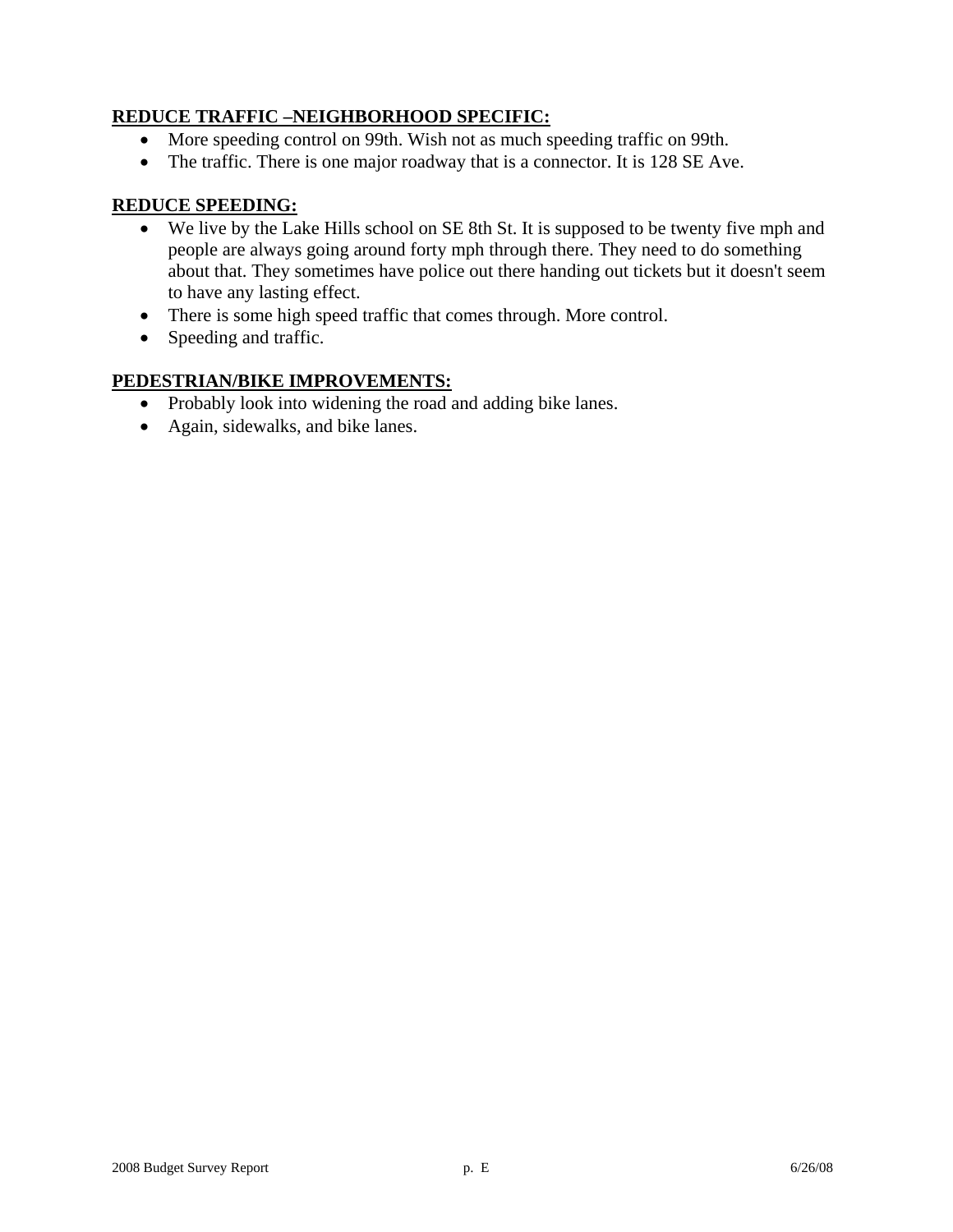**REDUCE TRAFFIC –NEIGHBORHOOD SPECIFIC:**

- More speeding control on 99th. Wish not as much speeding traffic on 99th.
- The traffic. There is one major roadway that is a connector. It is 128 SE Ave.

**REDUCE SPEEDING:**

- We live by the Lake Hills school on SE 8th St. It is supposed to be twenty five mph and people are always going around forty mph through there. They need to do something about that. They sometimes have police out there handing out tickets but it doesn't seem to have any lasting effect.
- There is some high speed traffic that comes through. More control.
- Speeding and traffic.

**PEDESTRIAN/BIKE IMPROVEMENTS:**

- Probably look into widening the road and adding bike lanes.
- Again, sidewalks, and bike lanes.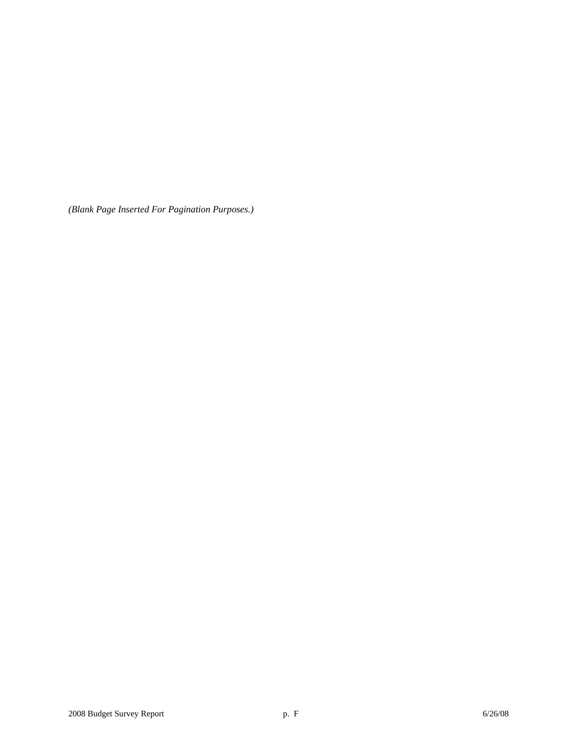*(Blank Page Inserted For Pagination Purposes.)*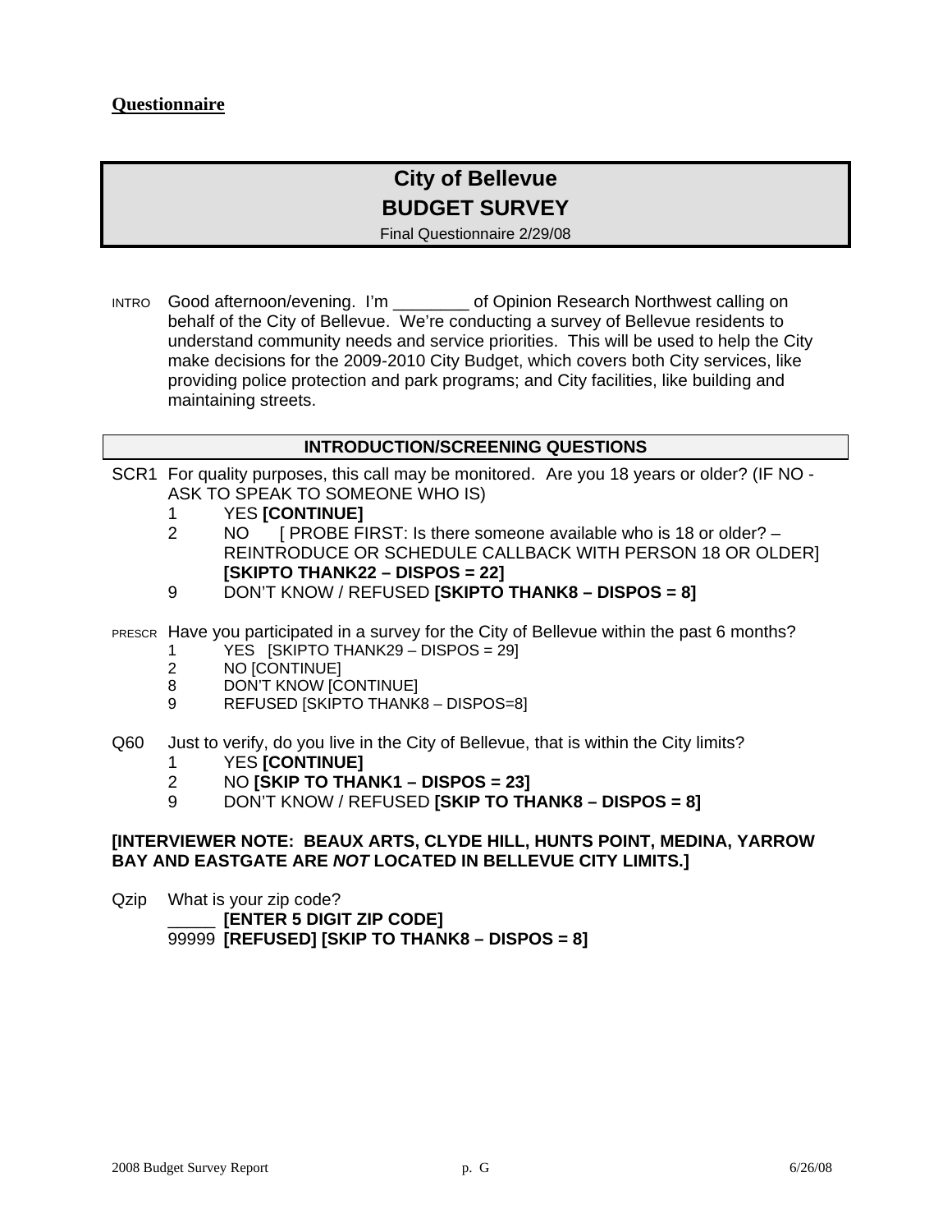**Questionnaire**

# City of Bellevue
# BUDGET SURVEY
Final Questionnaire 2/29/08

INTRO Good afternoon/evening. I'm ________ of Opinion Research Northwest calling on behalf of the City of Bellevue. We're conducting a survey of Bellevue residents to understand community needs and service priorities. This will be used to help the City make decisions for the 2009-2010 City Budget, which covers both City services, like providing police protection and park programs; and City facilities, like building and maintaining streets.

## INTRODUCTION/SCREENING QUESTIONS

SCR1 For quality purposes, this call may be monitored. Are you 18 years or older? (IF NO - ASK TO SPEAK TO SOMEONE WHO IS)

1 YES **[CONTINUE]**
2 NO [ PROBE FIRST: Is there someone available who is 18 or older? – REINTRODUCE OR SCHEDULE CALLBACK WITH PERSON 18 OR OLDER] **[SKIPTO THANK22 – DISPOS = 22]**
9 DON'T KNOW / REFUSED **[SKIPTO THANK8 – DISPOS = 8]**

PRESCR Have you participated in a survey for the City of Bellevue within the past 6 months?

1 YES [SKIPTO THANK29 – DISPOS = 29]
2 NO [CONTINUE]
8 DON'T KNOW [CONTINUE]
9 REFUSED [SKIPTO THANK8 – DISPOS=8]

Q60 Just to verify, do you live in the City of Bellevue, that is within the City limits?

1 YES **[CONTINUE]**
2 NO **[SKIP TO THANK1 – DISPOS = 23]**
9 DON'T KNOW / REFUSED **[SKIP TO THANK8 – DISPOS = 8]**

**[INTERVIEWER NOTE: BEAUX ARTS, CLYDE HILL, HUNTS POINT, MEDINA, YARROW BAY AND EASTGATE ARE *NOT* LOCATED IN BELLEVUE CITY LIMITS.]**

Qzip What is your zip code?

_____ **[ENTER 5 DIGIT ZIP CODE]**
99999 **[REFUSED] [SKIP TO THANK8 – DISPOS = 8]**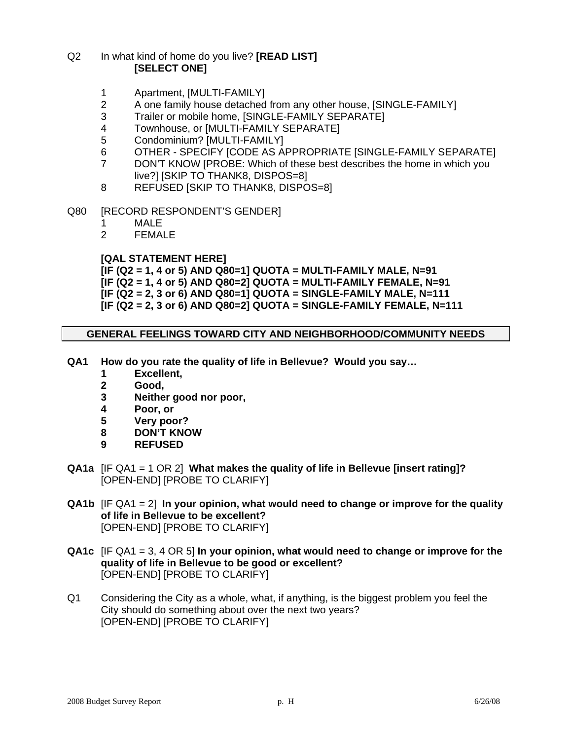Q2 In what kind of home do you live? **[READ LIST]**
**[SELECT ONE]**

1 Apartment, [MULTI-FAMILY]
2 A one family house detached from any other house, [SINGLE-FAMILY]
3 Trailer or mobile home, [SINGLE-FAMILY SEPARATE]
4 Townhouse, or [MULTI-FAMILY SEPARATE]
5 Condominium? [MULTI-FAMILY]
6 OTHER - SPECIFY [CODE AS APPROPRIATE [SINGLE-FAMILY SEPARATE]
7 DON'T KNOW [PROBE: Which of these best describes the home in which you live?] [SKIP TO THANK8, DISPOS=8]
8 REFUSED [SKIP TO THANK8, DISPOS=8]

Q80 [RECORD RESPONDENT'S GENDER]
1 MALE
2 FEMALE

**[QAL STATEMENT HERE]**
**[IF (Q2 = 1, 4 or 5) AND Q80=1] QUOTA = MULTI-FAMILY MALE, N=91**
**[IF (Q2 = 1, 4 or 5) AND Q80=2] QUOTA = MULTI-FAMILY FEMALE, N=91**
**[IF (Q2 = 2, 3 or 6) AND Q80=1] QUOTA = SINGLE-FAMILY MALE, N=111**
**[IF (Q2 = 2, 3 or 6) AND Q80=2] QUOTA = SINGLE-FAMILY FEMALE, N=111**

## GENERAL FEELINGS TOWARD CITY AND NEIGHBORHOOD/COMMUNITY NEEDS

**QA1 How do you rate the quality of life in Bellevue? Would you say…**
**1 Excellent,**
**2 Good,**
**3 Neither good nor poor,**
**4 Poor, or**
**5 Very poor?**
**8 DON'T KNOW**
**9 REFUSED**

**QA1a** [IF QA1 = 1 OR 2] **What makes the quality of life in Bellevue [insert rating]?**
[OPEN-END] [PROBE TO CLARIFY]

**QA1b** [IF QA1 = 2] **In your opinion, what would need to change or improve for the quality of life in Bellevue to be excellent?**
[OPEN-END] [PROBE TO CLARIFY]

**QA1c** [IF QA1 = 3, 4 OR 5] **In your opinion, what would need to change or improve for the quality of life in Bellevue to be good or excellent?**
[OPEN-END] [PROBE TO CLARIFY]

Q1 Considering the City as a whole, what, if anything, is the biggest problem you feel the City should do something about over the next two years?
[OPEN-END] [PROBE TO CLARIFY]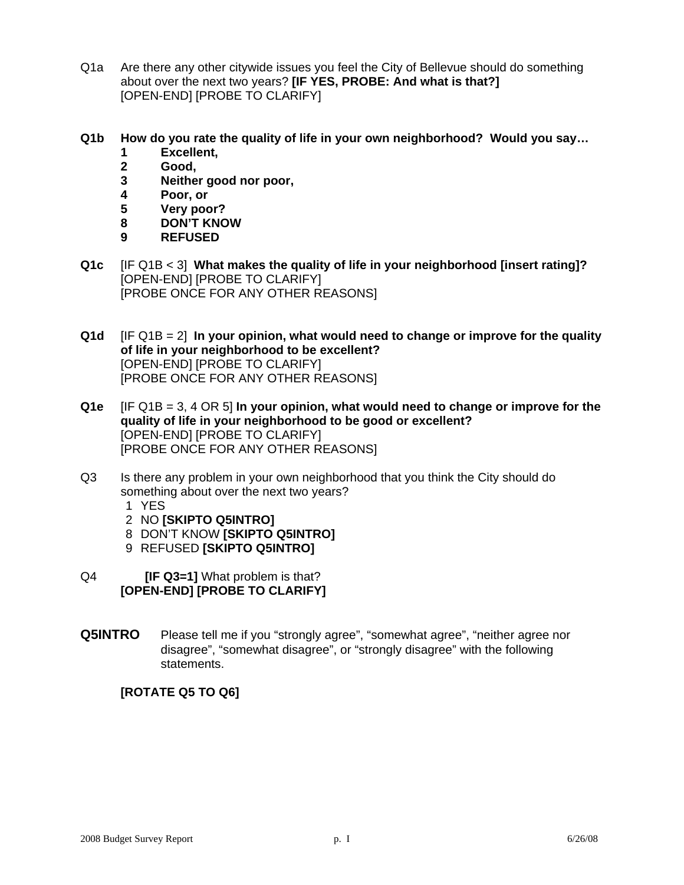Q1a Are there any other citywide issues you feel the City of Bellevue should do something about over the next two years? **[IF YES, PROBE: And what is that?]**
[OPEN-END] [PROBE TO CLARIFY]

**Q1b How do you rate the quality of life in your own neighborhood? Would you say…**

**1 Excellent,**
**2 Good,**
**3 Neither good nor poor,**
**4 Poor, or**
**5 Very poor?**
**8 DON'T KNOW**
**9 REFUSED**

**Q1c** [IF Q1B < 3] **What makes the quality of life in your neighborhood [insert rating]?**
[OPEN-END] [PROBE TO CLARIFY]
[PROBE ONCE FOR ANY OTHER REASONS]

**Q1d** [IF Q1B = 2] **In your opinion, what would need to change or improve for the quality of life in your neighborhood to be excellent?**
[OPEN-END] [PROBE TO CLARIFY]
[PROBE ONCE FOR ANY OTHER REASONS]

**Q1e** [IF Q1B = 3, 4 OR 5] **In your opinion, what would need to change or improve for the quality of life in your neighborhood to be good or excellent?**
[OPEN-END] [PROBE TO CLARIFY]
[PROBE ONCE FOR ANY OTHER REASONS]

Q3 Is there any problem in your own neighborhood that you think the City should do something about over the next two years?

1 YES
2 NO **[SKIPTO Q5INTRO]**
8 DON'T KNOW **[SKIPTO Q5INTRO]**
9 REFUSED **[SKIPTO Q5INTRO]**

Q4 **[IF Q3=1]** What problem is that?
**[OPEN-END] [PROBE TO CLARIFY]**

**Q5INTRO** Please tell me if you "strongly agree", "somewhat agree", "neither agree nor disagree", "somewhat disagree", or "strongly disagree" with the following statements.

**[ROTATE Q5 TO Q6]**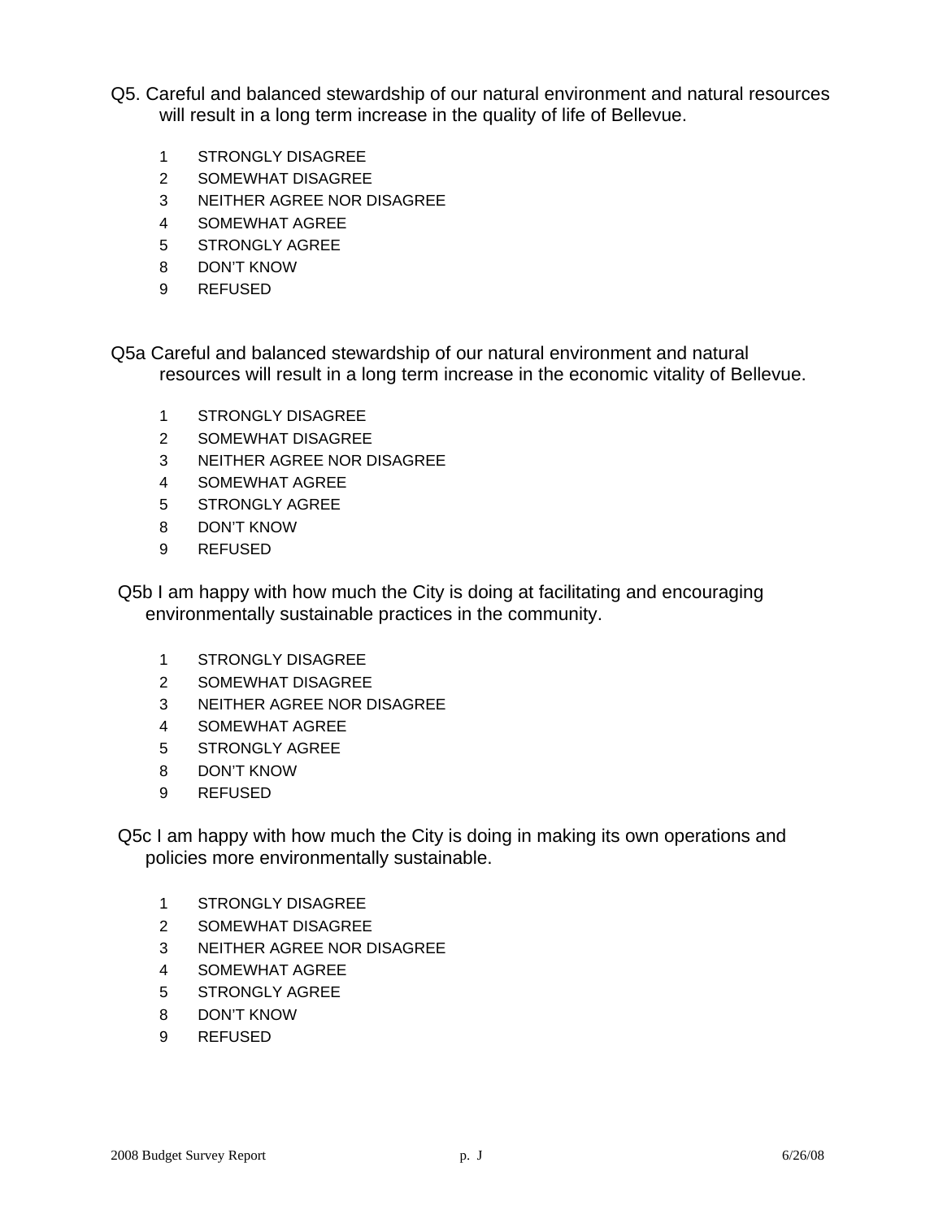Q5. Careful and balanced stewardship of our natural environment and natural resources will result in a long term increase in the quality of life of Bellevue.

1 STRONGLY DISAGREE
2 SOMEWHAT DISAGREE
3 NEITHER AGREE NOR DISAGREE
4 SOMEWHAT AGREE
5 STRONGLY AGREE
8 DON'T KNOW
9 REFUSED

Q5a Careful and balanced stewardship of our natural environment and natural resources will result in a long term increase in the economic vitality of Bellevue.

1 STRONGLY DISAGREE
2 SOMEWHAT DISAGREE
3 NEITHER AGREE NOR DISAGREE
4 SOMEWHAT AGREE
5 STRONGLY AGREE
8 DON'T KNOW
9 REFUSED

Q5b I am happy with how much the City is doing at facilitating and encouraging environmentally sustainable practices in the community.

1 STRONGLY DISAGREE
2 SOMEWHAT DISAGREE
3 NEITHER AGREE NOR DISAGREE
4 SOMEWHAT AGREE
5 STRONGLY AGREE
8 DON'T KNOW
9 REFUSED

Q5c I am happy with how much the City is doing in making its own operations and policies more environmentally sustainable.

1 STRONGLY DISAGREE
2 SOMEWHAT DISAGREE
3 NEITHER AGREE NOR DISAGREE
4 SOMEWHAT AGREE
5 STRONGLY AGREE
8 DON'T KNOW
9 REFUSED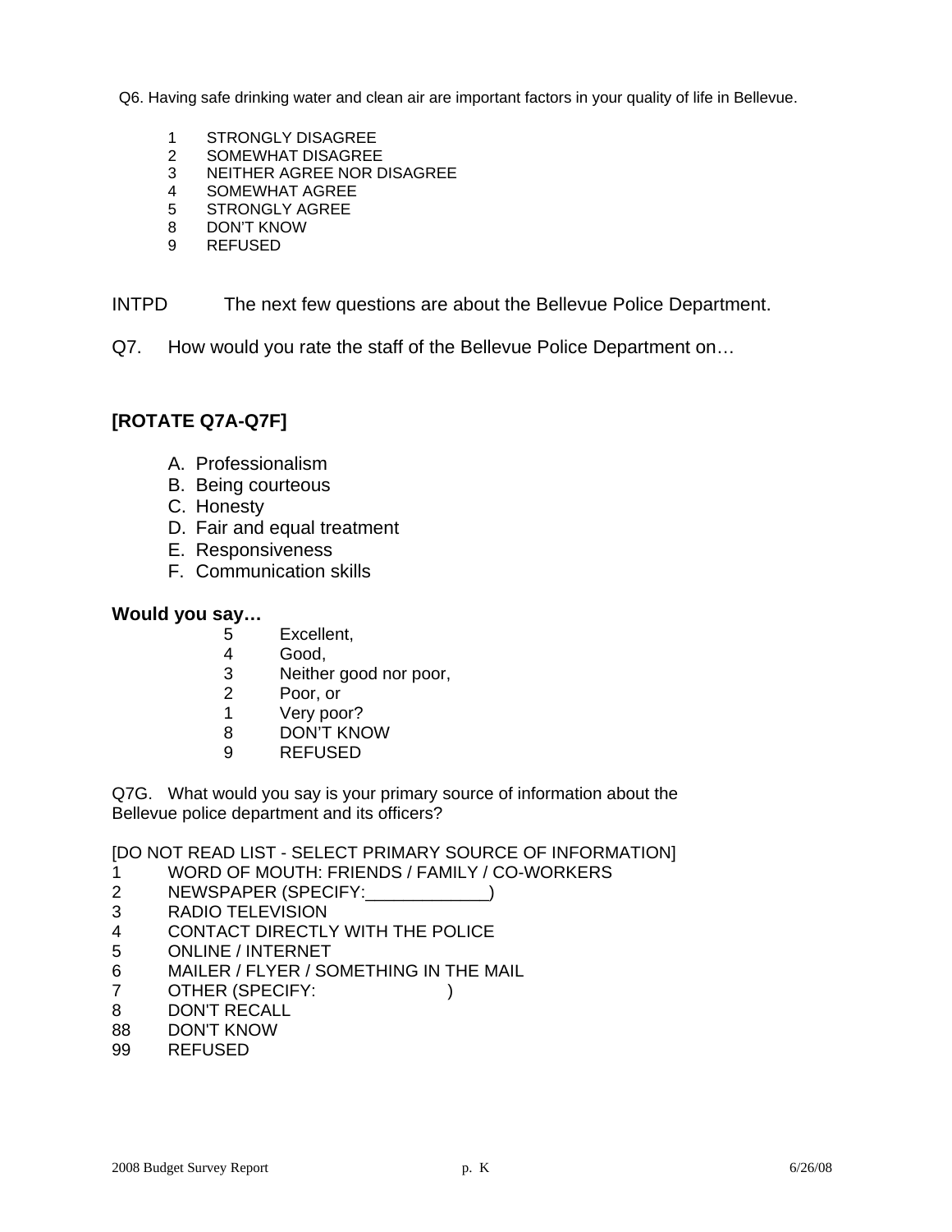Q6. Having safe drinking water and clean air are important factors in your quality of life in Bellevue.

1 STRONGLY DISAGREE
2 SOMEWHAT DISAGREE
3 NEITHER AGREE NOR DISAGREE
4 SOMEWHAT AGREE
5 STRONGLY AGREE
8 DON'T KNOW
9 REFUSED

INTPD The next few questions are about the Bellevue Police Department.

Q7. How would you rate the staff of the Bellevue Police Department on…

**[ROTATE Q7A-Q7F]**

A. Professionalism
B. Being courteous
C. Honesty
D. Fair and equal treatment
E. Responsiveness
F. Communication skills

**Would you say…**

5 Excellent,
4 Good,
3 Neither good nor poor,
2 Poor, or
1 Very poor?
8 DON'T KNOW
9 REFUSED

Q7G. What would you say is your primary source of information about the Bellevue police department and its officers?

[DO NOT READ LIST - SELECT PRIMARY SOURCE OF INFORMATION]
1 WORD OF MOUTH: FRIENDS / FAMILY / CO-WORKERS
2 NEWSPAPER (SPECIFY:_____________)
3 RADIO TELEVISION
4 CONTACT DIRECTLY WITH THE POLICE
5 ONLINE / INTERNET
6 MAILER / FLYER / SOMETHING IN THE MAIL
7 OTHER (SPECIFY: )
8 DON'T RECALL
88 DON'T KNOW
99 REFUSED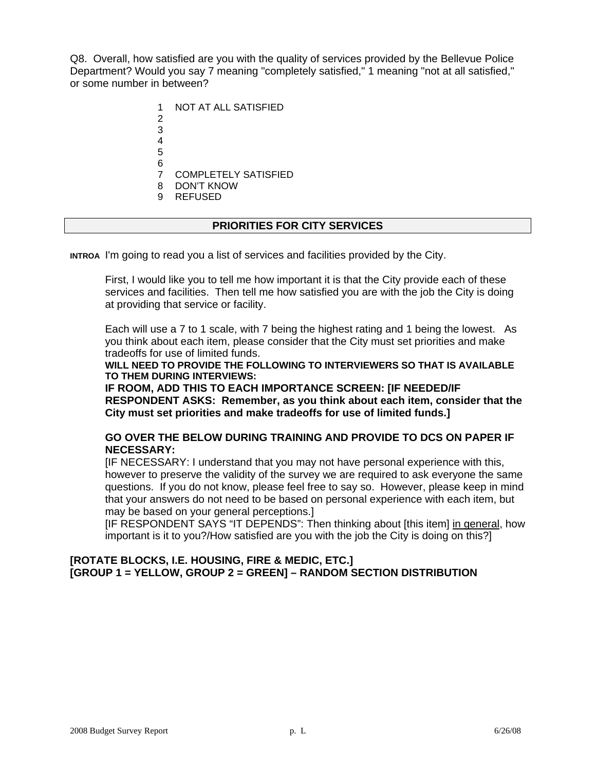Q8. Overall, how satisfied are you with the quality of services provided by the Bellevue Police Department? Would you say 7 meaning "completely satisfied," 1 meaning "not at all satisfied," or some number in between?

1 NOT AT ALL SATISFIED
2
3
4
5
6
7 COMPLETELY SATISFIED
8 DON'T KNOW
9 REFUSED

## PRIORITIES FOR CITY SERVICES

**INTROA** I'm going to read you a list of services and facilities provided by the City.

First, I would like you to tell me how important it is that the City provide each of these services and facilities. Then tell me how satisfied you are with the job the City is doing at providing that service or facility.

Each will use a 7 to 1 scale, with 7 being the highest rating and 1 being the lowest. As you think about each item, please consider that the City must set priorities and make tradeoffs for use of limited funds.

**WILL NEED TO PROVIDE THE FOLLOWING TO INTERVIEWERS SO THAT IS AVAILABLE TO THEM DURING INTERVIEWS:**

**IF ROOM, ADD THIS TO EACH IMPORTANCE SCREEN: [IF NEEDED/IF RESPONDENT ASKS: Remember, as you think about each item, consider that the City must set priorities and make tradeoffs for use of limited funds.]**

**GO OVER THE BELOW DURING TRAINING AND PROVIDE TO DCS ON PAPER IF NECESSARY:**

[IF NECESSARY: I understand that you may not have personal experience with this, however to preserve the validity of the survey we are required to ask everyone the same questions. If you do not know, please feel free to say so. However, please keep in mind that your answers do not need to be based on personal experience with each item, but may be based on your general perceptions.]

[IF RESPONDENT SAYS "IT DEPENDS": Then thinking about [this item] in general, how important is it to you?/How satisfied are you with the job the City is doing on this?]

**[ROTATE BLOCKS, I.E. HOUSING, FIRE & MEDIC, ETC.]**
**[GROUP 1 = YELLOW, GROUP 2 = GREEN] – RANDOM SECTION DISTRIBUTION**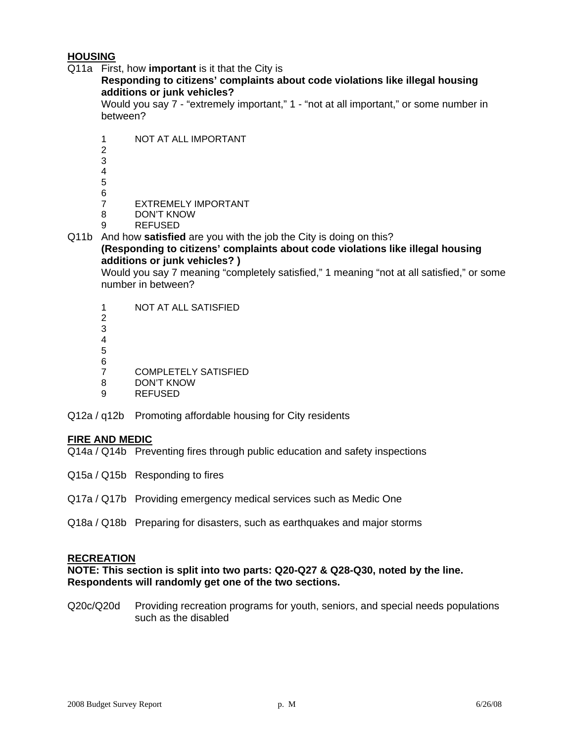**HOUSING**

Q11a First, how **important** is it that the City is
**Responding to citizens' complaints about code violations like illegal housing additions or junk vehicles?**
Would you say 7 - "extremely important," 1 - "not at all important," or some number in between?

1 NOT AT ALL IMPORTANT
2
3
4
5
6
7 EXTREMELY IMPORTANT
8 DON'T KNOW
9 REFUSED

Q11b And how **satisfied** are you with the job the City is doing on this?
**(Responding to citizens' complaints about code violations like illegal housing additions or junk vehicles? )**
Would you say 7 meaning "completely satisfied," 1 meaning "not at all satisfied," or some number in between?

1 NOT AT ALL SATISFIED
2
3
4
5
6
7 COMPLETELY SATISFIED
8 DON'T KNOW
9 REFUSED

Q12a / q12b Promoting affordable housing for City residents

**FIRE AND MEDIC**

Q14a / Q14b Preventing fires through public education and safety inspections

Q15a / Q15b Responding to fires

Q17a / Q17b Providing emergency medical services such as Medic One

Q18a / Q18b Preparing for disasters, such as earthquakes and major storms

**RECREATION**

**NOTE: This section is split into two parts: Q20-Q27 & Q28-Q30, noted by the line. Respondents will randomly get one of the two sections.**

Q20c/Q20d Providing recreation programs for youth, seniors, and special needs populations such as the disabled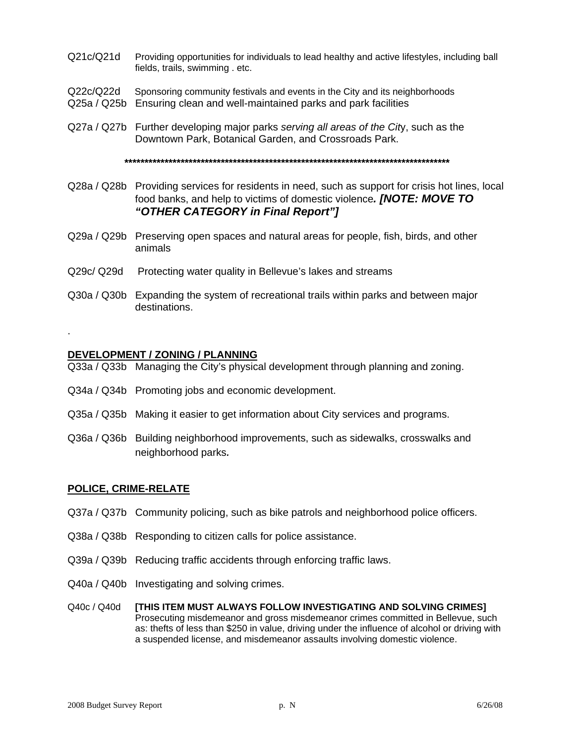Q21c/Q21d Providing opportunities for individuals to lead healthy and active lifestyles, including ball fields, trails, swimming . etc.

Q22c/Q22d Sponsoring community festivals and events in the City and its neighborhoods

Q25a / Q25b Ensuring clean and well-maintained parks and park facilities

Q27a / Q27b Further developing major parks *serving all areas of the Cit*y, such as the Downtown Park, Botanical Garden, and Crossroads Park.

**************************************************************************************

Q28a / Q28b Providing services for residents in need, such as support for crisis hot lines, local food banks, and help to victims of domestic violence***. [NOTE: MOVE TO "OTHER CATEGORY in Final Report"]***

Q29a / Q29b Preserving open spaces and natural areas for people, fish, birds, and other animals

Q29c/ Q29d Protecting water quality in Bellevue's lakes and streams

Q30a / Q30b Expanding the system of recreational trails within parks and between major destinations.

.

## DEVELOPMENT / ZONING / PLANNING

Q33a / Q33b Managing the City's physical development through planning and zoning.

Q34a / Q34b Promoting jobs and economic development.

Q35a / Q35b Making it easier to get information about City services and programs.

Q36a / Q36b Building neighborhood improvements, such as sidewalks, crosswalks and neighborhood parks***.***

## POLICE, CRIME-RELATE

Q37a / Q37b Community policing, such as bike patrols and neighborhood police officers.

Q38a / Q38b Responding to citizen calls for police assistance.

Q39a / Q39b Reducing traffic accidents through enforcing traffic laws.

Q40a / Q40b Investigating and solving crimes.

Q40c / Q40d **[THIS ITEM MUST ALWAYS FOLLOW INVESTIGATING AND SOLVING CRIMES]** Prosecuting misdemeanor and gross misdemeanor crimes committed in Bellevue, such as: thefts of less than $250 in value, driving under the influence of alcohol or driving with a suspended license, and misdemeanor assaults involving domestic violence.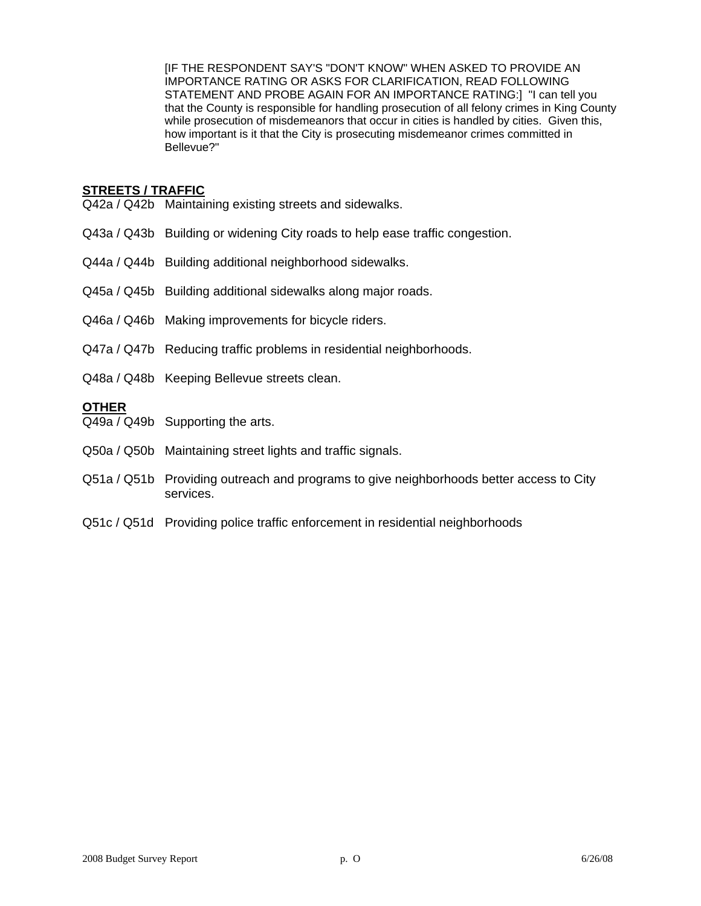[IF THE RESPONDENT SAY'S "DON'T KNOW" WHEN ASKED TO PROVIDE AN IMPORTANCE RATING OR ASKS FOR CLARIFICATION, READ FOLLOWING STATEMENT AND PROBE AGAIN FOR AN IMPORTANCE RATING:] "I can tell you that the County is responsible for handling prosecution of all felony crimes in King County while prosecution of misdemeanors that occur in cities is handled by cities. Given this, how important is it that the City is prosecuting misdemeanor crimes committed in Bellevue?"

**STREETS / TRAFFIC**

Q42a / Q42b Maintaining existing streets and sidewalks.

Q43a / Q43b Building or widening City roads to help ease traffic congestion.

Q44a / Q44b Building additional neighborhood sidewalks.

Q45a / Q45b Building additional sidewalks along major roads.

Q46a / Q46b Making improvements for bicycle riders.

Q47a / Q47b Reducing traffic problems in residential neighborhoods.

Q48a / Q48b Keeping Bellevue streets clean.

**OTHER**

Q49a / Q49b Supporting the arts.

Q50a / Q50b Maintaining street lights and traffic signals.

Q51a / Q51b Providing outreach and programs to give neighborhoods better access to City services.

Q51c / Q51d Providing police traffic enforcement in residential neighborhoods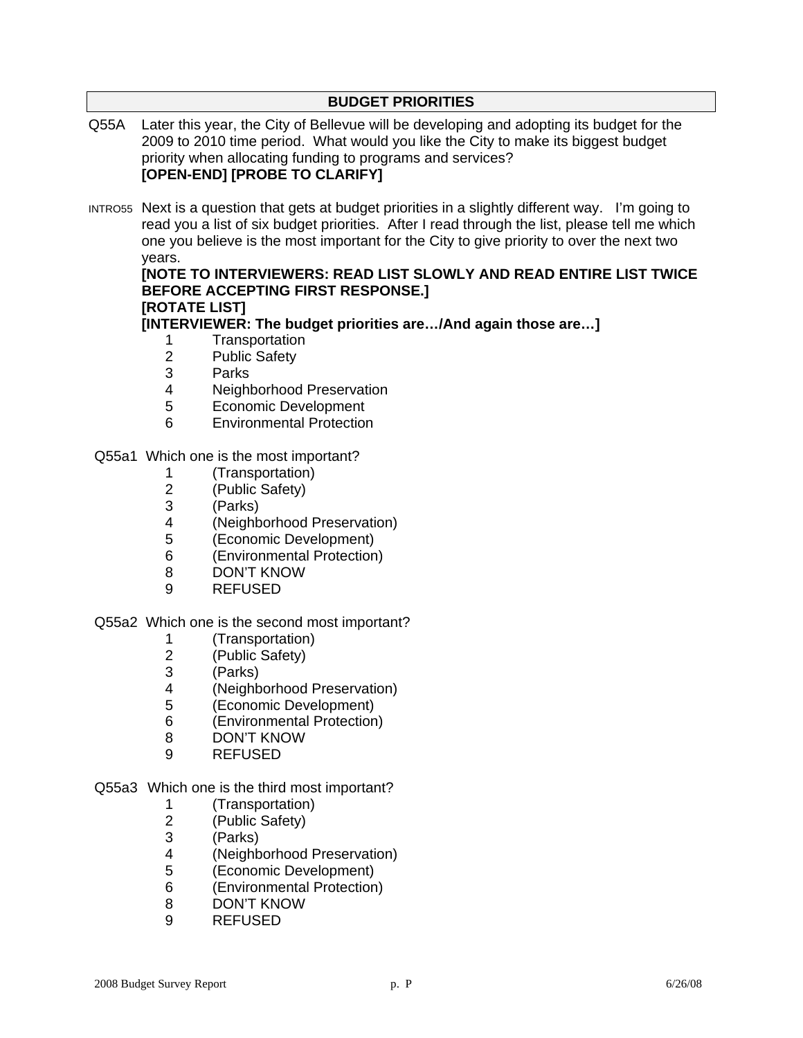## BUDGET PRIORITIES

Q55A Later this year, the City of Bellevue will be developing and adopting its budget for the 2009 to 2010 time period. What would you like the City to make its biggest budget priority when allocating funding to programs and services?
**[OPEN-END] [PROBE TO CLARIFY]**

INTRO55 Next is a question that gets at budget priorities in a slightly different way. I'm going to read you a list of six budget priorities. After I read through the list, please tell me which one you believe is the most important for the City to give priority to over the next two years.
**[NOTE TO INTERVIEWERS: READ LIST SLOWLY AND READ ENTIRE LIST TWICE BEFORE ACCEPTING FIRST RESPONSE.]**
**[ROTATE LIST]**
**[INTERVIEWER: The budget priorities are…/And again those are…]**

1 Transportation
2 Public Safety
3 Parks
4 Neighborhood Preservation
5 Economic Development
6 Environmental Protection

Q55a1 Which one is the most important?

1 (Transportation)
2 (Public Safety)
3 (Parks)
4 (Neighborhood Preservation)
5 (Economic Development)
6 (Environmental Protection)
8 DON'T KNOW
9 REFUSED

Q55a2 Which one is the second most important?

1 (Transportation)
2 (Public Safety)
3 (Parks)
4 (Neighborhood Preservation)
5 (Economic Development)
6 (Environmental Protection)
8 DON'T KNOW
9 REFUSED

Q55a3 Which one is the third most important?

1 (Transportation)
2 (Public Safety)
3 (Parks)
4 (Neighborhood Preservation)
5 (Economic Development)
6 (Environmental Protection)
8 DON'T KNOW
9 REFUSED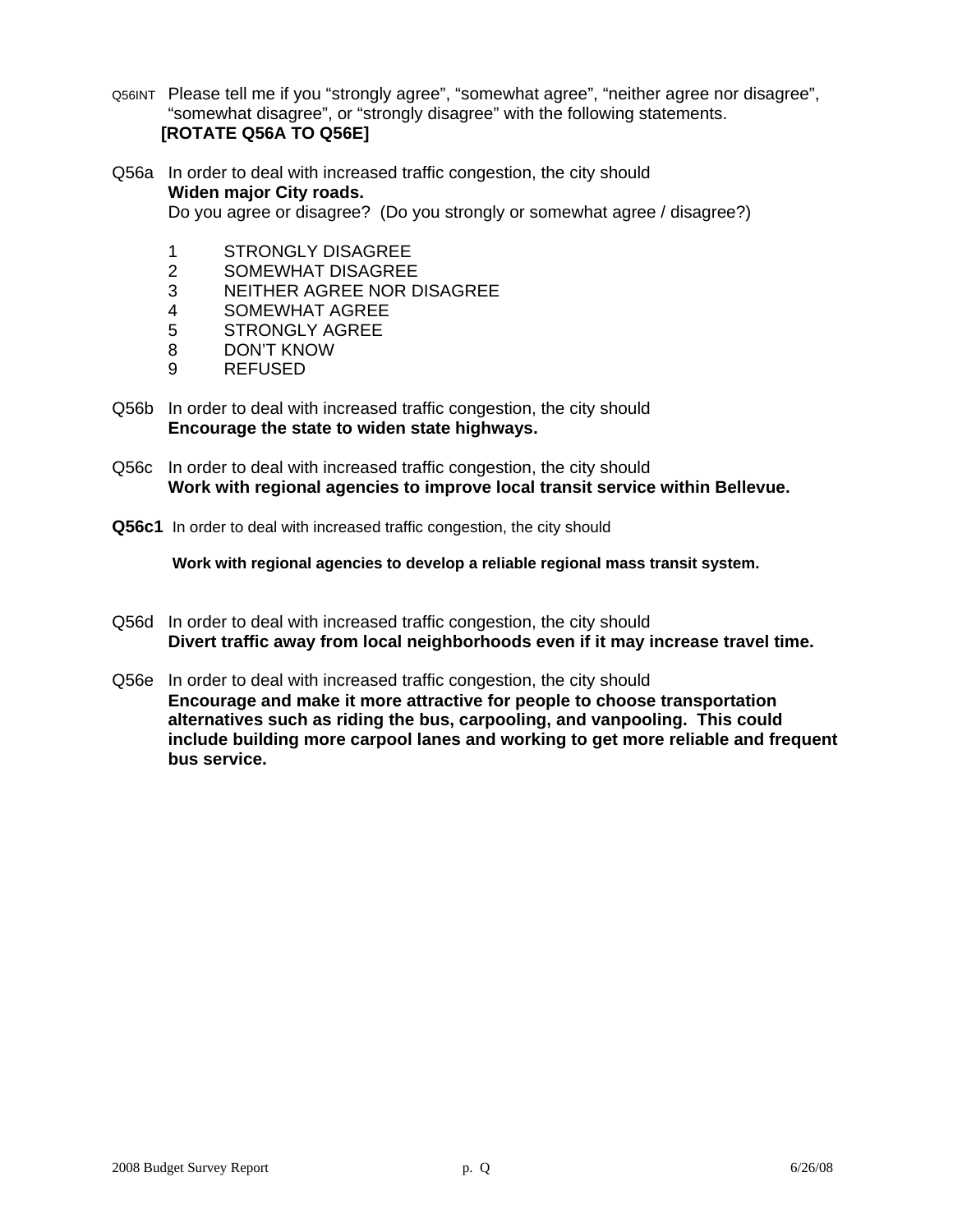Q56INT Please tell me if you "strongly agree", "somewhat agree", "neither agree nor disagree", "somewhat disagree", or "strongly disagree" with the following statements.
**[ROTATE Q56A TO Q56E]**

Q56a In order to deal with increased traffic congestion, the city should
**Widen major City roads.**
Do you agree or disagree? (Do you strongly or somewhat agree / disagree?)

1 STRONGLY DISAGREE
2 SOMEWHAT DISAGREE
3 NEITHER AGREE NOR DISAGREE
4 SOMEWHAT AGREE
5 STRONGLY AGREE
8 DON'T KNOW
9 REFUSED

Q56b In order to deal with increased traffic congestion, the city should
**Encourage the state to widen state highways.**

Q56c In order to deal with increased traffic congestion, the city should
**Work with regional agencies to improve local transit service within Bellevue.**

**Q56c1** In order to deal with increased traffic congestion, the city should

**Work with regional agencies to develop a reliable regional mass transit system.**

Q56d In order to deal with increased traffic congestion, the city should
**Divert traffic away from local neighborhoods even if it may increase travel time.**

Q56e In order to deal with increased traffic congestion, the city should
**Encourage and make it more attractive for people to choose transportation alternatives such as riding the bus, carpooling, and vanpooling. This could include building more carpool lanes and working to get more reliable and frequent bus service.**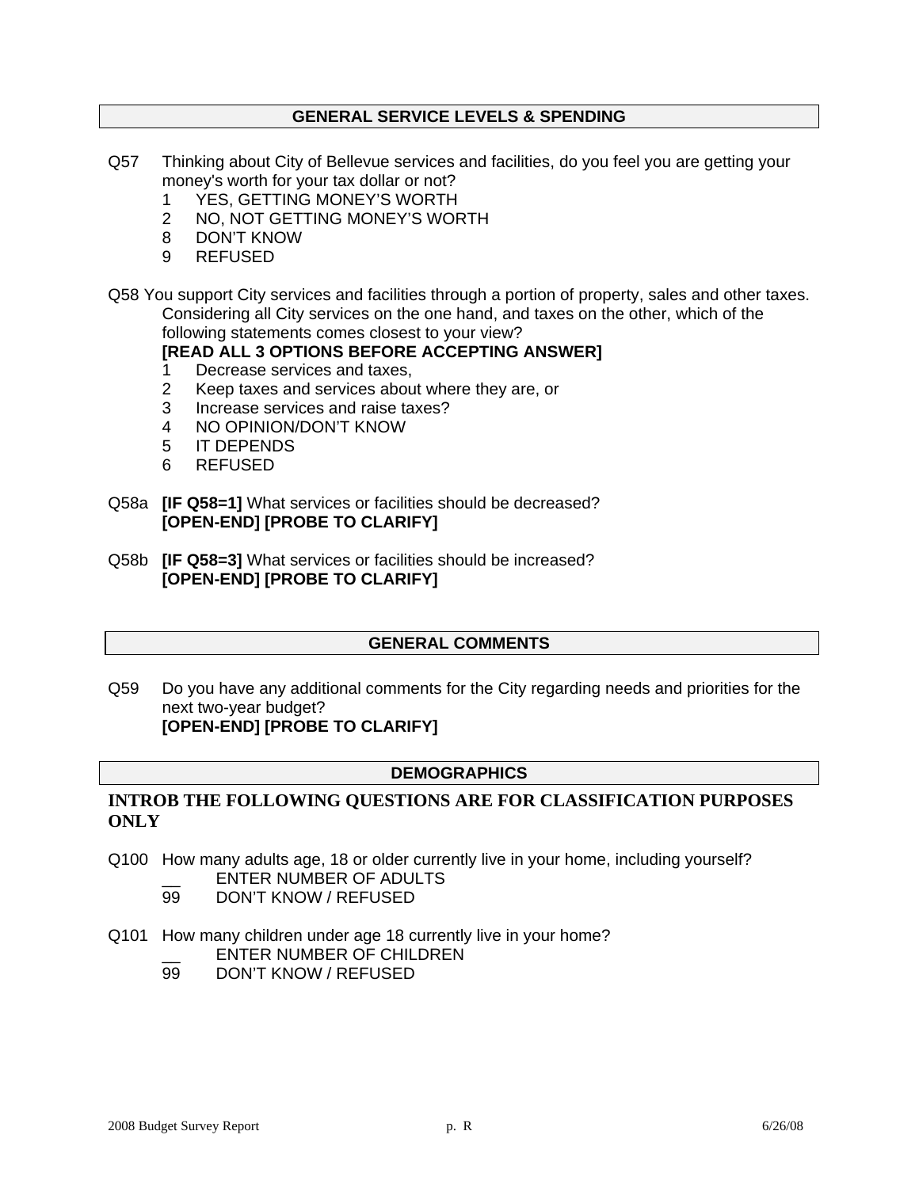## GENERAL SERVICE LEVELS & SPENDING

Q57 Thinking about City of Bellevue services and facilities, do you feel you are getting your money's worth for your tax dollar or not?

1 YES, GETTING MONEY'S WORTH
2 NO, NOT GETTING MONEY'S WORTH
8 DON'T KNOW
9 REFUSED

Q58 You support City services and facilities through a portion of property, sales and other taxes. Considering all City services on the one hand, and taxes on the other, which of the following statements comes closest to your view?
**[READ ALL 3 OPTIONS BEFORE ACCEPTING ANSWER]**

1 Decrease services and taxes,
2 Keep taxes and services about where they are, or
3 Increase services and raise taxes?
4 NO OPINION/DON'T KNOW
5 IT DEPENDS
6 REFUSED

Q58a **[IF Q58=1]** What services or facilities should be decreased?
**[OPEN-END] [PROBE TO CLARIFY]**

Q58b **[IF Q58=3]** What services or facilities should be increased?
**[OPEN-END] [PROBE TO CLARIFY]**

## GENERAL COMMENTS

Q59 Do you have any additional comments for the City regarding needs and priorities for the next two-year budget?
**[OPEN-END] [PROBE TO CLARIFY]**

## DEMOGRAPHICS

**INTROB THE FOLLOWING QUESTIONS ARE FOR CLASSIFICATION PURPOSES ONLY**

Q100 How many adults age, 18 or older currently live in your home, including yourself?

__ ENTER NUMBER OF ADULTS
99 DON'T KNOW / REFUSED

Q101 How many children under age 18 currently live in your home?

__ ENTER NUMBER OF CHILDREN
99 DON'T KNOW / REFUSED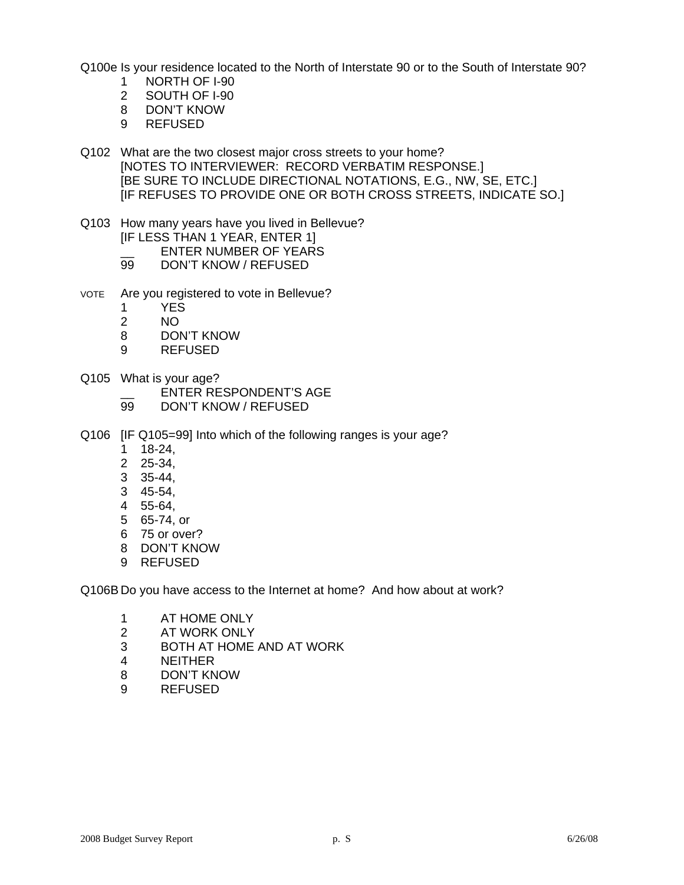Q100e Is your residence located to the North of Interstate 90 or to the South of Interstate 90?

1 NORTH OF I-90
2 SOUTH OF I-90
8 DON'T KNOW
9 REFUSED

Q102 What are the two closest major cross streets to your home?
[NOTES TO INTERVIEWER: RECORD VERBATIM RESPONSE.]
[BE SURE TO INCLUDE DIRECTIONAL NOTATIONS, E.G., NW, SE, ETC.]
[IF REFUSES TO PROVIDE ONE OR BOTH CROSS STREETS, INDICATE SO.]

Q103 How many years have you lived in Bellevue?
[IF LESS THAN 1 YEAR, ENTER 1]

__ ENTER NUMBER OF YEARS
99 DON'T KNOW / REFUSED

VOTE Are you registered to vote in Bellevue?

1 YES
2 NO
8 DON'T KNOW
9 REFUSED

Q105 What is your age?

__ ENTER RESPONDENT'S AGE
99 DON'T KNOW / REFUSED

Q106 [IF Q105=99] Into which of the following ranges is your age?

1 18-24,
2 25-34,
3 35-44,
3 45-54,
4 55-64,
5 65-74, or
6 75 or over?
8 DON'T KNOW
9 REFUSED

Q106B Do you have access to the Internet at home? And how about at work?

1 AT HOME ONLY
2 AT WORK ONLY
3 BOTH AT HOME AND AT WORK
4 NEITHER
8 DON'T KNOW
9 REFUSED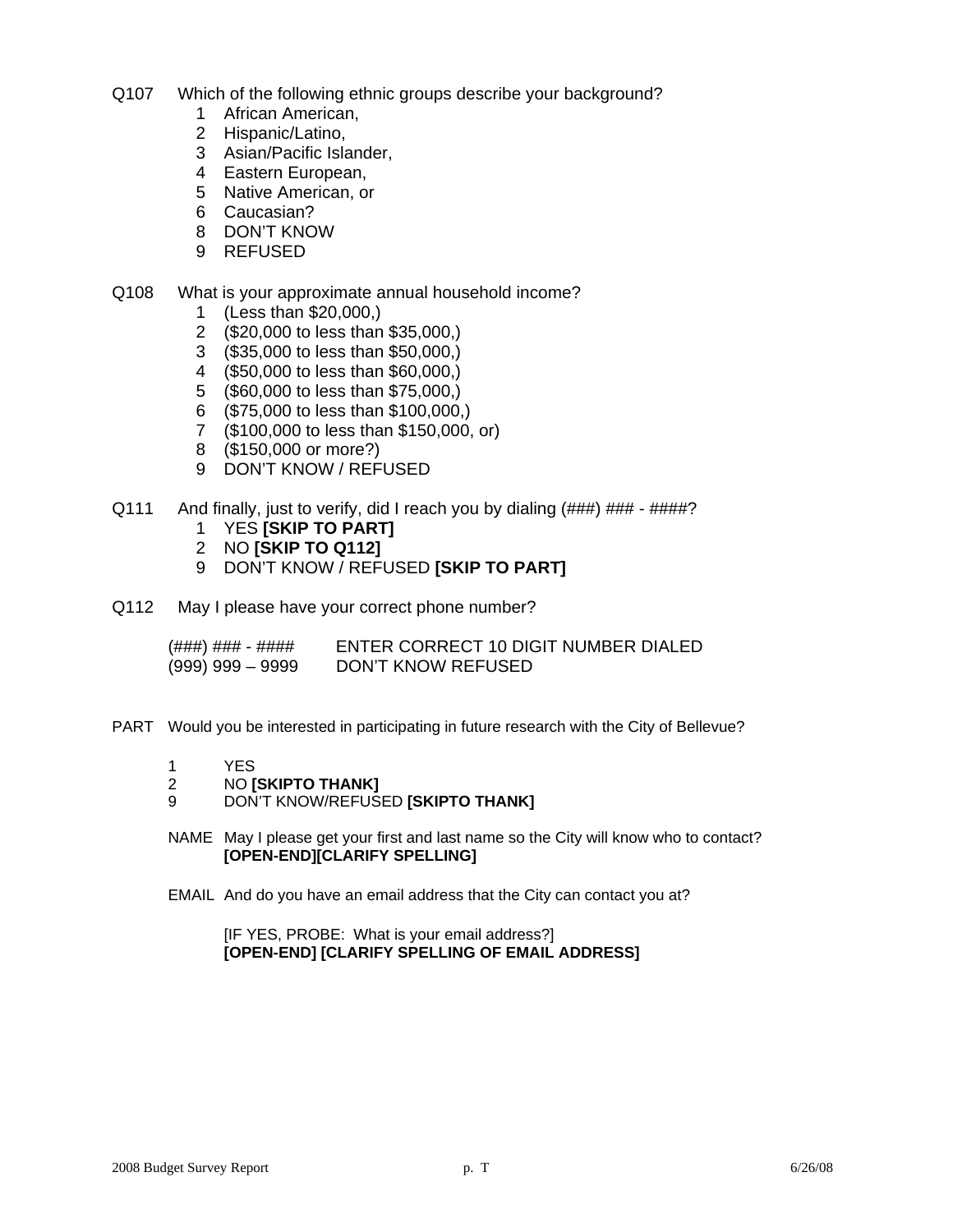Q107 Which of the following ethnic groups describe your background?

1 African American,
2 Hispanic/Latino,
3 Asian/Pacific Islander,
4 Eastern European,
5 Native American, or
6 Caucasian?
8 DON'T KNOW
9 REFUSED

Q108 What is your approximate annual household income?

1 (Less than $20,000,)
2 ($20,000 to less than $35,000,)
3 ($35,000 to less than $50,000,)
4 ($50,000 to less than $60,000,)
5 ($60,000 to less than $75,000,)
6 ($75,000 to less than $100,000,)
7 ($100,000 to less than $150,000, or)
8 ($150,000 or more?)
9 DON'T KNOW / REFUSED

Q111 And finally, just to verify, did I reach you by dialing (###) ### - ####?

1 YES **[SKIP TO PART]**
2 NO **[SKIP TO Q112]**
9 DON'T KNOW / REFUSED **[SKIP TO PART]**

Q112 May I please have your correct phone number?

(###) ### - #### ENTER CORRECT 10 DIGIT NUMBER DIALED
(999) 999 – 9999 DON'T KNOW REFUSED

PART Would you be interested in participating in future research with the City of Bellevue?

1 YES
2 NO **[SKIPTO THANK]**
9 DON'T KNOW/REFUSED **[SKIPTO THANK]**

NAME May I please get your first and last name so the City will know who to contact? **[OPEN-END][CLARIFY SPELLING]**

EMAIL And do you have an email address that the City can contact you at?

[IF YES, PROBE: What is your email address?]
**[OPEN-END] [CLARIFY SPELLING OF EMAIL ADDRESS]**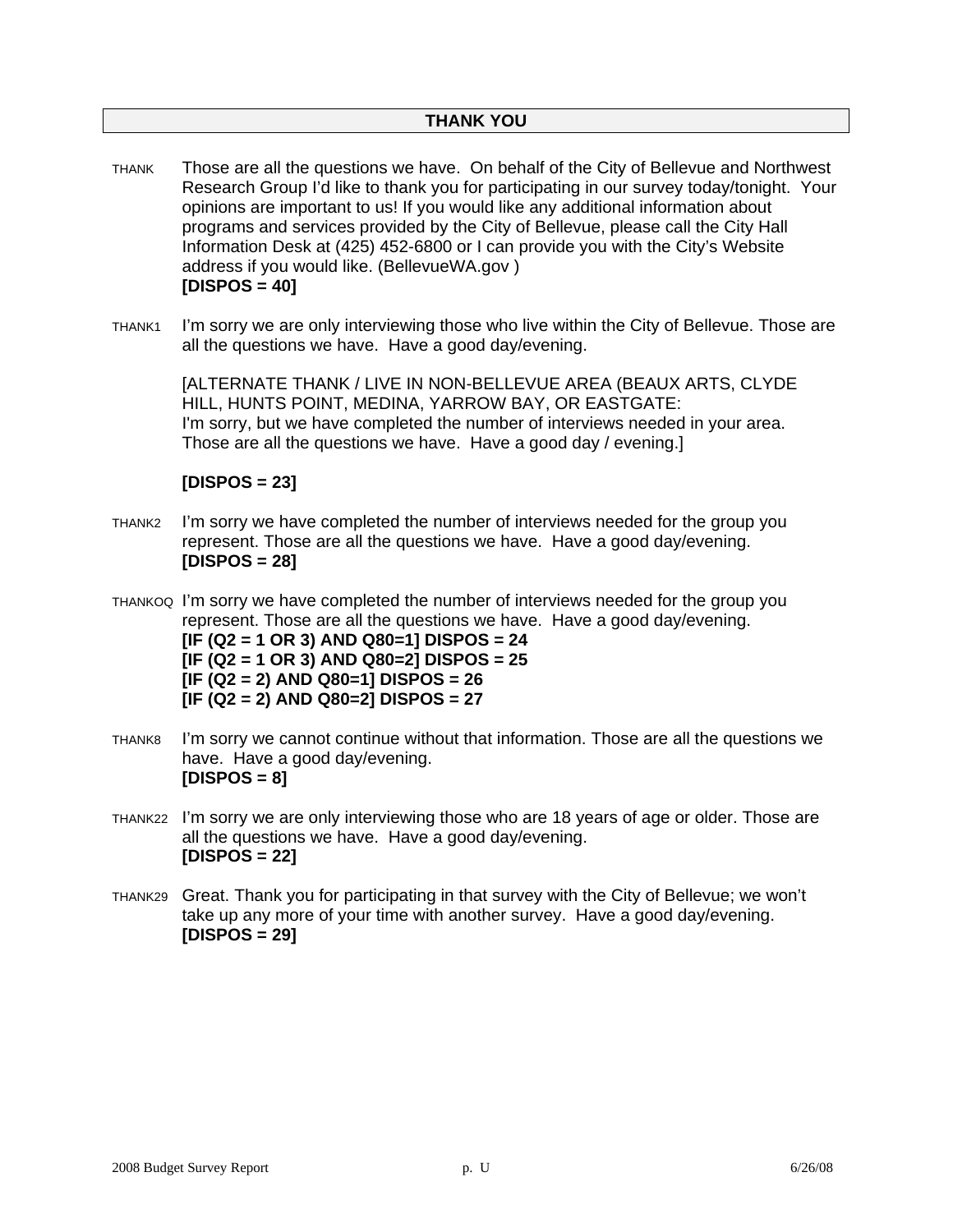## THANK YOU

THANK Those are all the questions we have. On behalf of the City of Bellevue and Northwest Research Group I'd like to thank you for participating in our survey today/tonight. Your opinions are important to us! If you would like any additional information about programs and services provided by the City of Bellevue, please call the City Hall Information Desk at (425) 452-6800 or I can provide you with the City's Website address if you would like. (BellevueWA.gov )
**[DISPOS = 40]**

THANK1 I'm sorry we are only interviewing those who live within the City of Bellevue. Those are all the questions we have. Have a good day/evening.

[ALTERNATE THANK / LIVE IN NON-BELLEVUE AREA (BEAUX ARTS, CLYDE HILL, HUNTS POINT, MEDINA, YARROW BAY, OR EASTGATE:
I'm sorry, but we have completed the number of interviews needed in your area. Those are all the questions we have. Have a good day / evening.]

**[DISPOS = 23]**

THANK2 I'm sorry we have completed the number of interviews needed for the group you represent. Those are all the questions we have. Have a good day/evening.
**[DISPOS = 28]**

THANKOQ I'm sorry we have completed the number of interviews needed for the group you represent. Those are all the questions we have. Have a good day/evening.
**[IF (Q2 = 1 OR 3) AND Q80=1] DISPOS = 24**
**[IF (Q2 = 1 OR 3) AND Q80=2] DISPOS = 25**
**[IF (Q2 = 2) AND Q80=1] DISPOS = 26**
**[IF (Q2 = 2) AND Q80=2] DISPOS = 27**

THANK8 I'm sorry we cannot continue without that information. Those are all the questions we have. Have a good day/evening.
**[DISPOS = 8]**

THANK22 I'm sorry we are only interviewing those who are 18 years of age or older. Those are all the questions we have. Have a good day/evening.
**[DISPOS = 22]**

THANK29 Great. Thank you for participating in that survey with the City of Bellevue; we won't take up any more of your time with another survey. Have a good day/evening.
**[DISPOS = 29]**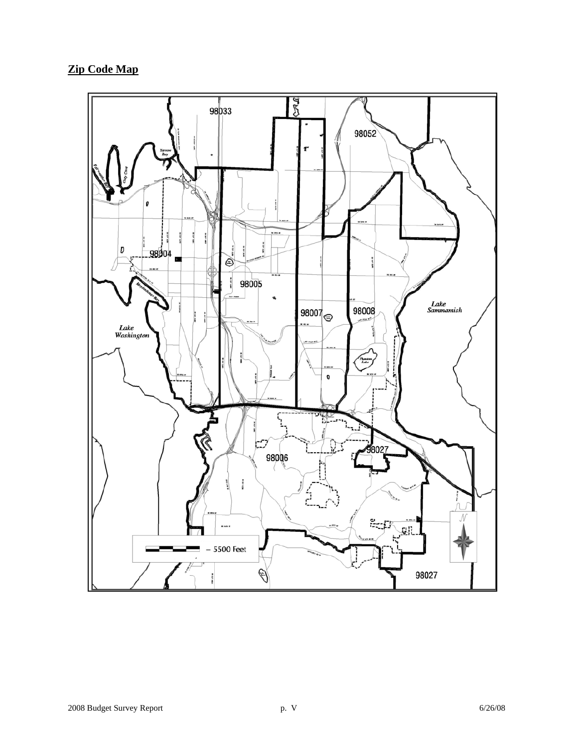## Zip Code Map

98033

98052

98004

98005

98007

98008

Lake Sammamish

Lake Washington

98006

98027

= 5500 Feet

98027